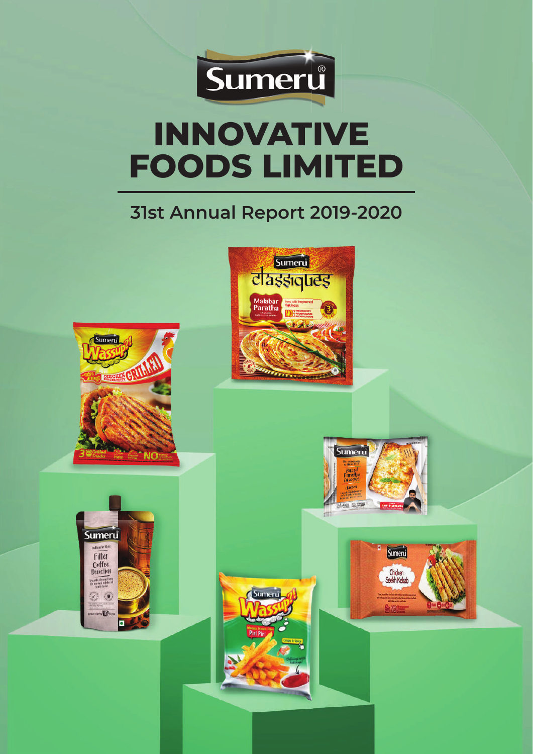Sumeru®

# INNOVATIVE FOODS LIMITED

## 31st Annual Report 2019-2020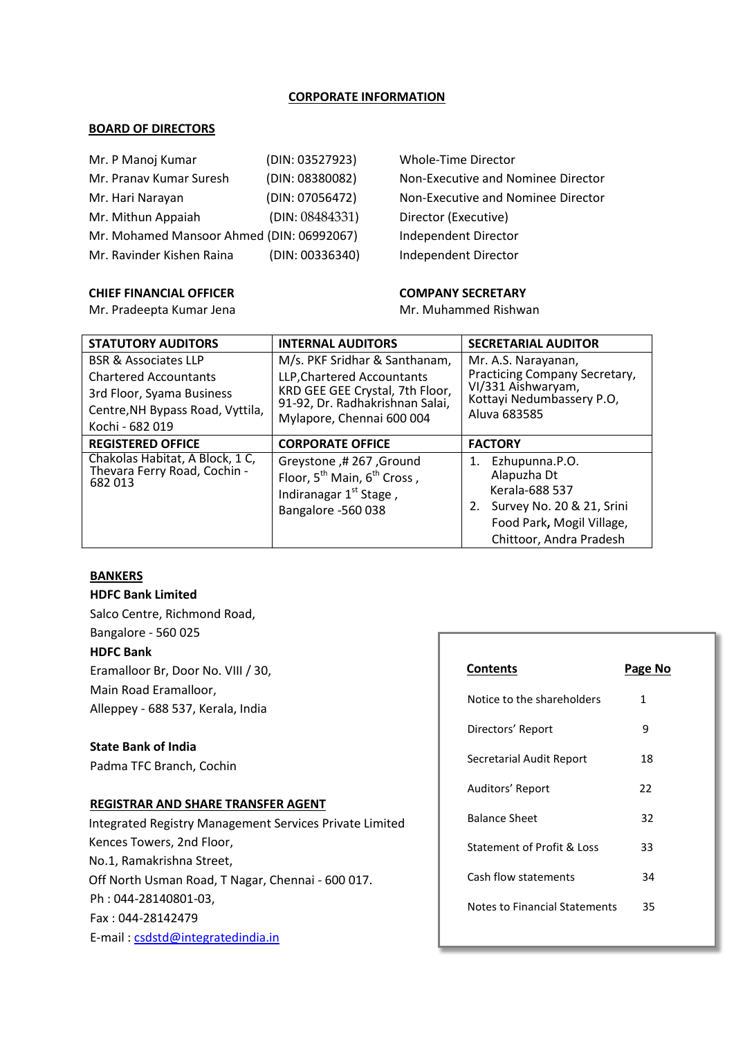# CORPORATE INFORMATION

## BOARD OF DIRECTORS

| | | |
|---|---|---|
| Mr. P Manoj Kumar | (DIN: 03527923) | Whole-Time Director |
| Mr. Pranav Kumar Suresh | (DIN: 08380082) | Non-Executive and Nominee Director |
| Mr. Hari Narayan | (DIN: 07056472) | Non-Executive and Nominee Director |
| Mr. Mithun Appaiah | (DIN: 08484331) | Director (Executive) |
| Mr. Mohamed Mansoor Ahmed | (DIN: 06992067) | Independent Director |
| Mr. Ravinder Kishen Raina | (DIN: 00336340) | Independent Director |

**CHIEF FINANCIAL OFFICER**
Mr. Pradeepta Kumar Jena

**COMPANY SECRETARY**
Mr. Muhammed Rishwan

| STATUTORY AUDITORS | INTERNAL AUDITORS | SECRETARIAL AUDITOR |
|---|---|---|
| BSR & Associates LLP<br>Chartered Accountants<br>3rd Floor, Syama Business Centre,NH Bypass Road, Vyttila, Kochi - 682 019 | M/s. PKF Sridhar & Santhanam, LLP,Chartered Accountants<br>KRD GEE GEE Crystal, 7th Floor, 91-92, Dr. Radhakrishnan Salai, Mylapore, Chennai 600 004 | Mr. A.S. Narayanan,<br>Practicing Company Secretary,<br>VI/331 Aishwaryam,<br>Kottayi Nedumbassery P.O,<br>Aluva 683585 |
| **REGISTERED OFFICE** | **CORPORATE OFFICE** | **FACTORY** |
| Chakolas Habitat, A Block, 1 C, Thevara Ferry Road, Cochin - 682 013 | Greystone ,# 267 ,Ground Floor, 5th Main, 6th Cross , Indiranagar 1st Stage , Bangalore -560 038 | 1. Ezhupunna.P.O. Alapuzha Dt Kerala-688 537<br>2. Survey No. 20 & 21, Srini Food Park, Mogil Village, Chittoor, Andra Pradesh |

## BANKERS

**HDFC Bank Limited**
Salco Centre, Richmond Road,
Bangalore - 560 025

**HDFC Bank**
Eramalloor Br, Door No. VIII / 30,
Main Road Eramalloor,
Alleppey - 688 537, Kerala, India

**State Bank of India**
Padma TFC Branch, Cochin

## REGISTRAR AND SHARE TRANSFER AGENT

Integrated Registry Management Services Private Limited
Kences Towers, 2nd Floor,
No.1, Ramakrishna Street,
Off North Usman Road, T Nagar, Chennai - 600 017.
Ph : 044-28140801-03,
Fax : 044-28142479
E-mail : csdstd@integratedindia.in

| Contents | Page No |
|---|---|
| Notice to the shareholders | 1 |
| Directors' Report | 9 |
| Secretarial Audit Report | 18 |
| Auditors' Report | 22 |
| Balance Sheet | 32 |
| Statement of Profit & Loss | 33 |
| Cash flow statements | 34 |
| Notes to Financial Statements | 35 |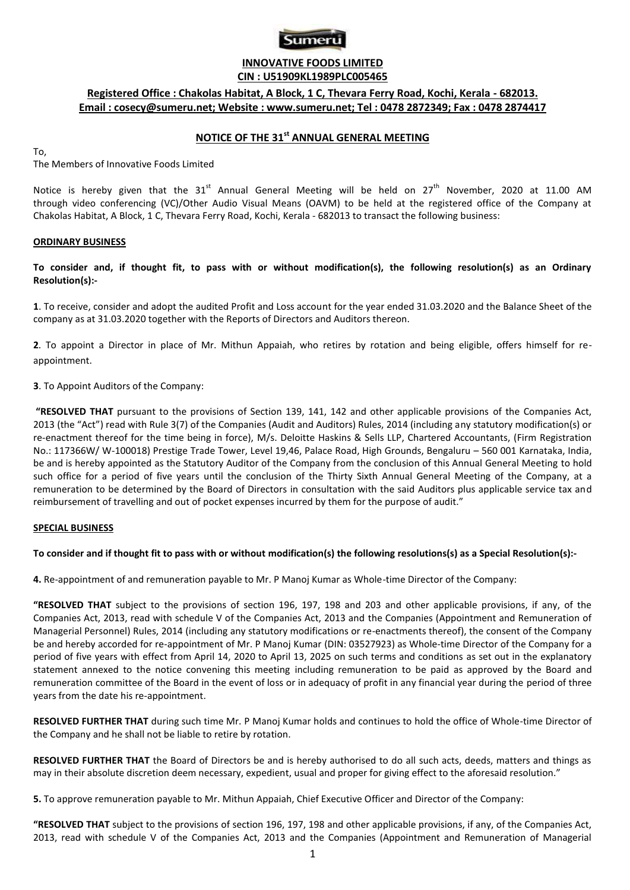**INNOVATIVE FOODS LIMITED**

**CIN : U51909KL1989PLC005465**

**Registered Office : Chakolas Habitat, A Block, 1 C, Thevara Ferry Road, Kochi, Kerala - 682013.**

**Email : cosecy@sumeru.net; Website : www.sumeru.net; Tel : 0478 2872349; Fax : 0478 2874417**

## NOTICE OF THE 31st ANNUAL GENERAL MEETING

To,
The Members of Innovative Foods Limited

Notice is hereby given that the 31st Annual General Meeting will be held on 27th November, 2020 at 11.00 AM through video conferencing (VC)/Other Audio Visual Means (OAVM) to be held at the registered office of the Company at Chakolas Habitat, A Block, 1 C, Thevara Ferry Road, Kochi, Kerala - 682013 to transact the following business:

**ORDINARY BUSINESS**

**To consider and, if thought fit, to pass with or without modification(s), the following resolution(s) as an Ordinary Resolution(s):-**

**1**. To receive, consider and adopt the audited Profit and Loss account for the year ended 31.03.2020 and the Balance Sheet of the company as at 31.03.2020 together with the Reports of Directors and Auditors thereon.

**2**. To appoint a Director in place of Mr. Mithun Appaiah, who retires by rotation and being eligible, offers himself for re-appointment.

**3**. To Appoint Auditors of the Company:

**"RESOLVED THAT** pursuant to the provisions of Section 139, 141, 142 and other applicable provisions of the Companies Act, 2013 (the "Act") read with Rule 3(7) of the Companies (Audit and Auditors) Rules, 2014 (including any statutory modification(s) or re-enactment thereof for the time being in force), M/s. Deloitte Haskins & Sells LLP, Chartered Accountants, (Firm Registration No.: 117366W/ W-100018) Prestige Trade Tower, Level 19,46, Palace Road, High Grounds, Bengaluru – 560 001 Karnataka, India, be and is hereby appointed as the Statutory Auditor of the Company from the conclusion of this Annual General Meeting to hold such office for a period of five years until the conclusion of the Thirty Sixth Annual General Meeting of the Company, at a remuneration to be determined by the Board of Directors in consultation with the said Auditors plus applicable service tax and reimbursement of travelling and out of pocket expenses incurred by them for the purpose of audit."

**SPECIAL BUSINESS**

**To consider and if thought fit to pass with or without modification(s) the following resolutions(s) as a Special Resolution(s):-**

**4.** Re-appointment of and remuneration payable to Mr. P Manoj Kumar as Whole-time Director of the Company:

**"RESOLVED THAT** subject to the provisions of section 196, 197, 198 and 203 and other applicable provisions, if any, of the Companies Act, 2013, read with schedule V of the Companies Act, 2013 and the Companies (Appointment and Remuneration of Managerial Personnel) Rules, 2014 (including any statutory modifications or re-enactments thereof), the consent of the Company be and hereby accorded for re-appointment of Mr. P Manoj Kumar (DIN: 03527923) as Whole-time Director of the Company for a period of five years with effect from April 14, 2020 to April 13, 2025 on such terms and conditions as set out in the explanatory statement annexed to the notice convening this meeting including remuneration to be paid as approved by the Board and remuneration committee of the Board in the event of loss or in adequacy of profit in any financial year during the period of three years from the date his re-appointment.

**RESOLVED FURTHER THAT** during such time Mr. P Manoj Kumar holds and continues to hold the office of Whole-time Director of the Company and he shall not be liable to retire by rotation.

**RESOLVED FURTHER THAT** the Board of Directors be and is hereby authorised to do all such acts, deeds, matters and things as may in their absolute discretion deem necessary, expedient, usual and proper for giving effect to the aforesaid resolution."

**5.** To approve remuneration payable to Mr. Mithun Appaiah, Chief Executive Officer and Director of the Company:

**"RESOLVED THAT** subject to the provisions of section 196, 197, 198 and other applicable provisions, if any, of the Companies Act, 2013, read with schedule V of the Companies Act, 2013 and the Companies (Appointment and Remuneration of Managerial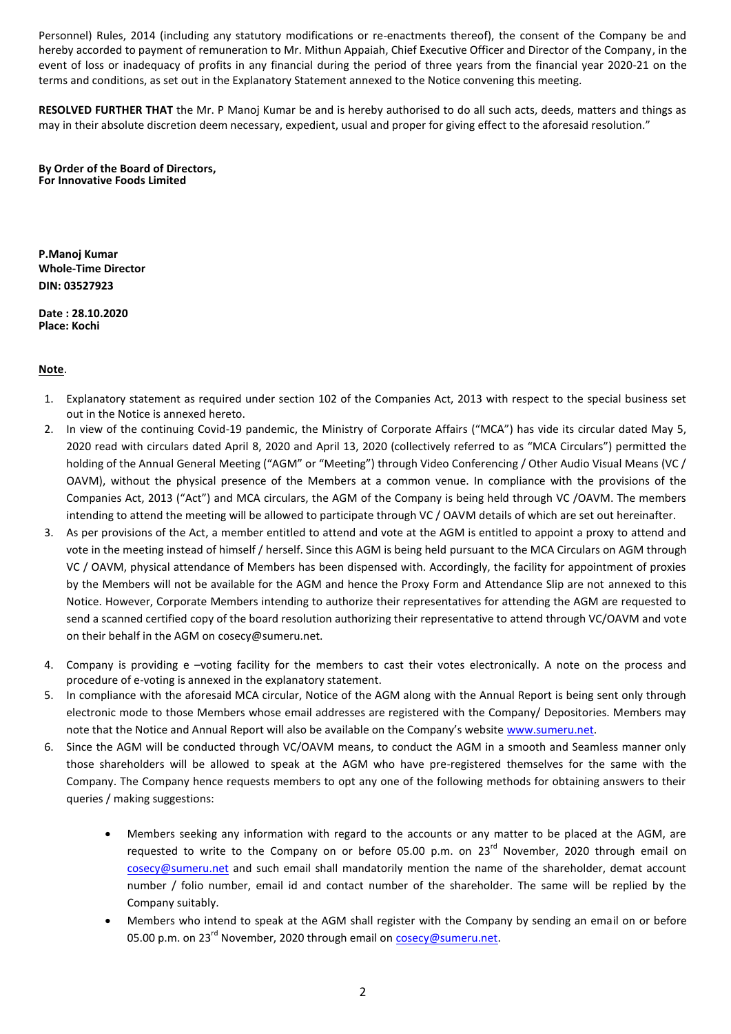Personnel) Rules, 2014 (including any statutory modifications or re-enactments thereof), the consent of the Company be and hereby accorded to payment of remuneration to Mr. Mithun Appaiah, Chief Executive Officer and Director of the Company, in the event of loss or inadequacy of profits in any financial during the period of three years from the financial year 2020-21 on the terms and conditions, as set out in the Explanatory Statement annexed to the Notice convening this meeting.

**RESOLVED FURTHER THAT** the Mr. P Manoj Kumar be and is hereby authorised to do all such acts, deeds, matters and things as may in their absolute discretion deem necessary, expedient, usual and proper for giving effect to the aforesaid resolution."

**By Order of the Board of Directors,**
**For Innovative Foods Limited**

**P.Manoj Kumar**
**Whole-Time Director**
**DIN: 03527923**

**Date : 28.10.2020**
**Place: Kochi**

**Note**.

1. Explanatory statement as required under section 102 of the Companies Act, 2013 with respect to the special business set out in the Notice is annexed hereto.
2. In view of the continuing Covid-19 pandemic, the Ministry of Corporate Affairs ("MCA") has vide its circular dated May 5, 2020 read with circulars dated April 8, 2020 and April 13, 2020 (collectively referred to as "MCA Circulars") permitted the holding of the Annual General Meeting ("AGM" or "Meeting") through Video Conferencing / Other Audio Visual Means (VC / OAVM), without the physical presence of the Members at a common venue. In compliance with the provisions of the Companies Act, 2013 ("Act") and MCA circulars, the AGM of the Company is being held through VC /OAVM. The members intending to attend the meeting will be allowed to participate through VC / OAVM details of which are set out hereinafter.
3. As per provisions of the Act, a member entitled to attend and vote at the AGM is entitled to appoint a proxy to attend and vote in the meeting instead of himself / herself. Since this AGM is being held pursuant to the MCA Circulars on AGM through VC / OAVM, physical attendance of Members has been dispensed with. Accordingly, the facility for appointment of proxies by the Members will not be available for the AGM and hence the Proxy Form and Attendance Slip are not annexed to this Notice. However, Corporate Members intending to authorize their representatives for attending the AGM are requested to send a scanned certified copy of the board resolution authorizing their representative to attend through VC/OAVM and vote on their behalf in the AGM on cosecy@sumeru.net.
4. Company is providing e –voting facility for the members to cast their votes electronically. A note on the process and procedure of e-voting is annexed in the explanatory statement.
5. In compliance with the aforesaid MCA circular, Notice of the AGM along with the Annual Report is being sent only through electronic mode to those Members whose email addresses are registered with the Company/ Depositories. Members may note that the Notice and Annual Report will also be available on the Company's website www.sumeru.net.
6. Since the AGM will be conducted through VC/OAVM means, to conduct the AGM in a smooth and Seamless manner only those shareholders will be allowed to speak at the AGM who have pre-registered themselves for the same with the Company. The Company hence requests members to opt any one of the following methods for obtaining answers to their queries / making suggestions:
   - Members seeking any information with regard to the accounts or any matter to be placed at the AGM, are requested to write to the Company on or before 05.00 p.m. on 23rd November, 2020 through email on cosecy@sumeru.net and such email shall mandatorily mention the name of the shareholder, demat account number / folio number, email id and contact number of the shareholder. The same will be replied by the Company suitably.
   - Members who intend to speak at the AGM shall register with the Company by sending an email on or before 05.00 p.m. on 23rd November, 2020 through email on cosecy@sumeru.net.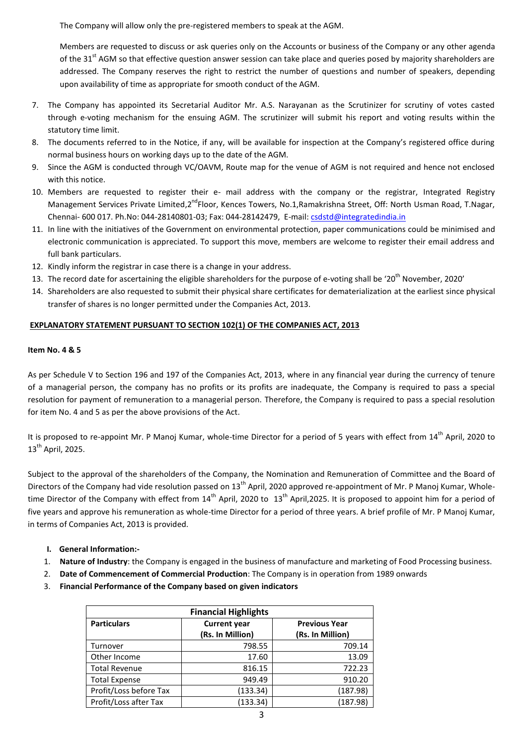The Company will allow only the pre-registered members to speak at the AGM.

Members are requested to discuss or ask queries only on the Accounts or business of the Company or any other agenda of the 31st AGM so that effective question answer session can take place and queries posed by majority shareholders are addressed. The Company reserves the right to restrict the number of questions and number of speakers, depending upon availability of time as appropriate for smooth conduct of the AGM.

7. The Company has appointed its Secretarial Auditor Mr. A.S. Narayanan as the Scrutinizer for scrutiny of votes casted through e-voting mechanism for the ensuing AGM. The scrutinizer will submit his report and voting results within the statutory time limit.
8. The documents referred to in the Notice, if any, will be available for inspection at the Company's registered office during normal business hours on working days up to the date of the AGM.
9. Since the AGM is conducted through VC/OAVM, Route map for the venue of AGM is not required and hence not enclosed with this notice.
10. Members are requested to register their e- mail address with the company or the registrar, Integrated Registry Management Services Private Limited,2nd Floor, Kences Towers, No.1,Ramakrishna Street, Off: North Usman Road, T.Nagar, Chennai- 600 017. Ph.No: 044-28140801-03; Fax: 044-28142479, E-mail: csdstd@integratedindia.in
11. In line with the initiatives of the Government on environmental protection, paper communications could be minimised and electronic communication is appreciated. To support this move, members are welcome to register their email address and full bank particulars.
12. Kindly inform the registrar in case there is a change in your address.
13. The record date for ascertaining the eligible shareholders for the purpose of e-voting shall be '20th November, 2020'
14. Shareholders are also requested to submit their physical share certificates for dematerialization at the earliest since physical transfer of shares is no longer permitted under the Companies Act, 2013.

**EXPLANATORY STATEMENT PURSUANT TO SECTION 102(1) OF THE COMPANIES ACT, 2013**

**Item No. 4 & 5**

As per Schedule V to Section 196 and 197 of the Companies Act, 2013, where in any financial year during the currency of tenure of a managerial person, the company has no profits or its profits are inadequate, the Company is required to pass a special resolution for payment of remuneration to a managerial person. Therefore, the Company is required to pass a special resolution for item No. 4 and 5 as per the above provisions of the Act.

It is proposed to re-appoint Mr. P Manoj Kumar, whole-time Director for a period of 5 years with effect from 14th April, 2020 to 13th April, 2025.

Subject to the approval of the shareholders of the Company, the Nomination and Remuneration of Committee and the Board of Directors of the Company had vide resolution passed on 13th April, 2020 approved re-appointment of Mr. P Manoj Kumar, Whole-time Director of the Company with effect from 14th April, 2020 to 13th April,2025. It is proposed to appoint him for a period of five years and approve his remuneration as whole-time Director for a period of three years. A brief profile of Mr. P Manoj Kumar, in terms of Companies Act, 2013 is provided.

**I. General Information:-**

1. **Nature of Industry**: the Company is engaged in the business of manufacture and marketing of Food Processing business.
2. **Date of Commencement of Commercial Production**: The Company is in operation from 1989 onwards
3. **Financial Performance of the Company based on given indicators**

| **Financial Highlights** | | |
|---|---|---|
| **Particulars** | **Current year (Rs. In Million)** | **Previous Year (Rs. In Million)** |
| Turnover | 798.55 | 709.14 |
| Other Income | 17.60 | 13.09 |
| Total Revenue | 816.15 | 722.23 |
| Total Expense | 949.49 | 910.20 |
| Profit/Loss before Tax | (133.34) | (187.98) |
| Profit/Loss after Tax | (133.34) | (187.98) |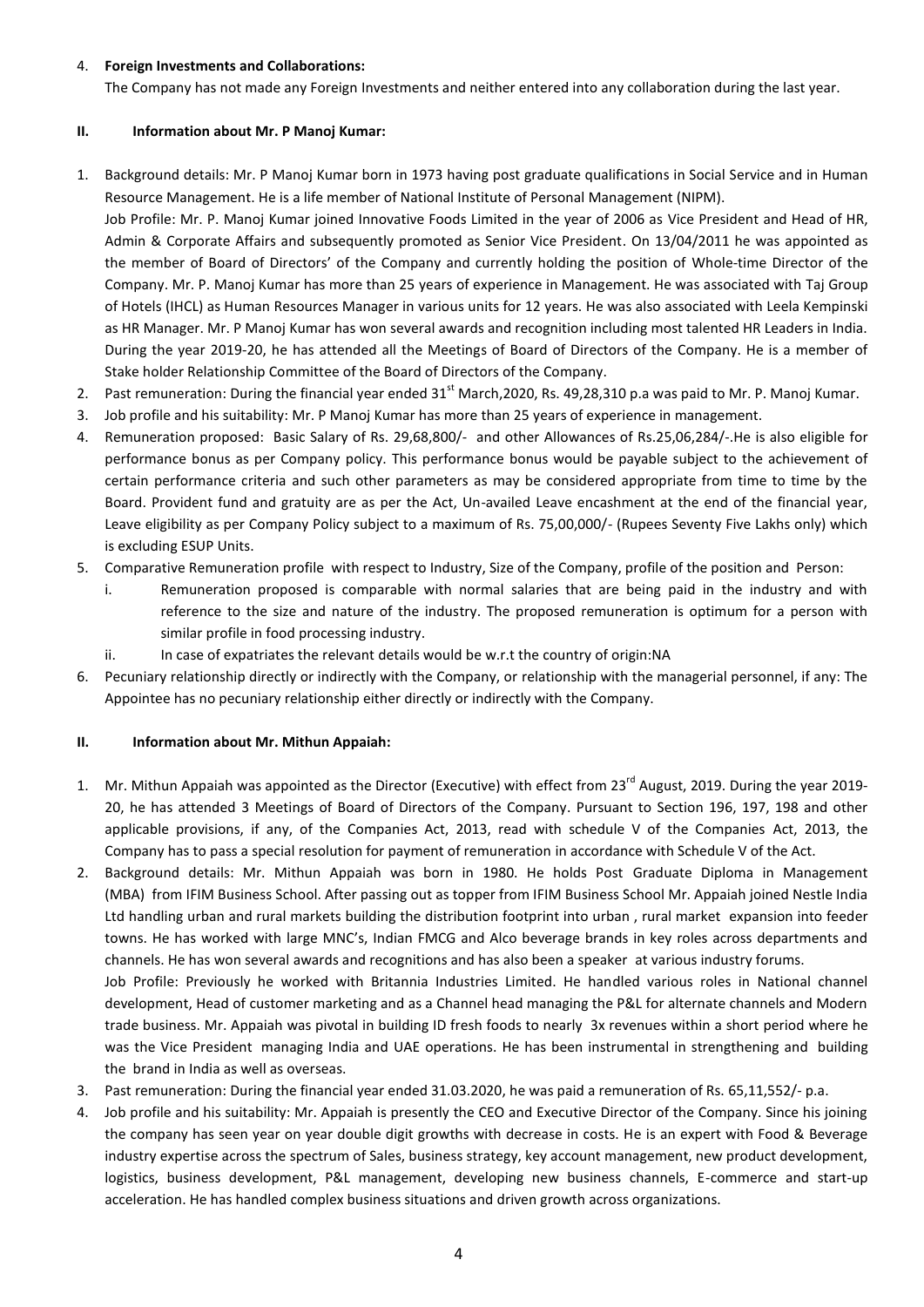4. **Foreign Investments and Collaborations:**

   The Company has not made any Foreign Investments and neither entered into any collaboration during the last year.

**II. Information about Mr. P Manoj Kumar:**

1. Background details: Mr. P Manoj Kumar born in 1973 having post graduate qualifications in Social Service and in Human Resource Management. He is a life member of National Institute of Personal Management (NIPM).

   Job Profile: Mr. P. Manoj Kumar joined Innovative Foods Limited in the year of 2006 as Vice President and Head of HR, Admin & Corporate Affairs and subsequently promoted as Senior Vice President. On 13/04/2011 he was appointed as the member of Board of Directors' of the Company and currently holding the position of Whole-time Director of the Company. Mr. P. Manoj Kumar has more than 25 years of experience in Management. He was associated with Taj Group of Hotels (IHCL) as Human Resources Manager in various units for 12 years. He was also associated with Leela Kempinski as HR Manager. Mr. P Manoj Kumar has won several awards and recognition including most talented HR Leaders in India. During the year 2019-20, he has attended all the Meetings of Board of Directors of the Company. He is a member of Stake holder Relationship Committee of the Board of Directors of the Company.
2. Past remuneration: During the financial year ended 31st March,2020, Rs. 49,28,310 p.a was paid to Mr. P. Manoj Kumar.
3. Job profile and his suitability: Mr. P Manoj Kumar has more than 25 years of experience in management.
4. Remuneration proposed: Basic Salary of Rs. 29,68,800/- and other Allowances of Rs.25,06,284/-.He is also eligible for performance bonus as per Company policy. This performance bonus would be payable subject to the achievement of certain performance criteria and such other parameters as may be considered appropriate from time to time by the Board. Provident fund and gratuity are as per the Act, Un-availed Leave encashment at the end of the financial year, Leave eligibility as per Company Policy subject to a maximum of Rs. 75,00,000/- (Rupees Seventy Five Lakhs only) which is excluding ESUP Units.
5. Comparative Remuneration profile with respect to Industry, Size of the Company, profile of the position and Person:
   i. Remuneration proposed is comparable with normal salaries that are being paid in the industry and with reference to the size and nature of the industry. The proposed remuneration is optimum for a person with similar profile in food processing industry.
   ii. In case of expatriates the relevant details would be w.r.t the country of origin:NA
6. Pecuniary relationship directly or indirectly with the Company, or relationship with the managerial personnel, if any: The Appointee has no pecuniary relationship either directly or indirectly with the Company.

**II. Information about Mr. Mithun Appaiah:**

1. Mr. Mithun Appaiah was appointed as the Director (Executive) with effect from 23rd August, 2019. During the year 2019-20, he has attended 3 Meetings of Board of Directors of the Company. Pursuant to Section 196, 197, 198 and other applicable provisions, if any, of the Companies Act, 2013, read with schedule V of the Companies Act, 2013, the Company has to pass a special resolution for payment of remuneration in accordance with Schedule V of the Act.
2. Background details: Mr. Mithun Appaiah was born in 1980. He holds Post Graduate Diploma in Management (MBA) from IFIM Business School. After passing out as topper from IFIM Business School Mr. Appaiah joined Nestle India Ltd handling urban and rural markets building the distribution footprint into urban , rural market expansion into feeder towns. He has worked with large MNC's, Indian FMCG and Alco beverage brands in key roles across departments and channels. He has won several awards and recognitions and has also been a speaker at various industry forums.

   Job Profile: Previously he worked with Britannia Industries Limited. He handled various roles in National channel development, Head of customer marketing and as a Channel head managing the P&L for alternate channels and Modern trade business. Mr. Appaiah was pivotal in building ID fresh foods to nearly 3x revenues within a short period where he was the Vice President managing India and UAE operations. He has been instrumental in strengthening and building the brand in India as well as overseas.
3. Past remuneration: During the financial year ended 31.03.2020, he was paid a remuneration of Rs. 65,11,552/- p.a.
4. Job profile and his suitability: Mr. Appaiah is presently the CEO and Executive Director of the Company. Since his joining the company has seen year on year double digit growths with decrease in costs. He is an expert with Food & Beverage industry expertise across the spectrum of Sales, business strategy, key account management, new product development, logistics, business development, P&L management, developing new business channels, E-commerce and start-up acceleration. He has handled complex business situations and driven growth across organizations.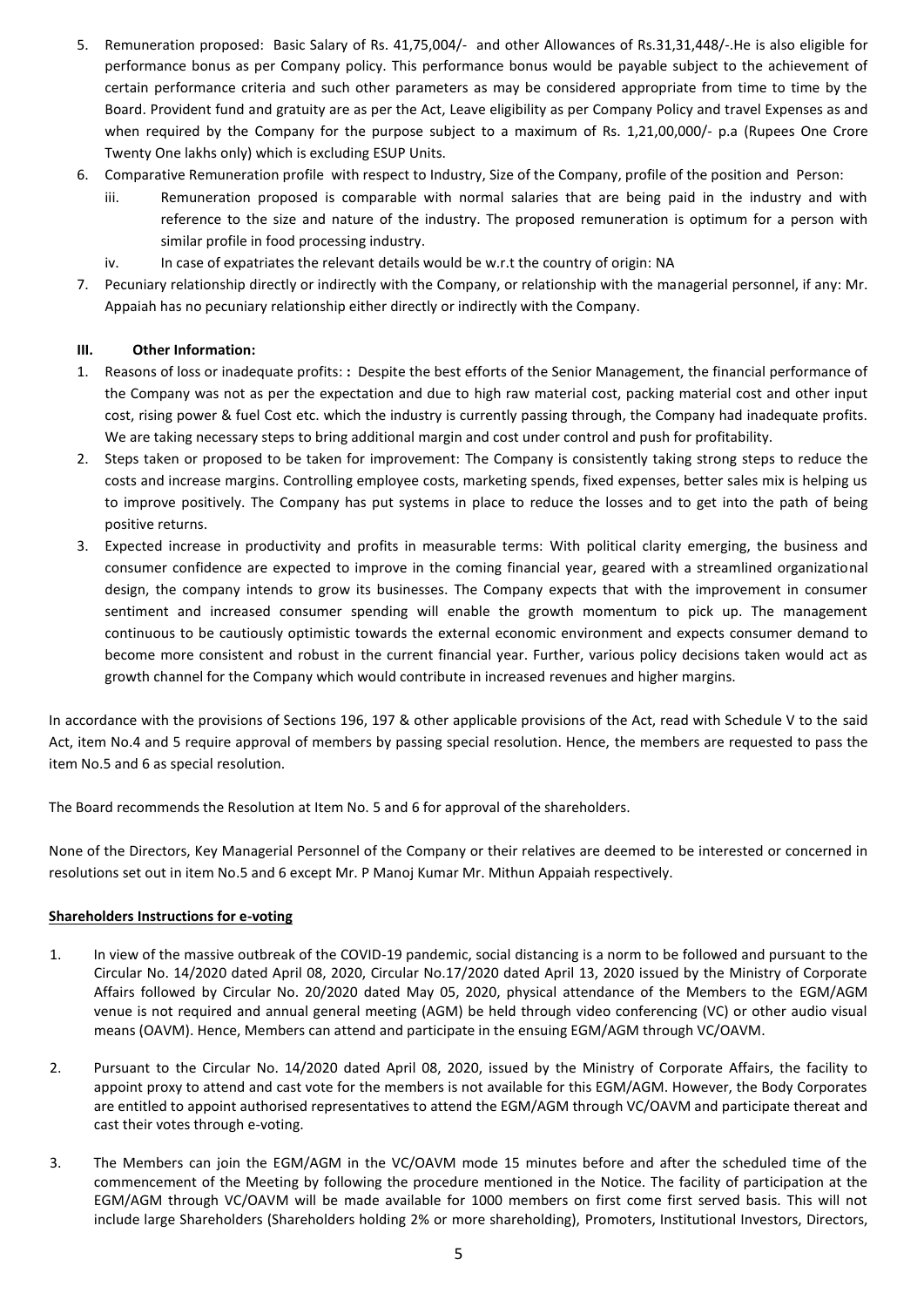5. Remuneration proposed: Basic Salary of Rs. 41,75,004/- and other Allowances of Rs.31,31,448/-.He is also eligible for performance bonus as per Company policy. This performance bonus would be payable subject to the achievement of certain performance criteria and such other parameters as may be considered appropriate from time to time by the Board. Provident fund and gratuity are as per the Act, Leave eligibility as per Company Policy and travel Expenses as and when required by the Company for the purpose subject to a maximum of Rs. 1,21,00,000/- p.a (Rupees One Crore Twenty One lakhs only) which is excluding ESUP Units.
6. Comparative Remuneration profile with respect to Industry, Size of the Company, profile of the position and Person:
   - iii. Remuneration proposed is comparable with normal salaries that are being paid in the industry and with reference to the size and nature of the industry. The proposed remuneration is optimum for a person with similar profile in food processing industry.
   - iv. In case of expatriates the relevant details would be w.r.t the country of origin: NA
7. Pecuniary relationship directly or indirectly with the Company, or relationship with the managerial personnel, if any: Mr. Appaiah has no pecuniary relationship either directly or indirectly with the Company.

**III. Other Information:**

1. Reasons of loss or inadequate profits: **:** Despite the best efforts of the Senior Management, the financial performance of the Company was not as per the expectation and due to high raw material cost, packing material cost and other input cost, rising power & fuel Cost etc. which the industry is currently passing through, the Company had inadequate profits. We are taking necessary steps to bring additional margin and cost under control and push for profitability.
2. Steps taken or proposed to be taken for improvement: The Company is consistently taking strong steps to reduce the costs and increase margins. Controlling employee costs, marketing spends, fixed expenses, better sales mix is helping us to improve positively. The Company has put systems in place to reduce the losses and to get into the path of being positive returns.
3. Expected increase in productivity and profits in measurable terms: With political clarity emerging, the business and consumer confidence are expected to improve in the coming financial year, geared with a streamlined organizational design, the company intends to grow its businesses. The Company expects that with the improvement in consumer sentiment and increased consumer spending will enable the growth momentum to pick up. The management continuous to be cautiously optimistic towards the external economic environment and expects consumer demand to become more consistent and robust in the current financial year. Further, various policy decisions taken would act as growth channel for the Company which would contribute in increased revenues and higher margins.

In accordance with the provisions of Sections 196, 197 & other applicable provisions of the Act, read with Schedule V to the said Act, item No.4 and 5 require approval of members by passing special resolution. Hence, the members are requested to pass the item No.5 and 6 as special resolution.

The Board recommends the Resolution at Item No. 5 and 6 for approval of the shareholders.

None of the Directors, Key Managerial Personnel of the Company or their relatives are deemed to be interested or concerned in resolutions set out in item No.5 and 6 except Mr. P Manoj Kumar Mr. Mithun Appaiah respectively.

**Shareholders Instructions for e-voting**

1. In view of the massive outbreak of the COVID-19 pandemic, social distancing is a norm to be followed and pursuant to the Circular No. 14/2020 dated April 08, 2020, Circular No.17/2020 dated April 13, 2020 issued by the Ministry of Corporate Affairs followed by Circular No. 20/2020 dated May 05, 2020, physical attendance of the Members to the EGM/AGM venue is not required and annual general meeting (AGM) be held through video conferencing (VC) or other audio visual means (OAVM). Hence, Members can attend and participate in the ensuing EGM/AGM through VC/OAVM.

2. Pursuant to the Circular No. 14/2020 dated April 08, 2020, issued by the Ministry of Corporate Affairs, the facility to appoint proxy to attend and cast vote for the members is not available for this EGM/AGM. However, the Body Corporates are entitled to appoint authorised representatives to attend the EGM/AGM through VC/OAVM and participate thereat and cast their votes through e-voting.

3. The Members can join the EGM/AGM in the VC/OAVM mode 15 minutes before and after the scheduled time of the commencement of the Meeting by following the procedure mentioned in the Notice. The facility of participation at the EGM/AGM through VC/OAVM will be made available for 1000 members on first come first served basis. This will not include large Shareholders (Shareholders holding 2% or more shareholding), Promoters, Institutional Investors, Directors,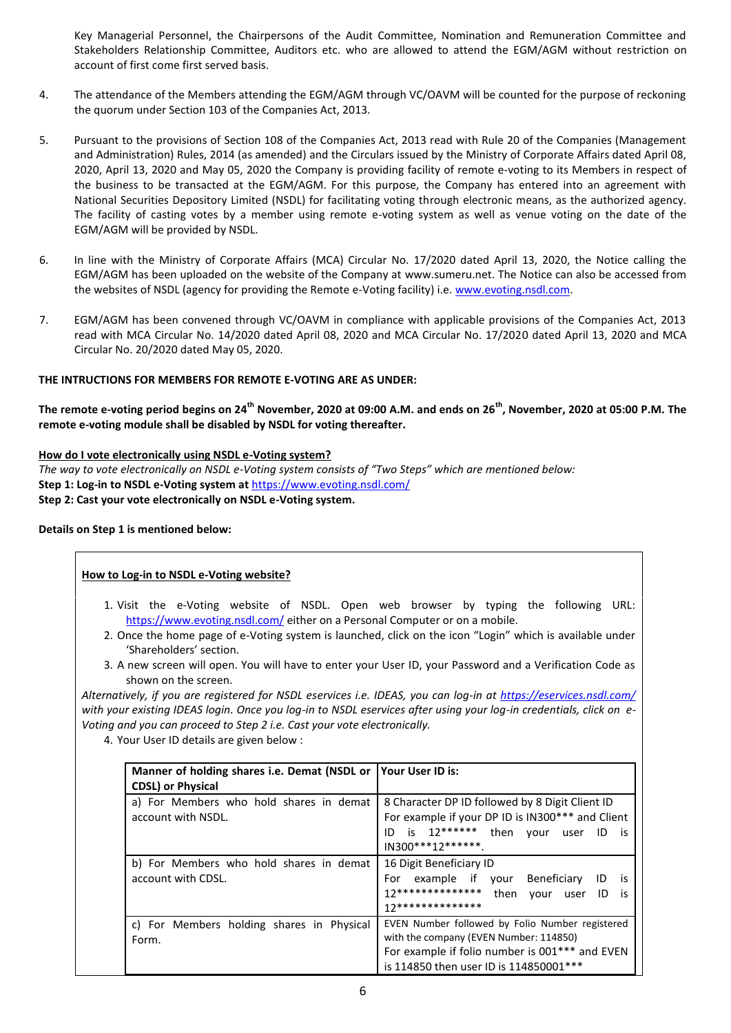Key Managerial Personnel, the Chairpersons of the Audit Committee, Nomination and Remuneration Committee and Stakeholders Relationship Committee, Auditors etc. who are allowed to attend the EGM/AGM without restriction on account of first come first served basis.

4. The attendance of the Members attending the EGM/AGM through VC/OAVM will be counted for the purpose of reckoning the quorum under Section 103 of the Companies Act, 2013.

5. Pursuant to the provisions of Section 108 of the Companies Act, 2013 read with Rule 20 of the Companies (Management and Administration) Rules, 2014 (as amended) and the Circulars issued by the Ministry of Corporate Affairs dated April 08, 2020, April 13, 2020 and May 05, 2020 the Company is providing facility of remote e-voting to its Members in respect of the business to be transacted at the EGM/AGM. For this purpose, the Company has entered into an agreement with National Securities Depository Limited (NSDL) for facilitating voting through electronic means, as the authorized agency. The facility of casting votes by a member using remote e-voting system as well as venue voting on the date of the EGM/AGM will be provided by NSDL.

6. In line with the Ministry of Corporate Affairs (MCA) Circular No. 17/2020 dated April 13, 2020, the Notice calling the EGM/AGM has been uploaded on the website of the Company at www.sumeru.net. The Notice can also be accessed from the websites of NSDL (agency for providing the Remote e-Voting facility) i.e. www.evoting.nsdl.com.

7. EGM/AGM has been convened through VC/OAVM in compliance with applicable provisions of the Companies Act, 2013 read with MCA Circular No. 14/2020 dated April 08, 2020 and MCA Circular No. 17/2020 dated April 13, 2020 and MCA Circular No. 20/2020 dated May 05, 2020.

**THE INTRUCTIONS FOR MEMBERS FOR REMOTE E-VOTING ARE AS UNDER:**

**The remote e-voting period begins on 24th November, 2020 at 09:00 A.M. and ends on 26th, November, 2020 at 05:00 P.M. The remote e-voting module shall be disabled by NSDL for voting thereafter.**

**How do I vote electronically using NSDL e-Voting system?**

*The way to vote electronically on NSDL e-Voting system consists of "Two Steps" which are mentioned below:*

**Step 1: Log-in to NSDL e-Voting system at** https://www.evoting.nsdl.com/

**Step 2: Cast your vote electronically on NSDL e-Voting system.**

**Details on Step 1 is mentioned below:**

**How to Log-in to NSDL e-Voting website?**

1. Visit the e-Voting website of NSDL. Open web browser by typing the following URL: https://www.evoting.nsdl.com/ either on a Personal Computer or on a mobile.
2. Once the home page of e-Voting system is launched, click on the icon "Login" which is available under 'Shareholders' section.
3. A new screen will open. You will have to enter your User ID, your Password and a Verification Code as shown on the screen.

*Alternatively, if you are registered for NSDL eservices i.e. IDEAS, you can log-in at https://eservices.nsdl.com/ with your existing IDEAS login. Once you log-in to NSDL eservices after using your log-in credentials, click on e-Voting and you can proceed to Step 2 i.e. Cast your vote electronically.*

4. Your User ID details are given below :

| Manner of holding shares i.e. Demat (NSDL or CDSL) or Physical | Your User ID is: |
|---|---|
| a) For Members who hold shares in demat account with NSDL. | 8 Character DP ID followed by 8 Digit Client ID For example if your DP ID is IN300*** and Client ID is 12****** then your user ID is IN300***12******. |
| b) For Members who hold shares in demat account with CDSL. | 16 Digit Beneficiary ID For example if your Beneficiary ID is 12************** then your user ID is 12************** |
| c) For Members holding shares in Physical Form. | EVEN Number followed by Folio Number registered with the company (EVEN Number: 114850) For example if folio number is 001*** and EVEN is 114850 then user ID is 114850001*** |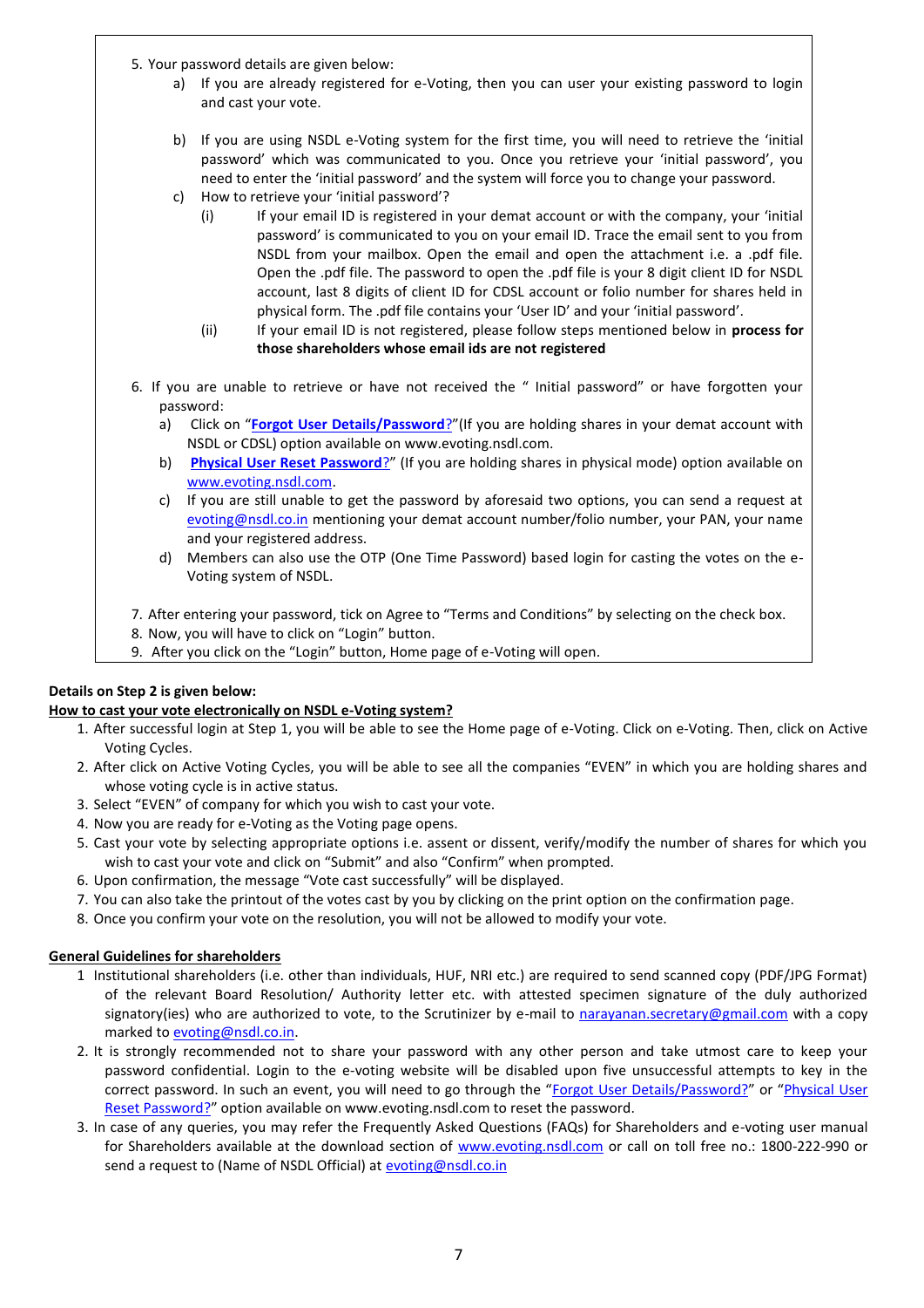5. Your password details are given below:
    a) If you are already registered for e-Voting, then you can user your existing password to login and cast your vote.

    b) If you are using NSDL e-Voting system for the first time, you will need to retrieve the 'initial password' which was communicated to you. Once you retrieve your 'initial password', you need to enter the 'initial password' and the system will force you to change your password.
    c) How to retrieve your 'initial password'?
        (i) If your email ID is registered in your demat account or with the company, your 'initial password' is communicated to you on your email ID. Trace the email sent to you from NSDL from your mailbox. Open the email and open the attachment i.e. a .pdf file. Open the .pdf file. The password to open the .pdf file is your 8 digit client ID for NSDL account, last 8 digits of client ID for CDSL account or folio number for shares held in physical form. The .pdf file contains your 'User ID' and your 'initial password'.
        (ii) If your email ID is not registered, please follow steps mentioned below in **process for those shareholders whose email ids are not registered**

6. If you are unable to retrieve or have not received the " Initial password" or have forgotten your password:
    a) Click on "**Forgot User Details/Password**?"(If you are holding shares in your demat account with NSDL or CDSL) option available on www.evoting.nsdl.com.
    b) **Physical User Reset Password**?" (If you are holding shares in physical mode) option available on www.evoting.nsdl.com.
    c) If you are still unable to get the password by aforesaid two options, you can send a request at evoting@nsdl.co.in mentioning your demat account number/folio number, your PAN, your name and your registered address.
    d) Members can also use the OTP (One Time Password) based login for casting the votes on the e-Voting system of NSDL.

7. After entering your password, tick on Agree to "Terms and Conditions" by selecting on the check box.
8. Now, you will have to click on "Login" button.
9. After you click on the "Login" button, Home page of e-Voting will open.

**Details on Step 2 is given below:**

**How to cast your vote electronically on NSDL e-Voting system?**

1. After successful login at Step 1, you will be able to see the Home page of e-Voting. Click on e-Voting. Then, click on Active Voting Cycles.
2. After click on Active Voting Cycles, you will be able to see all the companies "EVEN" in which you are holding shares and whose voting cycle is in active status.
3. Select "EVEN" of company for which you wish to cast your vote.
4. Now you are ready for e-Voting as the Voting page opens.
5. Cast your vote by selecting appropriate options i.e. assent or dissent, verify/modify the number of shares for which you wish to cast your vote and click on "Submit" and also "Confirm" when prompted.
6. Upon confirmation, the message "Vote cast successfully" will be displayed.
7. You can also take the printout of the votes cast by you by clicking on the print option on the confirmation page.
8. Once you confirm your vote on the resolution, you will not be allowed to modify your vote.

**General Guidelines for shareholders**

1. Institutional shareholders (i.e. other than individuals, HUF, NRI etc.) are required to send scanned copy (PDF/JPG Format) of the relevant Board Resolution/ Authority letter etc. with attested specimen signature of the duly authorized signatory(ies) who are authorized to vote, to the Scrutinizer by e-mail to narayanan.secretary@gmail.com with a copy marked to evoting@nsdl.co.in.
2. It is strongly recommended not to share your password with any other person and take utmost care to keep your password confidential. Login to the e-voting website will be disabled upon five unsuccessful attempts to key in the correct password. In such an event, you will need to go through the "Forgot User Details/Password?" or "Physical User Reset Password?" option available on www.evoting.nsdl.com to reset the password.
3. In case of any queries, you may refer the Frequently Asked Questions (FAQs) for Shareholders and e-voting user manual for Shareholders available at the download section of www.evoting.nsdl.com or call on toll free no.: 1800-222-990 or send a request to (Name of NSDL Official) at evoting@nsdl.co.in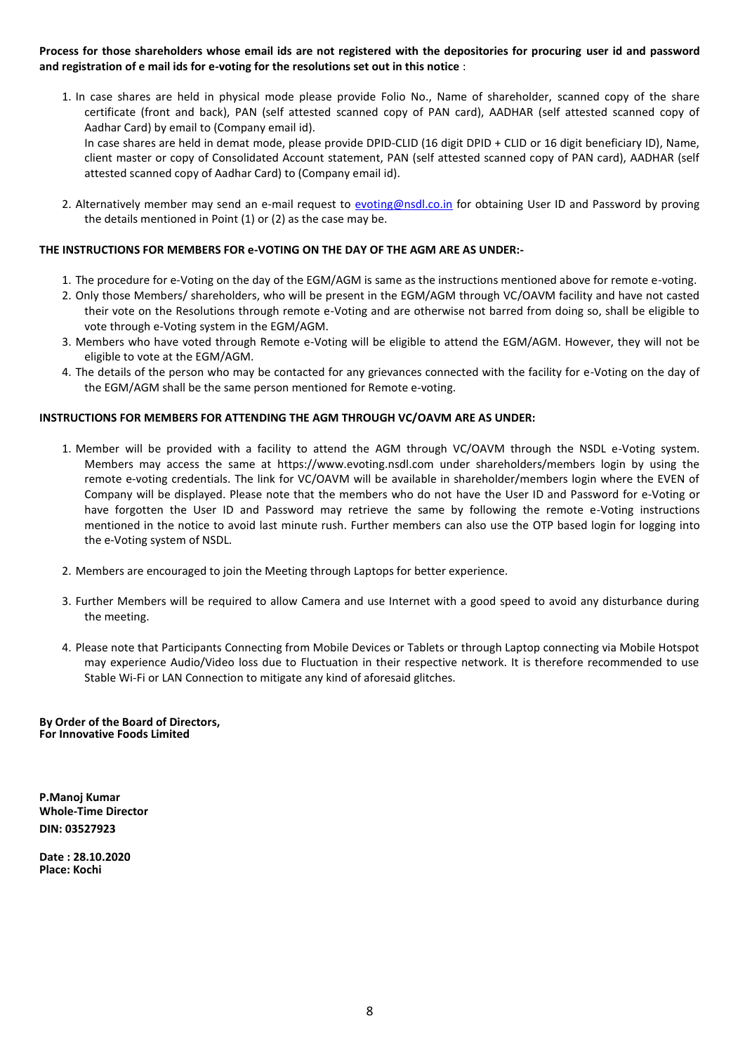**Process for those shareholders whose email ids are not registered with the depositories for procuring user id and password and registration of e mail ids for e-voting for the resolutions set out in this notice** :

1. In case shares are held in physical mode please provide Folio No., Name of shareholder, scanned copy of the share certificate (front and back), PAN (self attested scanned copy of PAN card), AADHAR (self attested scanned copy of Aadhar Card) by email to (Company email id).
   In case shares are held in demat mode, please provide DPID-CLID (16 digit DPID + CLID or 16 digit beneficiary ID), Name, client master or copy of Consolidated Account statement, PAN (self attested scanned copy of PAN card), AADHAR (self attested scanned copy of Aadhar Card) to (Company email id).

2. Alternatively member may send an e-mail request to evoting@nsdl.co.in for obtaining User ID and Password by proving the details mentioned in Point (1) or (2) as the case may be.

**THE INSTRUCTIONS FOR MEMBERS FOR e-VOTING ON THE DAY OF THE AGM ARE AS UNDER:-**

1. The procedure for e-Voting on the day of the EGM/AGM is same as the instructions mentioned above for remote e-voting.
2. Only those Members/ shareholders, who will be present in the EGM/AGM through VC/OAVM facility and have not casted their vote on the Resolutions through remote e-Voting and are otherwise not barred from doing so, shall be eligible to vote through e-Voting system in the EGM/AGM.
3. Members who have voted through Remote e-Voting will be eligible to attend the EGM/AGM. However, they will not be eligible to vote at the EGM/AGM.
4. The details of the person who may be contacted for any grievances connected with the facility for e-Voting on the day of the EGM/AGM shall be the same person mentioned for Remote e-voting.

**INSTRUCTIONS FOR MEMBERS FOR ATTENDING THE AGM THROUGH VC/OAVM ARE AS UNDER:**

1. Member will be provided with a facility to attend the AGM through VC/OAVM through the NSDL e-Voting system. Members may access the same at https://www.evoting.nsdl.com under shareholders/members login by using the remote e-voting credentials. The link for VC/OAVM will be available in shareholder/members login where the EVEN of Company will be displayed. Please note that the members who do not have the User ID and Password for e-Voting or have forgotten the User ID and Password may retrieve the same by following the remote e-Voting instructions mentioned in the notice to avoid last minute rush. Further members can also use the OTP based login for logging into the e-Voting system of NSDL.

2. Members are encouraged to join the Meeting through Laptops for better experience.

3. Further Members will be required to allow Camera and use Internet with a good speed to avoid any disturbance during the meeting.

4. Please note that Participants Connecting from Mobile Devices or Tablets or through Laptop connecting via Mobile Hotspot may experience Audio/Video loss due to Fluctuation in their respective network. It is therefore recommended to use Stable Wi-Fi or LAN Connection to mitigate any kind of aforesaid glitches.

**By Order of the Board of Directors,**
**For Innovative Foods Limited**

**P.Manoj Kumar**
**Whole-Time Director**
**DIN: 03527923**

**Date : 28.10.2020**
**Place: Kochi**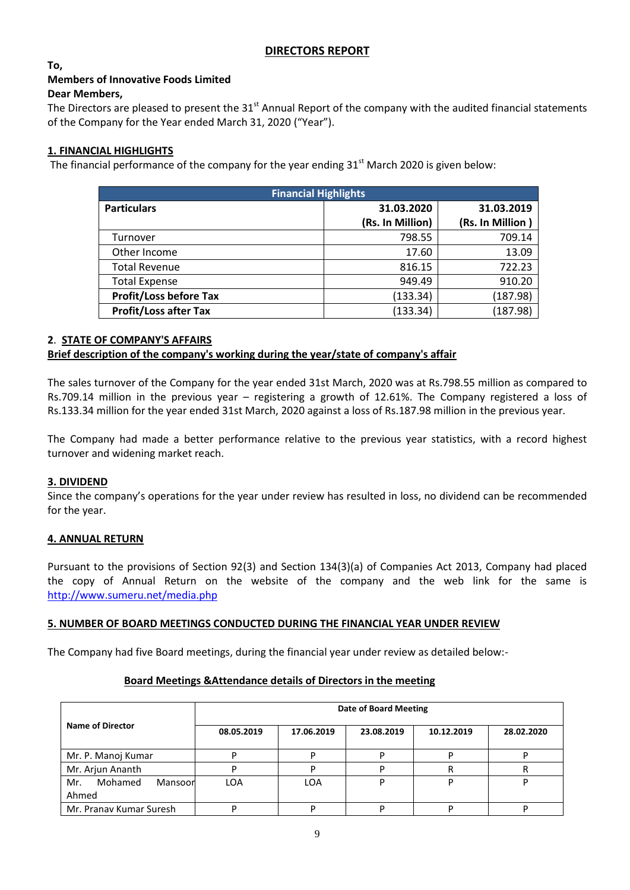# DIRECTORS REPORT

**To,**
**Members of Innovative Foods Limited**
**Dear Members,**

The Directors are pleased to present the 31st Annual Report of the company with the audited financial statements of the Company for the Year ended March 31, 2020 ("Year").

## 1. FINANCIAL HIGHLIGHTS

The financial performance of the company for the year ending 31st March 2020 is given below:

| Financial Highlights | | |
|---|---|---|
| **Particulars** | **31.03.2020 (Rs. In Million)** | **31.03.2019 (Rs. In Million )** |
| Turnover | 798.55 | 709.14 |
| Other Income | 17.60 | 13.09 |
| Total Revenue | 816.15 | 722.23 |
| Total Expense | 949.49 | 910.20 |
| **Profit/Loss before Tax** | (133.34) | (187.98) |
| **Profit/Loss after Tax** | (133.34) | (187.98) |

## 2. STATE OF COMPANY'S AFFAIRS

**Brief description of the company's working during the year/state of company's affair**

The sales turnover of the Company for the year ended 31st March, 2020 was at Rs.798.55 million as compared to Rs.709.14 million in the previous year – registering a growth of 12.61%. The Company registered a loss of Rs.133.34 million for the year ended 31st March, 2020 against a loss of Rs.187.98 million in the previous year.

The Company had made a better performance relative to the previous year statistics, with a record highest turnover and widening market reach.

## 3. DIVIDEND

Since the company's operations for the year under review has resulted in loss, no dividend can be recommended for the year.

## 4. ANNUAL RETURN

Pursuant to the provisions of Section 92(3) and Section 134(3)(a) of Companies Act 2013, Company had placed the copy of Annual Return on the website of the company and the web link for the same is http://www.sumeru.net/media.php

## 5. NUMBER OF BOARD MEETINGS CONDUCTED DURING THE FINANCIAL YEAR UNDER REVIEW

The Company had five Board meetings, during the financial year under review as detailed below:-

**Board Meetings &Attendance details of Directors in the meeting**

| Name of Director | Date of Board Meeting | | | | |
|---|---|---|---|---|---|
| | 08.05.2019 | 17.06.2019 | 23.08.2019 | 10.12.2019 | 28.02.2020 |
| Mr. P. Manoj Kumar | P | P | P | P | P |
| Mr. Arjun Ananth | P | P | P | R | R |
| Mr. Mohamed Mansoor Ahmed | LOA | LOA | P | P | P |
| Mr. Pranav Kumar Suresh | P | P | P | P | P |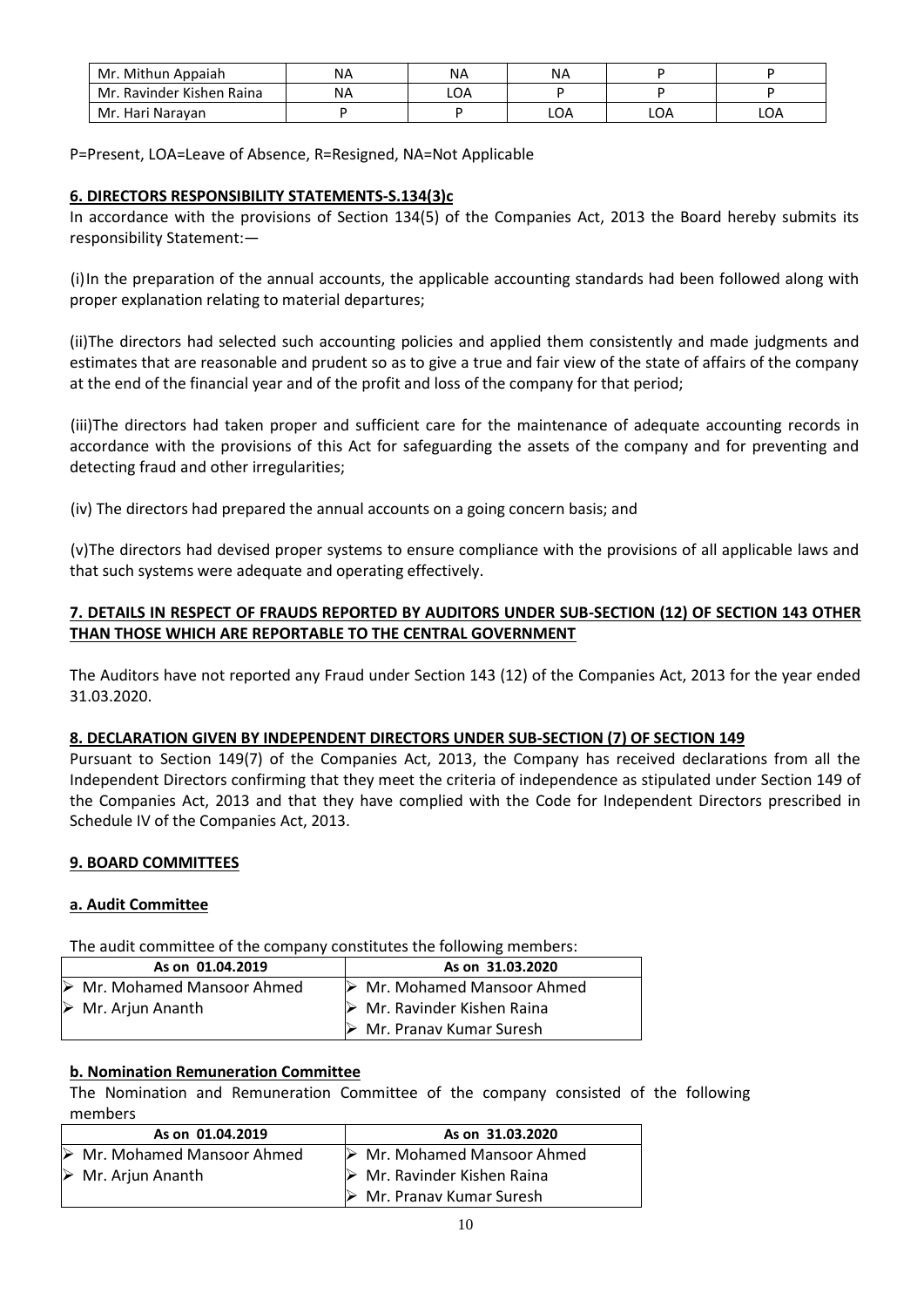| Mr. Mithun Appaiah | NA | NA | NA | P | P |
|---|---|---|---|---|---|
| Mr. Ravinder Kishen Raina | NA | LOA | P | P | P |
| Mr. Hari Narayan | P | P | LOA | LOA | LOA |

P=Present, LOA=Leave of Absence, R=Resigned, NA=Not Applicable

**6. DIRECTORS RESPONSIBILITY STATEMENTS-S.134(3)c**

In accordance with the provisions of Section 134(5) of the Companies Act, 2013 the Board hereby submits its responsibility Statement:—

(i)In the preparation of the annual accounts, the applicable accounting standards had been followed along with proper explanation relating to material departures;

(ii)The directors had selected such accounting policies and applied them consistently and made judgments and estimates that are reasonable and prudent so as to give a true and fair view of the state of affairs of the company at the end of the financial year and of the profit and loss of the company for that period;

(iii)The directors had taken proper and sufficient care for the maintenance of adequate accounting records in accordance with the provisions of this Act for safeguarding the assets of the company and for preventing and detecting fraud and other irregularities;

(iv) The directors had prepared the annual accounts on a going concern basis; and

(v)The directors had devised proper systems to ensure compliance with the provisions of all applicable laws and that such systems were adequate and operating effectively.

**7. DETAILS IN RESPECT OF FRAUDS REPORTED BY AUDITORS UNDER SUB-SECTION (12) OF SECTION 143 OTHER THAN THOSE WHICH ARE REPORTABLE TO THE CENTRAL GOVERNMENT**

The Auditors have not reported any Fraud under Section 143 (12) of the Companies Act, 2013 for the year ended 31.03.2020.

**8. DECLARATION GIVEN BY INDEPENDENT DIRECTORS UNDER SUB-SECTION (7) OF SECTION 149**

Pursuant to Section 149(7) of the Companies Act, 2013, the Company has received declarations from all the Independent Directors confirming that they meet the criteria of independence as stipulated under Section 149 of the Companies Act, 2013 and that they have complied with the Code for Independent Directors prescribed in Schedule IV of the Companies Act, 2013.

**9. BOARD COMMITTEES**

**a. Audit Committee**

The audit committee of the company constitutes the following members:

| As on 01.04.2019 | As on 31.03.2020 |
|---|---|
| ➢ Mr. Mohamed Mansoor Ahmed<br>➢ Mr. Arjun Ananth | ➢ Mr. Mohamed Mansoor Ahmed<br>➢ Mr. Ravinder Kishen Raina<br>➢ Mr. Pranav Kumar Suresh |

**b. Nomination Remuneration Committee**

The Nomination and Remuneration Committee of the company consisted of the following members

| As on 01.04.2019 | As on 31.03.2020 |
|---|---|
| ➢ Mr. Mohamed Mansoor Ahmed<br>➢ Mr. Arjun Ananth | ➢ Mr. Mohamed Mansoor Ahmed<br>➢ Mr. Ravinder Kishen Raina<br>➢ Mr. Pranav Kumar Suresh |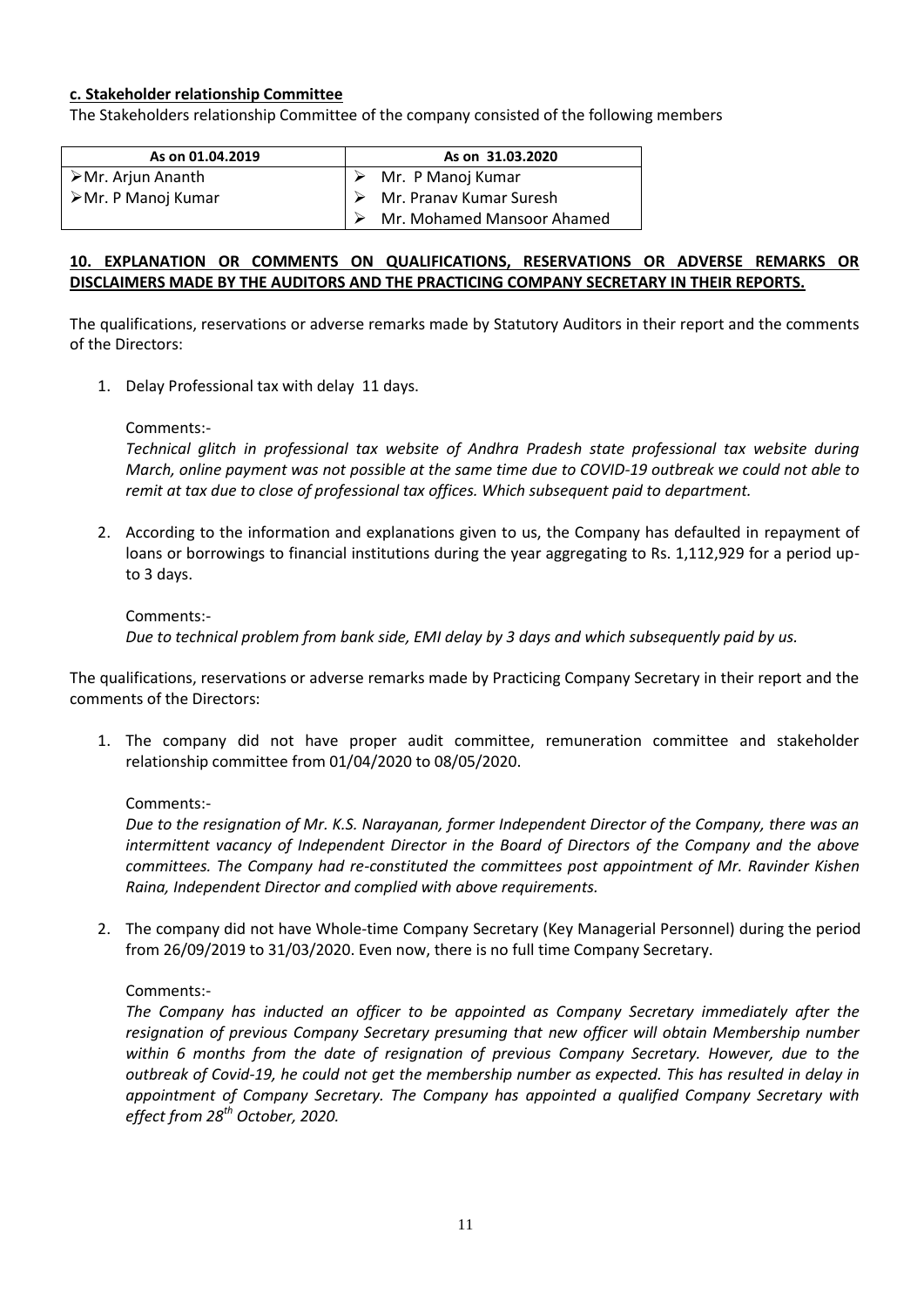**c. Stakeholder relationship Committee**

The Stakeholders relationship Committee of the company consisted of the following members

| As on 01.04.2019 | As on 31.03.2020 |
|---|---|
| ➢Mr. Arjun Ananth<br>➢Mr. P Manoj Kumar | ➢ Mr. P Manoj Kumar<br>➢ Mr. Pranav Kumar Suresh<br>➢ Mr. Mohamed Mansoor Ahamed |

**10. EXPLANATION OR COMMENTS ON QUALIFICATIONS, RESERVATIONS OR ADVERSE REMARKS OR DISCLAIMERS MADE BY THE AUDITORS AND THE PRACTICING COMPANY SECRETARY IN THEIR REPORTS.**

The qualifications, reservations or adverse remarks made by Statutory Auditors in their report and the comments of the Directors:

1. Delay Professional tax with delay 11 days.

   Comments:-

   *Technical glitch in professional tax website of Andhra Pradesh state professional tax website during March, online payment was not possible at the same time due to COVID-19 outbreak we could not able to remit at tax due to close of professional tax offices. Which subsequent paid to department.*

2. According to the information and explanations given to us, the Company has defaulted in repayment of loans or borrowings to financial institutions during the year aggregating to Rs. 1,112,929 for a period up-to 3 days.

   Comments:-

   *Due to technical problem from bank side, EMI delay by 3 days and which subsequently paid by us.*

The qualifications, reservations or adverse remarks made by Practicing Company Secretary in their report and the comments of the Directors:

1. The company did not have proper audit committee, remuneration committee and stakeholder relationship committee from 01/04/2020 to 08/05/2020.

   Comments:-

   *Due to the resignation of Mr. K.S. Narayanan, former Independent Director of the Company, there was an intermittent vacancy of Independent Director in the Board of Directors of the Company and the above committees. The Company had re-constituted the committees post appointment of Mr. Ravinder Kishen Raina, Independent Director and complied with above requirements.*

2. The company did not have Whole-time Company Secretary (Key Managerial Personnel) during the period from 26/09/2019 to 31/03/2020. Even now, there is no full time Company Secretary.

   Comments:-

   *The Company has inducted an officer to be appointed as Company Secretary immediately after the resignation of previous Company Secretary presuming that new officer will obtain Membership number within 6 months from the date of resignation of previous Company Secretary. However, due to the outbreak of Covid-19, he could not get the membership number as expected. This has resulted in delay in appointment of Company Secretary. The Company has appointed a qualified Company Secretary with effect from 28th October, 2020.*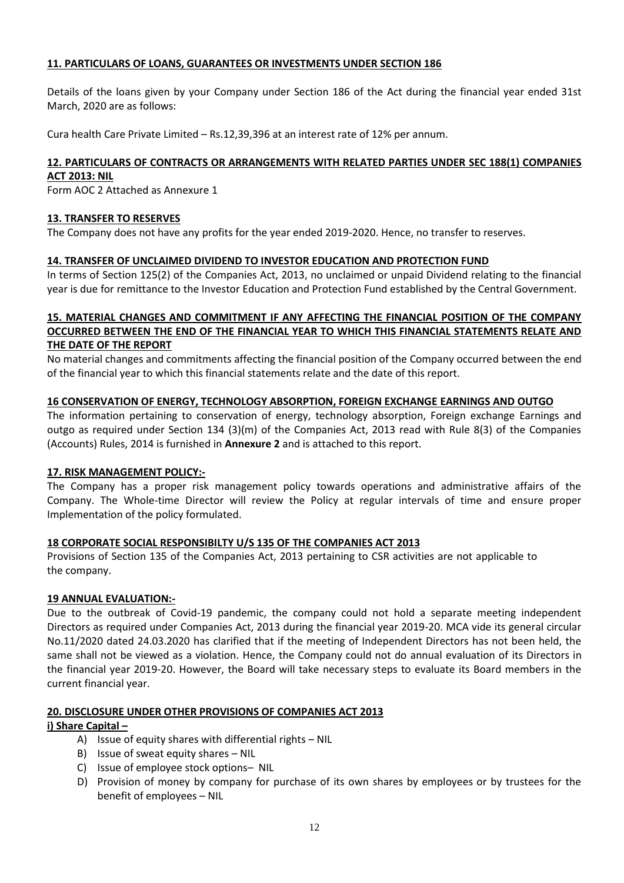## 11. PARTICULARS OF LOANS, GUARANTEES OR INVESTMENTS UNDER SECTION 186

Details of the loans given by your Company under Section 186 of the Act during the financial year ended 31st March, 2020 are as follows:

Cura health Care Private Limited – Rs.12,39,396 at an interest rate of 12% per annum.

## 12. PARTICULARS OF CONTRACTS OR ARRANGEMENTS WITH RELATED PARTIES UNDER SEC 188(1) COMPANIES ACT 2013: NIL

Form AOC 2 Attached as Annexure 1

## 13. TRANSFER TO RESERVES

The Company does not have any profits for the year ended 2019-2020. Hence, no transfer to reserves.

## 14. TRANSFER OF UNCLAIMED DIVIDEND TO INVESTOR EDUCATION AND PROTECTION FUND

In terms of Section 125(2) of the Companies Act, 2013, no unclaimed or unpaid Dividend relating to the financial year is due for remittance to the Investor Education and Protection Fund established by the Central Government.

## 15. MATERIAL CHANGES AND COMMITMENT IF ANY AFFECTING THE FINANCIAL POSITION OF THE COMPANY OCCURRED BETWEEN THE END OF THE FINANCIAL YEAR TO WHICH THIS FINANCIAL STATEMENTS RELATE AND THE DATE OF THE REPORT

No material changes and commitments affecting the financial position of the Company occurred between the end of the financial year to which this financial statements relate and the date of this report.

## 16 CONSERVATION OF ENERGY, TECHNOLOGY ABSORPTION, FOREIGN EXCHANGE EARNINGS AND OUTGO

The information pertaining to conservation of energy, technology absorption, Foreign exchange Earnings and outgo as required under Section 134 (3)(m) of the Companies Act, 2013 read with Rule 8(3) of the Companies (Accounts) Rules, 2014 is furnished in **Annexure 2** and is attached to this report.

## 17. RISK MANAGEMENT POLICY:-

The Company has a proper risk management policy towards operations and administrative affairs of the Company. The Whole-time Director will review the Policy at regular intervals of time and ensure proper Implementation of the policy formulated.

## 18 CORPORATE SOCIAL RESPONSIBILTY U/S 135 OF THE COMPANIES ACT 2013

Provisions of Section 135 of the Companies Act, 2013 pertaining to CSR activities are not applicable to the company.

## 19 ANNUAL EVALUATION:-

Due to the outbreak of Covid-19 pandemic, the company could not hold a separate meeting independent Directors as required under Companies Act, 2013 during the financial year 2019-20. MCA vide its general circular No.11/2020 dated 24.03.2020 has clarified that if the meeting of Independent Directors has not been held, the same shall not be viewed as a violation. Hence, the Company could not do annual evaluation of its Directors in the financial year 2019-20. However, the Board will take necessary steps to evaluate its Board members in the current financial year.

## 20. DISCLOSURE UNDER OTHER PROVISIONS OF COMPANIES ACT 2013

### i) Share Capital –

A) Issue of equity shares with differential rights – NIL
B) Issue of sweat equity shares – NIL
C) Issue of employee stock options– NIL
D) Provision of money by company for purchase of its own shares by employees or by trustees for the benefit of employees – NIL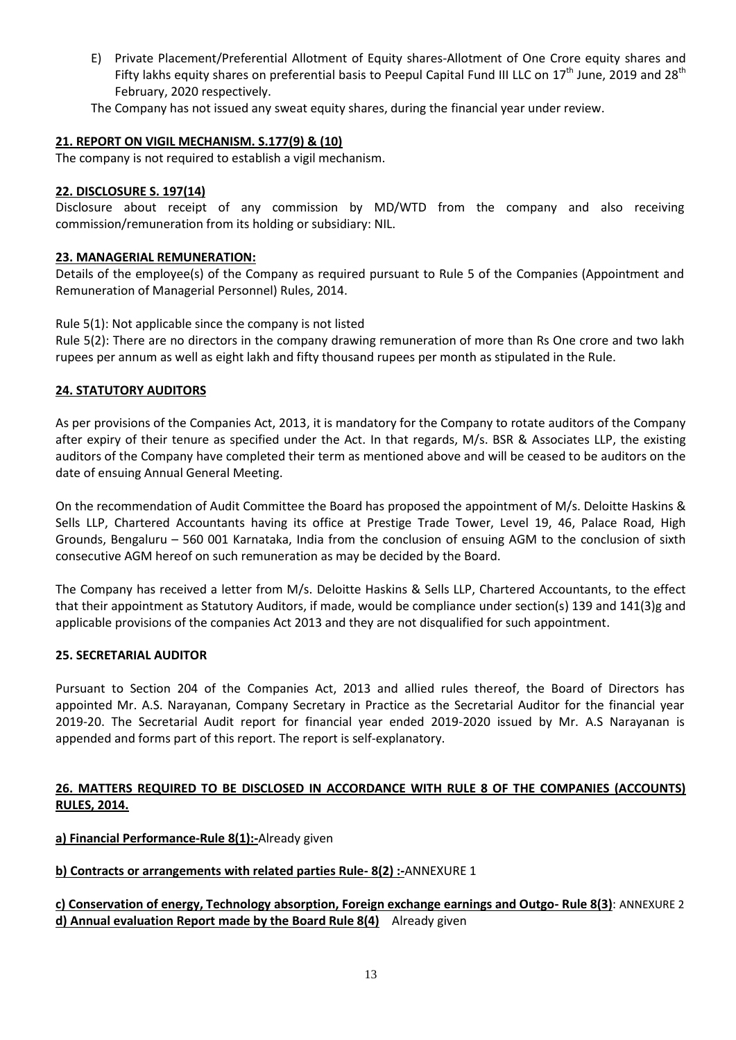E) Private Placement/Preferential Allotment of Equity shares-Allotment of One Crore equity shares and Fifty lakhs equity shares on preferential basis to Peepul Capital Fund III LLC on 17th June, 2019 and 28th February, 2020 respectively.

The Company has not issued any sweat equity shares, during the financial year under review.

**21. REPORT ON VIGIL MECHANISM. S.177(9) & (10)**

The company is not required to establish a vigil mechanism.

**22. DISCLOSURE S. 197(14)**

Disclosure about receipt of any commission by MD/WTD from the company and also receiving commission/remuneration from its holding or subsidiary: NIL.

**23. MANAGERIAL REMUNERATION:**

Details of the employee(s) of the Company as required pursuant to Rule 5 of the Companies (Appointment and Remuneration of Managerial Personnel) Rules, 2014.

Rule 5(1): Not applicable since the company is not listed

Rule 5(2): There are no directors in the company drawing remuneration of more than Rs One crore and two lakh rupees per annum as well as eight lakh and fifty thousand rupees per month as stipulated in the Rule.

**24. STATUTORY AUDITORS**

As per provisions of the Companies Act, 2013, it is mandatory for the Company to rotate auditors of the Company after expiry of their tenure as specified under the Act. In that regards, M/s. BSR & Associates LLP, the existing auditors of the Company have completed their term as mentioned above and will be ceased to be auditors on the date of ensuing Annual General Meeting.

On the recommendation of Audit Committee the Board has proposed the appointment of M/s. Deloitte Haskins & Sells LLP, Chartered Accountants having its office at Prestige Trade Tower, Level 19, 46, Palace Road, High Grounds, Bengaluru – 560 001 Karnataka, India from the conclusion of ensuing AGM to the conclusion of sixth consecutive AGM hereof on such remuneration as may be decided by the Board.

The Company has received a letter from M/s. Deloitte Haskins & Sells LLP, Chartered Accountants, to the effect that their appointment as Statutory Auditors, if made, would be compliance under section(s) 139 and 141(3)g and applicable provisions of the companies Act 2013 and they are not disqualified for such appointment.

**25. SECRETARIAL AUDITOR**

Pursuant to Section 204 of the Companies Act, 2013 and allied rules thereof, the Board of Directors has appointed Mr. A.S. Narayanan, Company Secretary in Practice as the Secretarial Auditor for the financial year 2019-20. The Secretarial Audit report for financial year ended 2019-2020 issued by Mr. A.S Narayanan is appended and forms part of this report. The report is self-explanatory.

**26. MATTERS REQUIRED TO BE DISCLOSED IN ACCORDANCE WITH RULE 8 OF THE COMPANIES (ACCOUNTS) RULES, 2014.**

**a) Financial Performance-Rule 8(1):-**Already given

**b) Contracts or arrangements with related parties Rule- 8(2) :-**ANNEXURE 1

**c) Conservation of energy, Technology absorption, Foreign exchange earnings and Outgo- Rule 8(3)**: ANNEXURE 2

**d) Annual evaluation Report made by the Board Rule 8(4)** Already given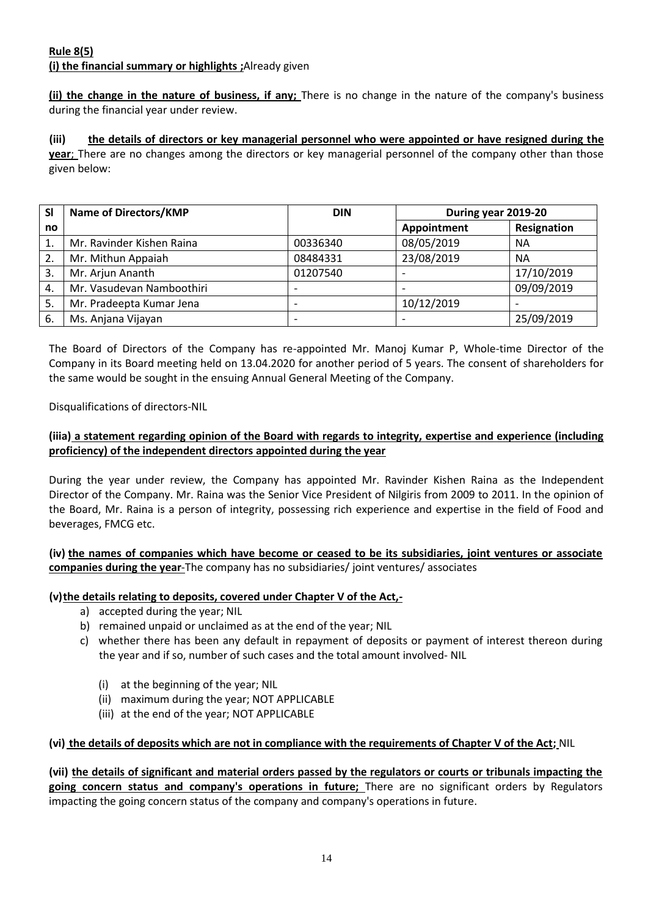**Rule 8(5)**

**(i) the financial summary or highlights ;**Already given

**(ii) the change in the nature of business, if any;** There is no change in the nature of the company's business during the financial year under review.

**(iii) the details of directors or key managerial personnel who were appointed or have resigned during the year**; There are no changes among the directors or key managerial personnel of the company other than those given below:

| Sl no | Name of Directors/KMP | DIN | During year 2019-20 | |
|---|---|---|---|---|
| | | | Appointment | Resignation |
| 1. | Mr. Ravinder Kishen Raina | 00336340 | 08/05/2019 | NA |
| 2. | Mr. Mithun Appaiah | 08484331 | 23/08/2019 | NA |
| 3. | Mr. Arjun Ananth | 01207540 | - | 17/10/2019 |
| 4. | Mr. Vasudevan Namboothiri | - | - | 09/09/2019 |
| 5. | Mr. Pradeepta Kumar Jena | - | 10/12/2019 | - |
| 6. | Ms. Anjana Vijayan | - | - | 25/09/2019 |

The Board of Directors of the Company has re-appointed Mr. Manoj Kumar P, Whole-time Director of the Company in its Board meeting held on 13.04.2020 for another period of 5 years. The consent of shareholders for the same would be sought in the ensuing Annual General Meeting of the Company.

Disqualifications of directors-NIL

**(iiia) a statement regarding opinion of the Board with regards to integrity, expertise and experience (including proficiency) of the independent directors appointed during the year**

During the year under review, the Company has appointed Mr. Ravinder Kishen Raina as the Independent Director of the Company. Mr. Raina was the Senior Vice President of Nilgiris from 2009 to 2011. In the opinion of the Board, Mr. Raina is a person of integrity, possessing rich experience and expertise in the field of Food and beverages, FMCG etc.

**(iv) the names of companies which have become or ceased to be its subsidiaries, joint ventures or associate companies during the year**-The company has no subsidiaries/ joint ventures/ associates

**(v)the details relating to deposits, covered under Chapter V of the Act,-**

a) accepted during the year; NIL
b) remained unpaid or unclaimed as at the end of the year; NIL
c) whether there has been any default in repayment of deposits or payment of interest thereon during the year and if so, number of such cases and the total amount involved- NIL
   (i) at the beginning of the year; NIL
   (ii) maximum during the year; NOT APPLICABLE
   (iii) at the end of the year; NOT APPLICABLE

**(vi) the details of deposits which are not in compliance with the requirements of Chapter V of the Act;** NIL

**(vii) the details of significant and material orders passed by the regulators or courts or tribunals impacting the going concern status and company's operations in future;** There are no significant orders by Regulators impacting the going concern status of the company and company's operations in future.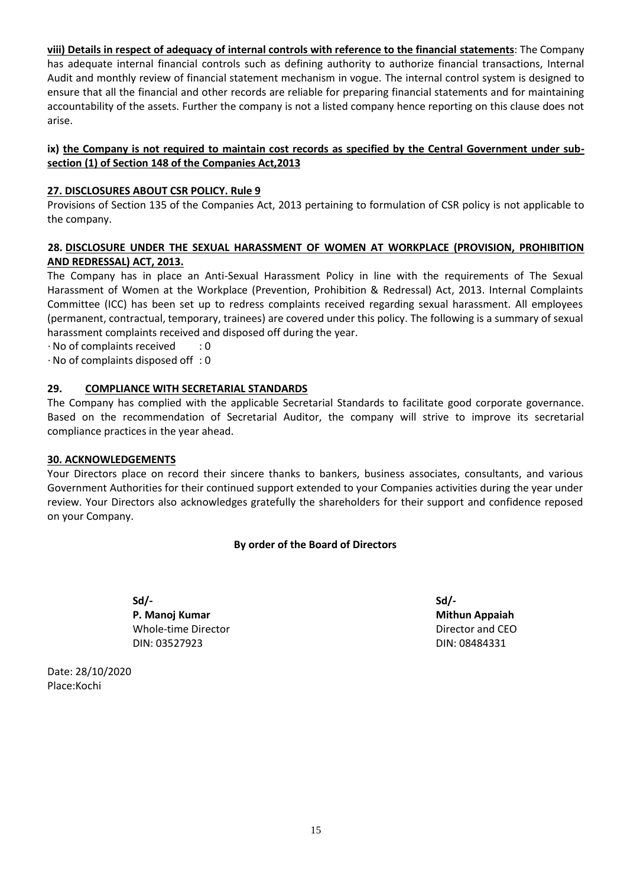**viii) Details in respect of adequacy of internal controls with reference to the financial statements**: The Company has adequate internal financial controls such as defining authority to authorize financial transactions, Internal Audit and monthly review of financial statement mechanism in vogue. The internal control system is designed to ensure that all the financial and other records are reliable for preparing financial statements and for maintaining accountability of the assets. Further the company is not a listed company hence reporting on this clause does not arise.

**ix) the Company is not required to maintain cost records as specified by the Central Government under sub-section (1) of Section 148 of the Companies Act,2013**

## 27. DISCLOSURES ABOUT CSR POLICY. Rule 9

Provisions of Section 135 of the Companies Act, 2013 pertaining to formulation of CSR policy is not applicable to the company.

## 28. DISCLOSURE UNDER THE SEXUAL HARASSMENT OF WOMEN AT WORKPLACE (PROVISION, PROHIBITION AND REDRESSAL) ACT, 2013.

The Company has in place an Anti-Sexual Harassment Policy in line with the requirements of The Sexual Harassment of Women at the Workplace (Prevention, Prohibition & Redressal) Act, 2013. Internal Complaints Committee (ICC) has been set up to redress complaints received regarding sexual harassment. All employees (permanent, contractual, temporary, trainees) are covered under this policy. The following is a summary of sexual harassment complaints received and disposed off during the year.

· No of complaints received : 0

· No of complaints disposed off : 0

## 29. COMPLIANCE WITH SECRETARIAL STANDARDS

The Company has complied with the applicable Secretarial Standards to facilitate good corporate governance. Based on the recommendation of Secretarial Auditor, the company will strive to improve its secretarial compliance practices in the year ahead.

## 30. ACKNOWLEDGEMENTS

Your Directors place on record their sincere thanks to bankers, business associates, consultants, and various Government Authorities for their continued support extended to your Companies activities during the year under review. Your Directors also acknowledges gratefully the shareholders for their support and confidence reposed on your Company.

**By order of the Board of Directors**

**Sd/-**
**P. Manoj Kumar**
Whole-time Director
DIN: 03527923

**Sd/-**
**Mithun Appaiah**
Director and CEO
DIN: 08484331

Date: 28/10/2020
Place:Kochi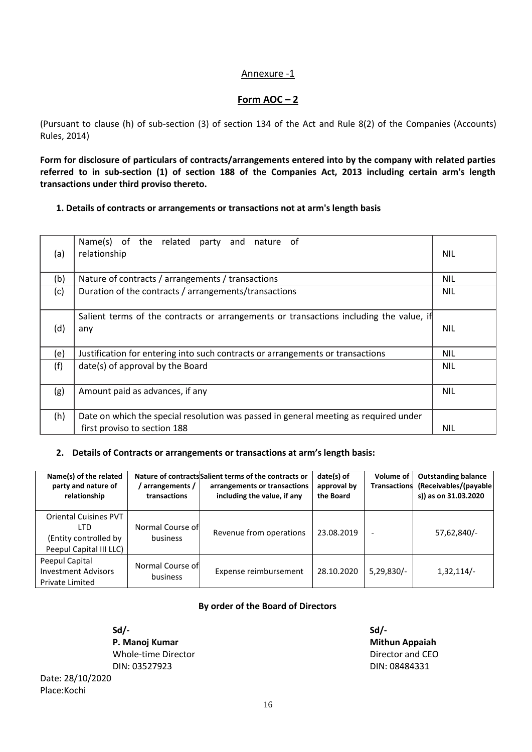Annexure -1

## Form AOC – 2

(Pursuant to clause (h) of sub-section (3) of section 134 of the Act and Rule 8(2) of the Companies (Accounts) Rules, 2014)

**Form for disclosure of particulars of contracts/arrangements entered into by the company with related parties referred to in sub-section (1) of section 188 of the Companies Act, 2013 including certain arm's length transactions under third proviso thereto.**

**1. Details of contracts or arrangements or transactions not at arm's length basis**

| | | |
|---|---|---|
| (a) | Name(s) of the related party and nature of relationship | NIL |
| (b) | Nature of contracts / arrangements / transactions | NIL |
| (c) | Duration of the contracts / arrangements/transactions | NIL |
| (d) | Salient terms of the contracts or arrangements or transactions including the value, if any | NIL |
| (e) | Justification for entering into such contracts or arrangements or transactions | NIL |
| (f) | date(s) of approval by the Board | NIL |
| (g) | Amount paid as advances, if any | NIL |
| (h) | Date on which the special resolution was passed in general meeting as required under first proviso to section 188 | NIL |

**2. Details of Contracts or arrangements or transactions at arm's length basis:**

| Name(s) of the related party and nature of relationship | Nature of contracts / arrangements / transactions | Salient terms of the contracts or arrangements or transactions including the value, if any | date(s) of approval by the Board | Volume of Transactions | Outstanding balance (Receivables/(payables)) as on 31.03.2020 |
|---|---|---|---|---|---|
| Oriental Cuisines PVT LTD (Entity controlled by Peepul Capital III LLC) | Normal Course of business | Revenue from operations | 23.08.2019 | - | 57,62,840/- |
| Peepul Capital Investment Advisors Private Limited | Normal Course of business | Expense reimbursement | 28.10.2020 | 5,29,830/- | 1,32,114/- |

**By order of the Board of Directors**

Sd/-
**P. Manoj Kumar**
Whole-time Director
DIN: 03527923

Sd/-
**Mithun Appaiah**
Director and CEO
DIN: 08484331

Date: 28/10/2020
Place:Kochi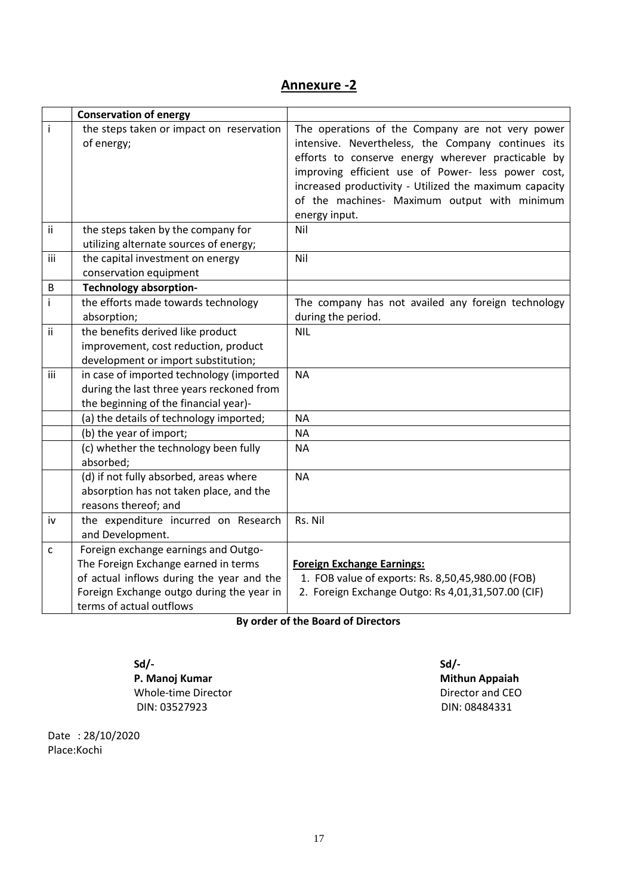## Annexure -2

| | Conservation of energy | |
|---|---|---|
| i | the steps taken or impact on reservation of energy; | The operations of the Company are not very power intensive. Nevertheless, the Company continues its efforts to conserve energy wherever practicable by improving efficient use of Power- less power cost, increased productivity - Utilized the maximum capacity of the machines- Maximum output with minimum energy input. |
| ii | the steps taken by the company for utilizing alternate sources of energy; | Nil |
| iii | the capital investment on energy conservation equipment | Nil |
| B | **Technology absorption-** | |
| i | the efforts made towards technology absorption; | The company has not availed any foreign technology during the period. |
| ii | the benefits derived like product improvement, cost reduction, product development or import substitution; | NIL |
| iii | in case of imported technology (imported during the last three years reckoned from the beginning of the financial year)- | NA |
| | (a) the details of technology imported; | NA |
| | (b) the year of import; | NA |
| | (c) whether the technology been fully absorbed; | NA |
| | (d) if not fully absorbed, areas where absorption has not taken place, and the reasons thereof; and | NA |
| iv | the expenditure incurred on Research and Development. | Rs. Nil |
| c | Foreign exchange earnings and Outgo- The Foreign Exchange earned in terms of actual inflows during the year and the Foreign Exchange outgo during the year in terms of actual outflows | **Foreign Exchange Earnings:** 1. FOB value of exports: Rs. 8,50,45,980.00 (FOB) 2. Foreign Exchange Outgo: Rs 4,01,31,507.00 (CIF) |

**By order of the Board of Directors**

**Sd/-**
**P. Manoj Kumar**
Whole-time Director
DIN: 03527923

**Sd/-**
**Mithun Appaiah**
Director and CEO
DIN: 08484331

Date : 28/10/2020
Place:Kochi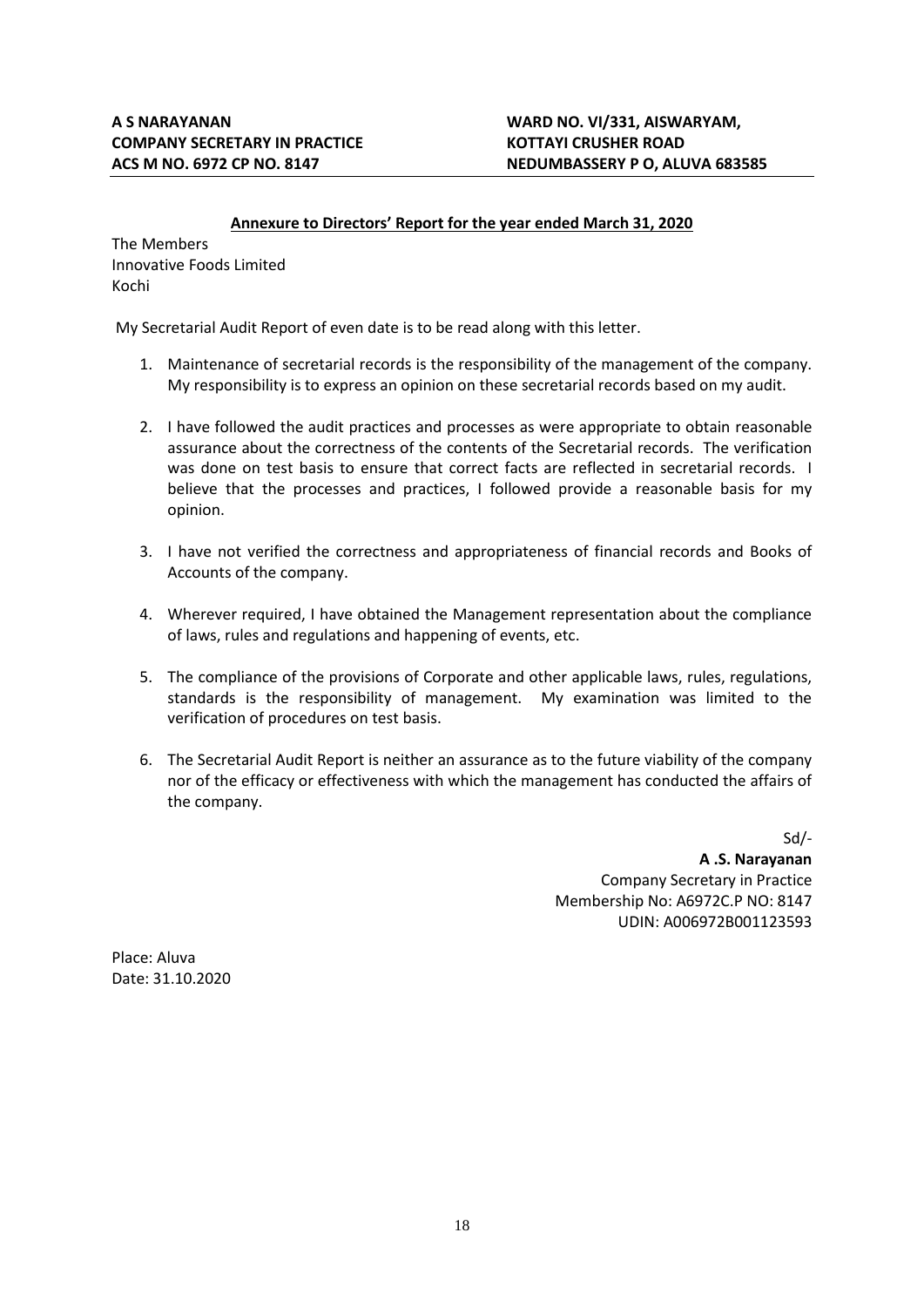**A S NARAYANAN**
**COMPANY SECRETARY IN PRACTICE**
**ACS M NO. 6972 CP NO. 8147**

**WARD NO. VI/331, AISWARYAM,**
**KOTTAYI CRUSHER ROAD**
**NEDUMBASSERY P O, ALUVA 683585**

**Annexure to Directors' Report for the year ended March 31, 2020**

The Members
Innovative Foods Limited
Kochi

My Secretarial Audit Report of even date is to be read along with this letter.

1. Maintenance of secretarial records is the responsibility of the management of the company. My responsibility is to express an opinion on these secretarial records based on my audit.

2. I have followed the audit practices and processes as were appropriate to obtain reasonable assurance about the correctness of the contents of the Secretarial records. The verification was done on test basis to ensure that correct facts are reflected in secretarial records. I believe that the processes and practices, I followed provide a reasonable basis for my opinion.

3. I have not verified the correctness and appropriateness of financial records and Books of Accounts of the company.

4. Wherever required, I have obtained the Management representation about the compliance of laws, rules and regulations and happening of events, etc.

5. The compliance of the provisions of Corporate and other applicable laws, rules, regulations, standards is the responsibility of management. My examination was limited to the verification of procedures on test basis.

6. The Secretarial Audit Report is neither an assurance as to the future viability of the company nor of the efficacy or effectiveness with which the management has conducted the affairs of the company.

Sd/-
**A .S. Narayanan**
Company Secretary in Practice
Membership No: A6972C.P NO: 8147
UDIN: A006972B001123593

Place: Aluva
Date: 31.10.2020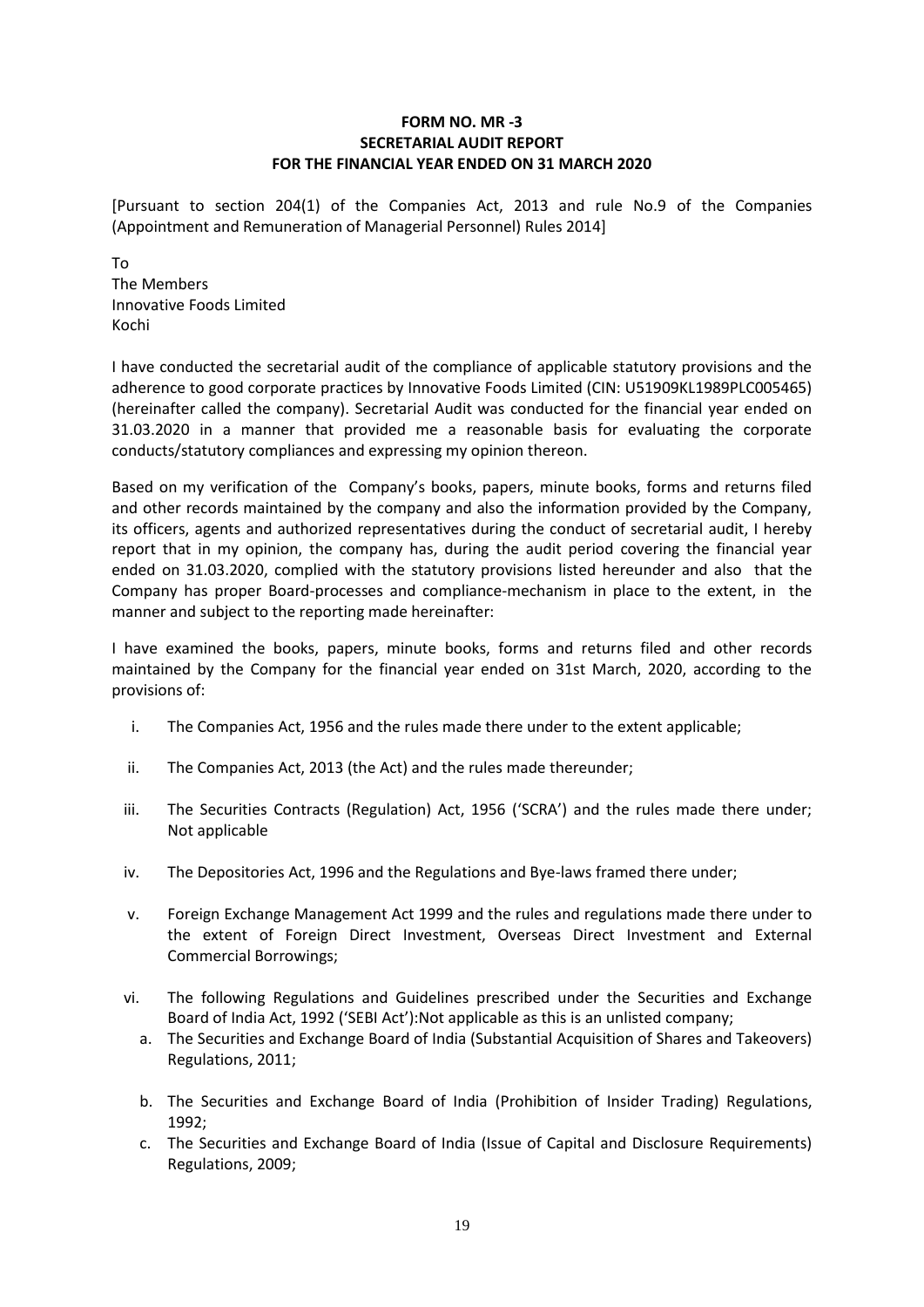**FORM NO. MR -3**
**SECRETARIAL AUDIT REPORT**
**FOR THE FINANCIAL YEAR ENDED ON 31 MARCH 2020**

[Pursuant to section 204(1) of the Companies Act, 2013 and rule No.9 of the Companies (Appointment and Remuneration of Managerial Personnel) Rules 2014]

To
The Members
Innovative Foods Limited
Kochi

I have conducted the secretarial audit of the compliance of applicable statutory provisions and the adherence to good corporate practices by Innovative Foods Limited (CIN: U51909KL1989PLC005465) (hereinafter called the company). Secretarial Audit was conducted for the financial year ended on 31.03.2020 in a manner that provided me a reasonable basis for evaluating the corporate conducts/statutory compliances and expressing my opinion thereon.

Based on my verification of the Company's books, papers, minute books, forms and returns filed and other records maintained by the company and also the information provided by the Company, its officers, agents and authorized representatives during the conduct of secretarial audit, I hereby report that in my opinion, the company has, during the audit period covering the financial year ended on 31.03.2020, complied with the statutory provisions listed hereunder and also that the Company has proper Board-processes and compliance-mechanism in place to the extent, in the manner and subject to the reporting made hereinafter:

I have examined the books, papers, minute books, forms and returns filed and other records maintained by the Company for the financial year ended on 31st March, 2020, according to the provisions of:

i. The Companies Act, 1956 and the rules made there under to the extent applicable;

ii. The Companies Act, 2013 (the Act) and the rules made thereunder;

iii. The Securities Contracts (Regulation) Act, 1956 ('SCRA') and the rules made there under; Not applicable

iv. The Depositories Act, 1996 and the Regulations and Bye-laws framed there under;

v. Foreign Exchange Management Act 1999 and the rules and regulations made there under to the extent of Foreign Direct Investment, Overseas Direct Investment and External Commercial Borrowings;

vi. The following Regulations and Guidelines prescribed under the Securities and Exchange Board of India Act, 1992 ('SEBI Act'):Not applicable as this is an unlisted company;

   a. The Securities and Exchange Board of India (Substantial Acquisition of Shares and Takeovers) Regulations, 2011;

   b. The Securities and Exchange Board of India (Prohibition of Insider Trading) Regulations, 1992;

   c. The Securities and Exchange Board of India (Issue of Capital and Disclosure Requirements) Regulations, 2009;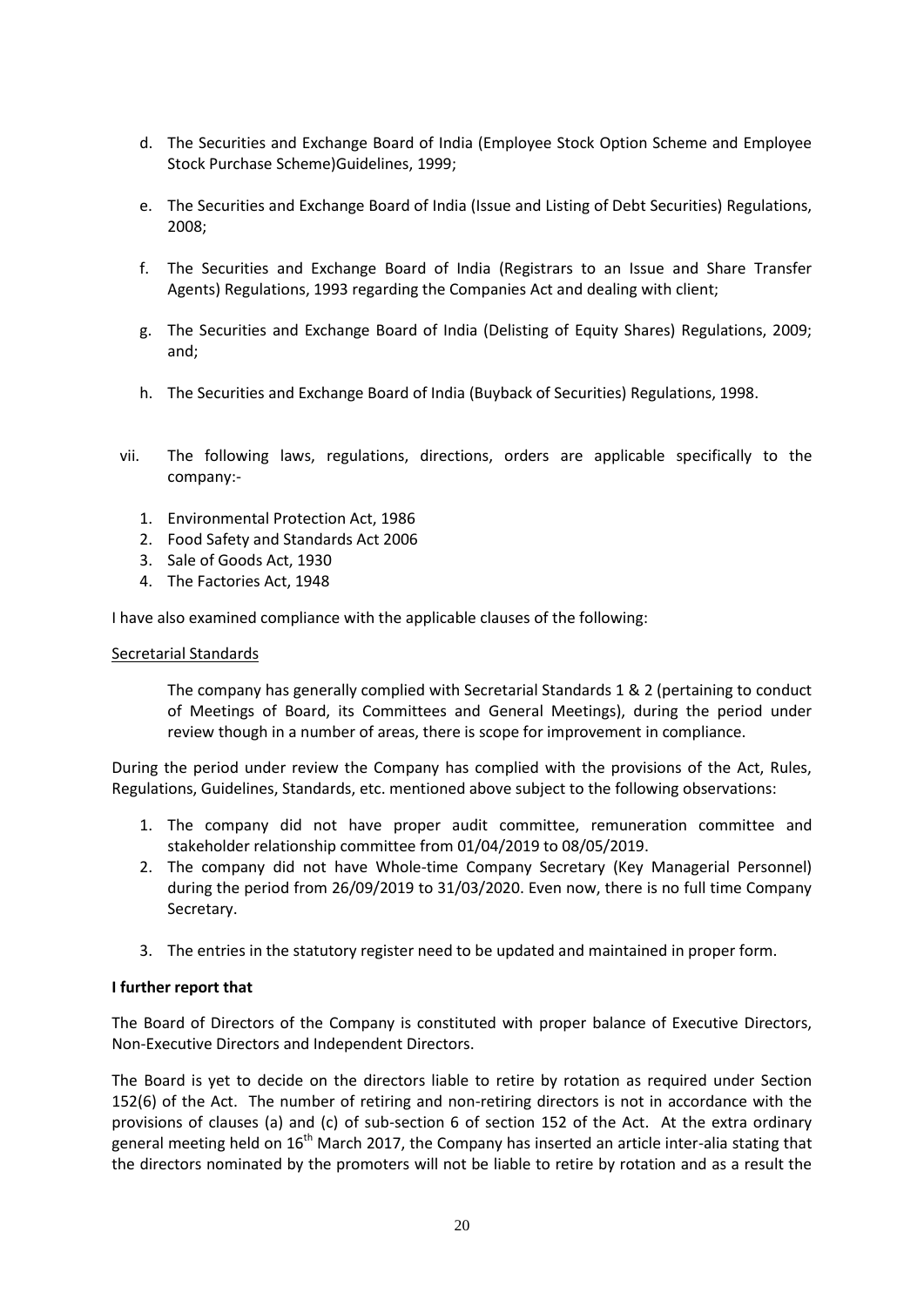d. The Securities and Exchange Board of India (Employee Stock Option Scheme and Employee Stock Purchase Scheme)Guidelines, 1999;

e. The Securities and Exchange Board of India (Issue and Listing of Debt Securities) Regulations, 2008;

f. The Securities and Exchange Board of India (Registrars to an Issue and Share Transfer Agents) Regulations, 1993 regarding the Companies Act and dealing with client;

g. The Securities and Exchange Board of India (Delisting of Equity Shares) Regulations, 2009; and;

h. The Securities and Exchange Board of India (Buyback of Securities) Regulations, 1998.

vii. The following laws, regulations, directions, orders are applicable specifically to the company:-

1. Environmental Protection Act, 1986
2. Food Safety and Standards Act 2006
3. Sale of Goods Act, 1930
4. The Factories Act, 1948

I have also examined compliance with the applicable clauses of the following:

Secretarial Standards

The company has generally complied with Secretarial Standards 1 & 2 (pertaining to conduct of Meetings of Board, its Committees and General Meetings), during the period under review though in a number of areas, there is scope for improvement in compliance.

During the period under review the Company has complied with the provisions of the Act, Rules, Regulations, Guidelines, Standards, etc. mentioned above subject to the following observations:

1. The company did not have proper audit committee, remuneration committee and stakeholder relationship committee from 01/04/2019 to 08/05/2019.
2. The company did not have Whole-time Company Secretary (Key Managerial Personnel) during the period from 26/09/2019 to 31/03/2020. Even now, there is no full time Company Secretary.
3. The entries in the statutory register need to be updated and maintained in proper form.

**I further report that**

The Board of Directors of the Company is constituted with proper balance of Executive Directors, Non-Executive Directors and Independent Directors.

The Board is yet to decide on the directors liable to retire by rotation as required under Section 152(6) of the Act. The number of retiring and non-retiring directors is not in accordance with the provisions of clauses (a) and (c) of sub-section 6 of section 152 of the Act. At the extra ordinary general meeting held on 16th March 2017, the Company has inserted an article inter-alia stating that the directors nominated by the promoters will not be liable to retire by rotation and as a result the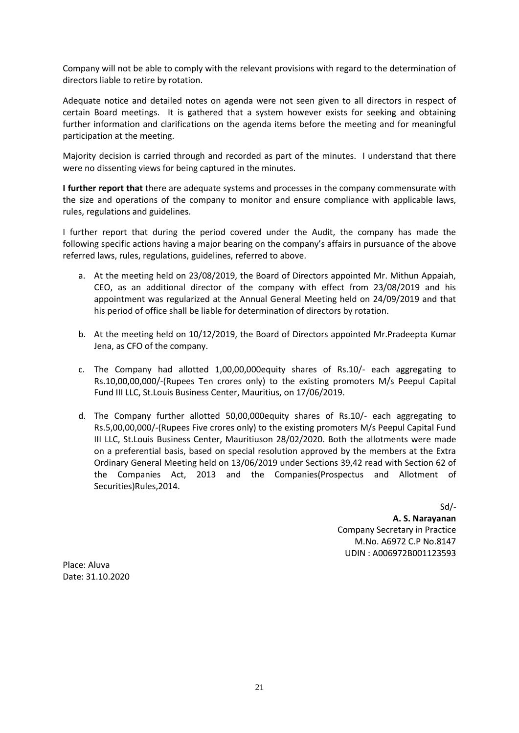Company will not be able to comply with the relevant provisions with regard to the determination of directors liable to retire by rotation.

Adequate notice and detailed notes on agenda were not seen given to all directors in respect of certain Board meetings. It is gathered that a system however exists for seeking and obtaining further information and clarifications on the agenda items before the meeting and for meaningful participation at the meeting.

Majority decision is carried through and recorded as part of the minutes. I understand that there were no dissenting views for being captured in the minutes.

**I further report that** there are adequate systems and processes in the company commensurate with the size and operations of the company to monitor and ensure compliance with applicable laws, rules, regulations and guidelines.

I further report that during the period covered under the Audit, the company has made the following specific actions having a major bearing on the company's affairs in pursuance of the above referred laws, rules, regulations, guidelines, referred to above.

a. At the meeting held on 23/08/2019, the Board of Directors appointed Mr. Mithun Appaiah, CEO, as an additional director of the company with effect from 23/08/2019 and his appointment was regularized at the Annual General Meeting held on 24/09/2019 and that his period of office shall be liable for determination of directors by rotation.

b. At the meeting held on 10/12/2019, the Board of Directors appointed Mr.Pradeepta Kumar Jena, as CFO of the company.

c. The Company had allotted 1,00,00,000equity shares of Rs.10/- each aggregating to Rs.10,00,00,000/-(Rupees Ten crores only) to the existing promoters M/s Peepul Capital Fund III LLC, St.Louis Business Center, Mauritius, on 17/06/2019.

d. The Company further allotted 50,00,000equity shares of Rs.10/- each aggregating to Rs.5,00,00,000/-(Rupees Five crores only) to the existing promoters M/s Peepul Capital Fund III LLC, St.Louis Business Center, Mauritiuson 28/02/2020. Both the allotments were made on a preferential basis, based on special resolution approved by the members at the Extra Ordinary General Meeting held on 13/06/2019 under Sections 39,42 read with Section 62 of the Companies Act, 2013 and the Companies(Prospectus and Allotment of Securities)Rules,2014.

Sd/-
**A. S. Narayanan**
Company Secretary in Practice
M.No. A6972 C.P No.8147
UDIN : A006972B001123593

Place: Aluva
Date: 31.10.2020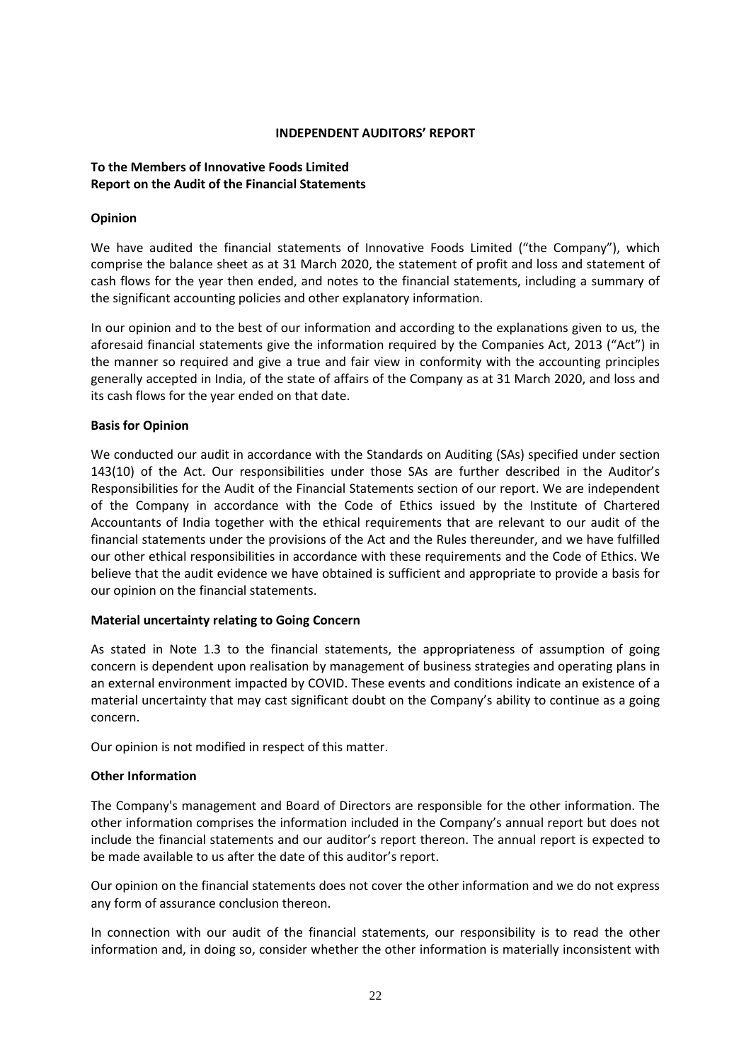# INDEPENDENT AUDITORS' REPORT

**To the Members of Innovative Foods Limited**
**Report on the Audit of the Financial Statements**

## Opinion

We have audited the financial statements of Innovative Foods Limited ("the Company"), which comprise the balance sheet as at 31 March 2020, the statement of profit and loss and statement of cash flows for the year then ended, and notes to the financial statements, including a summary of the significant accounting policies and other explanatory information.

In our opinion and to the best of our information and according to the explanations given to us, the aforesaid financial statements give the information required by the Companies Act, 2013 ("Act") in the manner so required and give a true and fair view in conformity with the accounting principles generally accepted in India, of the state of affairs of the Company as at 31 March 2020, and loss and its cash flows for the year ended on that date.

## Basis for Opinion

We conducted our audit in accordance with the Standards on Auditing (SAs) specified under section 143(10) of the Act. Our responsibilities under those SAs are further described in the Auditor's Responsibilities for the Audit of the Financial Statements section of our report. We are independent of the Company in accordance with the Code of Ethics issued by the Institute of Chartered Accountants of India together with the ethical requirements that are relevant to our audit of the financial statements under the provisions of the Act and the Rules thereunder, and we have fulfilled our other ethical responsibilities in accordance with these requirements and the Code of Ethics. We believe that the audit evidence we have obtained is sufficient and appropriate to provide a basis for our opinion on the financial statements.

## Material uncertainty relating to Going Concern

As stated in Note 1.3 to the financial statements, the appropriateness of assumption of going concern is dependent upon realisation by management of business strategies and operating plans in an external environment impacted by COVID. These events and conditions indicate an existence of a material uncertainty that may cast significant doubt on the Company's ability to continue as a going concern.

Our opinion is not modified in respect of this matter.

## Other Information

The Company's management and Board of Directors are responsible for the other information. The other information comprises the information included in the Company's annual report but does not include the financial statements and our auditor's report thereon. The annual report is expected to be made available to us after the date of this auditor's report.

Our opinion on the financial statements does not cover the other information and we do not express any form of assurance conclusion thereon.

In connection with our audit of the financial statements, our responsibility is to read the other information and, in doing so, consider whether the other information is materially inconsistent with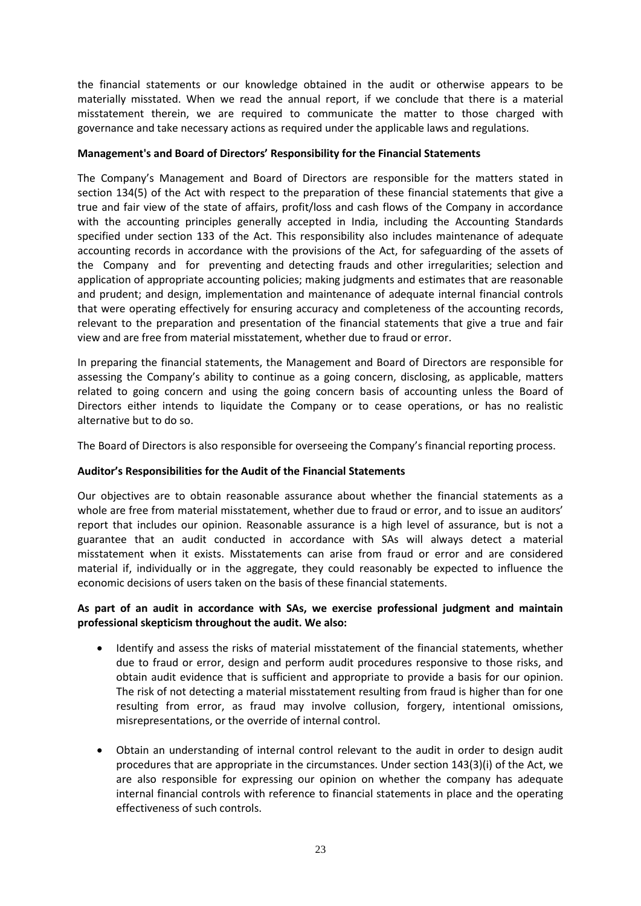the financial statements or our knowledge obtained in the audit or otherwise appears to be materially misstated. When we read the annual report, if we conclude that there is a material misstatement therein, we are required to communicate the matter to those charged with governance and take necessary actions as required under the applicable laws and regulations.

**Management's and Board of Directors' Responsibility for the Financial Statements**

The Company's Management and Board of Directors are responsible for the matters stated in section 134(5) of the Act with respect to the preparation of these financial statements that give a true and fair view of the state of affairs, profit/loss and cash flows of the Company in accordance with the accounting principles generally accepted in India, including the Accounting Standards specified under section 133 of the Act. This responsibility also includes maintenance of adequate accounting records in accordance with the provisions of the Act, for safeguarding of the assets of the Company and for preventing and detecting frauds and other irregularities; selection and application of appropriate accounting policies; making judgments and estimates that are reasonable and prudent; and design, implementation and maintenance of adequate internal financial controls that were operating effectively for ensuring accuracy and completeness of the accounting records, relevant to the preparation and presentation of the financial statements that give a true and fair view and are free from material misstatement, whether due to fraud or error.

In preparing the financial statements, the Management and Board of Directors are responsible for assessing the Company's ability to continue as a going concern, disclosing, as applicable, matters related to going concern and using the going concern basis of accounting unless the Board of Directors either intends to liquidate the Company or to cease operations, or has no realistic alternative but to do so.

The Board of Directors is also responsible for overseeing the Company's financial reporting process.

**Auditor's Responsibilities for the Audit of the Financial Statements**

Our objectives are to obtain reasonable assurance about whether the financial statements as a whole are free from material misstatement, whether due to fraud or error, and to issue an auditors' report that includes our opinion. Reasonable assurance is a high level of assurance, but is not a guarantee that an audit conducted in accordance with SAs will always detect a material misstatement when it exists. Misstatements can arise from fraud or error and are considered material if, individually or in the aggregate, they could reasonably be expected to influence the economic decisions of users taken on the basis of these financial statements.

**As part of an audit in accordance with SAs, we exercise professional judgment and maintain professional skepticism throughout the audit. We also:**

- Identify and assess the risks of material misstatement of the financial statements, whether due to fraud or error, design and perform audit procedures responsive to those risks, and obtain audit evidence that is sufficient and appropriate to provide a basis for our opinion. The risk of not detecting a material misstatement resulting from fraud is higher than for one resulting from error, as fraud may involve collusion, forgery, intentional omissions, misrepresentations, or the override of internal control.

- Obtain an understanding of internal control relevant to the audit in order to design audit procedures that are appropriate in the circumstances. Under section 143(3)(i) of the Act, we are also responsible for expressing our opinion on whether the company has adequate internal financial controls with reference to financial statements in place and the operating effectiveness of such controls.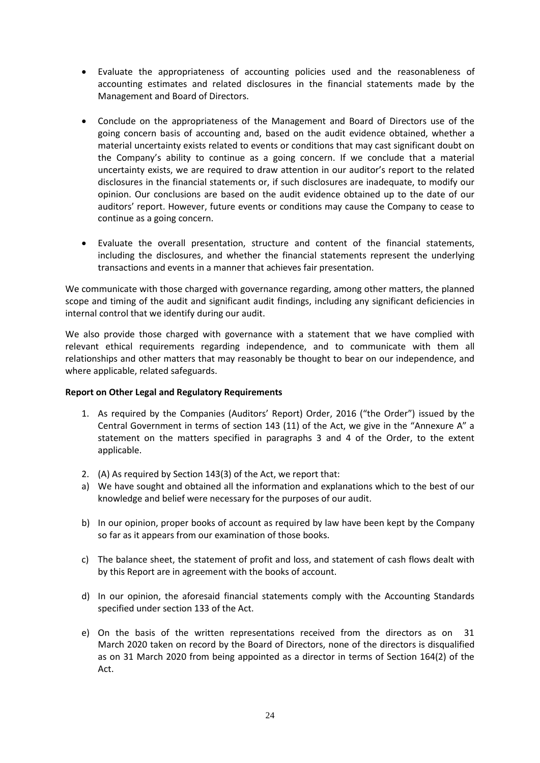- Evaluate the appropriateness of accounting policies used and the reasonableness of accounting estimates and related disclosures in the financial statements made by the Management and Board of Directors.

- Conclude on the appropriateness of the Management and Board of Directors use of the going concern basis of accounting and, based on the audit evidence obtained, whether a material uncertainty exists related to events or conditions that may cast significant doubt on the Company's ability to continue as a going concern. If we conclude that a material uncertainty exists, we are required to draw attention in our auditor's report to the related disclosures in the financial statements or, if such disclosures are inadequate, to modify our opinion. Our conclusions are based on the audit evidence obtained up to the date of our auditors' report. However, future events or conditions may cause the Company to cease to continue as a going concern.

- Evaluate the overall presentation, structure and content of the financial statements, including the disclosures, and whether the financial statements represent the underlying transactions and events in a manner that achieves fair presentation.

We communicate with those charged with governance regarding, among other matters, the planned scope and timing of the audit and significant audit findings, including any significant deficiencies in internal control that we identify during our audit.

We also provide those charged with governance with a statement that we have complied with relevant ethical requirements regarding independence, and to communicate with them all relationships and other matters that may reasonably be thought to bear on our independence, and where applicable, related safeguards.

**Report on Other Legal and Regulatory Requirements**

1. As required by the Companies (Auditors' Report) Order, 2016 ("the Order") issued by the Central Government in terms of section 143 (11) of the Act, we give in the "Annexure A" a statement on the matters specified in paragraphs 3 and 4 of the Order, to the extent applicable.

2. (A) As required by Section 143(3) of the Act, we report that:

a) We have sought and obtained all the information and explanations which to the best of our knowledge and belief were necessary for the purposes of our audit.

b) In our opinion, proper books of account as required by law have been kept by the Company so far as it appears from our examination of those books.

c) The balance sheet, the statement of profit and loss, and statement of cash flows dealt with by this Report are in agreement with the books of account.

d) In our opinion, the aforesaid financial statements comply with the Accounting Standards specified under section 133 of the Act.

e) On the basis of the written representations received from the directors as on 31 March 2020 taken on record by the Board of Directors, none of the directors is disqualified as on 31 March 2020 from being appointed as a director in terms of Section 164(2) of the Act.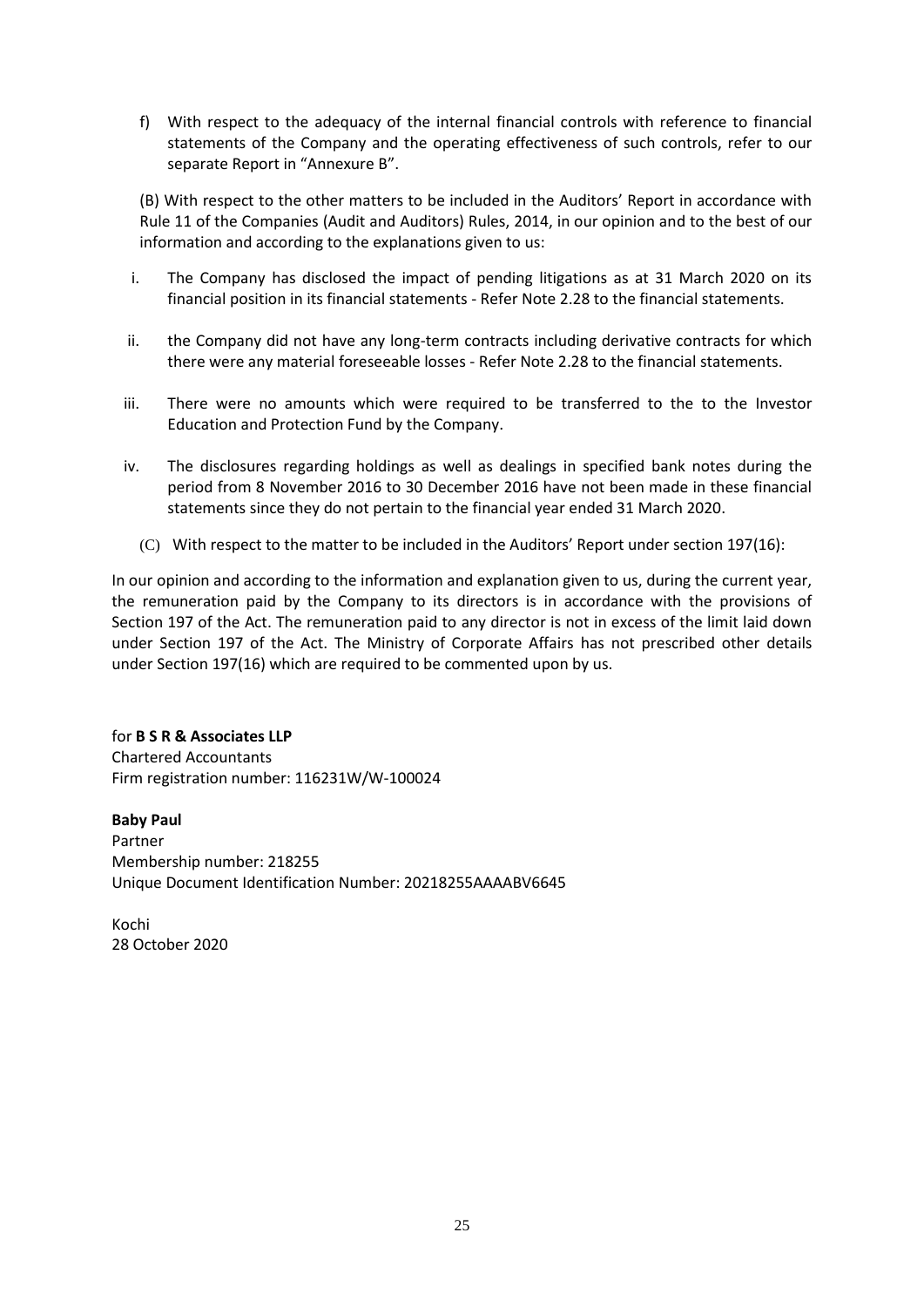f) With respect to the adequacy of the internal financial controls with reference to financial statements of the Company and the operating effectiveness of such controls, refer to our separate Report in "Annexure B".

(B) With respect to the other matters to be included in the Auditors' Report in accordance with Rule 11 of the Companies (Audit and Auditors) Rules, 2014, in our opinion and to the best of our information and according to the explanations given to us:

i. The Company has disclosed the impact of pending litigations as at 31 March 2020 on its financial position in its financial statements - Refer Note 2.28 to the financial statements.

ii. the Company did not have any long-term contracts including derivative contracts for which there were any material foreseeable losses - Refer Note 2.28 to the financial statements.

iii. There were no amounts which were required to be transferred to the to the Investor Education and Protection Fund by the Company.

iv. The disclosures regarding holdings as well as dealings in specified bank notes during the period from 8 November 2016 to 30 December 2016 have not been made in these financial statements since they do not pertain to the financial year ended 31 March 2020.

(C) With respect to the matter to be included in the Auditors' Report under section 197(16):

In our opinion and according to the information and explanation given to us, during the current year, the remuneration paid by the Company to its directors is in accordance with the provisions of Section 197 of the Act. The remuneration paid to any director is not in excess of the limit laid down under Section 197 of the Act. The Ministry of Corporate Affairs has not prescribed other details under Section 197(16) which are required to be commented upon by us.

for **B S R & Associates LLP**
Chartered Accountants
Firm registration number: 116231W/W-100024

**Baby Paul**
Partner
Membership number: 218255
Unique Document Identification Number: 20218255AAAABV6645

Kochi
28 October 2020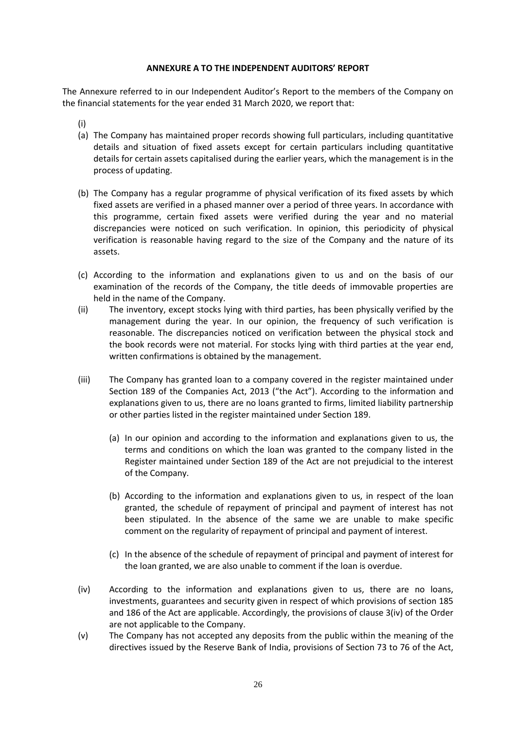**ANNEXURE A TO THE INDEPENDENT AUDITORS' REPORT**

The Annexure referred to in our Independent Auditor's Report to the members of the Company on the financial statements for the year ended 31 March 2020, we report that:

(i)

(a) The Company has maintained proper records showing full particulars, including quantitative details and situation of fixed assets except for certain particulars including quantitative details for certain assets capitalised during the earlier years, which the management is in the process of updating.

(b) The Company has a regular programme of physical verification of its fixed assets by which fixed assets are verified in a phased manner over a period of three years. In accordance with this programme, certain fixed assets were verified during the year and no material discrepancies were noticed on such verification. In opinion, this periodicity of physical verification is reasonable having regard to the size of the Company and the nature of its assets.

(c) According to the information and explanations given to us and on the basis of our examination of the records of the Company, the title deeds of immovable properties are held in the name of the Company.

(ii) The inventory, except stocks lying with third parties, has been physically verified by the management during the year. In our opinion, the frequency of such verification is reasonable. The discrepancies noticed on verification between the physical stock and the book records were not material. For stocks lying with third parties at the year end, written confirmations is obtained by the management.

(iii) The Company has granted loan to a company covered in the register maintained under Section 189 of the Companies Act, 2013 ("the Act"). According to the information and explanations given to us, there are no loans granted to firms, limited liability partnership or other parties listed in the register maintained under Section 189.

(a) In our opinion and according to the information and explanations given to us, the terms and conditions on which the loan was granted to the company listed in the Register maintained under Section 189 of the Act are not prejudicial to the interest of the Company.

(b) According to the information and explanations given to us, in respect of the loan granted, the schedule of repayment of principal and payment of interest has not been stipulated. In the absence of the same we are unable to make specific comment on the regularity of repayment of principal and payment of interest.

(c) In the absence of the schedule of repayment of principal and payment of interest for the loan granted, we are also unable to comment if the loan is overdue.

(iv) According to the information and explanations given to us, there are no loans, investments, guarantees and security given in respect of which provisions of section 185 and 186 of the Act are applicable. Accordingly, the provisions of clause 3(iv) of the Order are not applicable to the Company.

(v) The Company has not accepted any deposits from the public within the meaning of the directives issued by the Reserve Bank of India, provisions of Section 73 to 76 of the Act,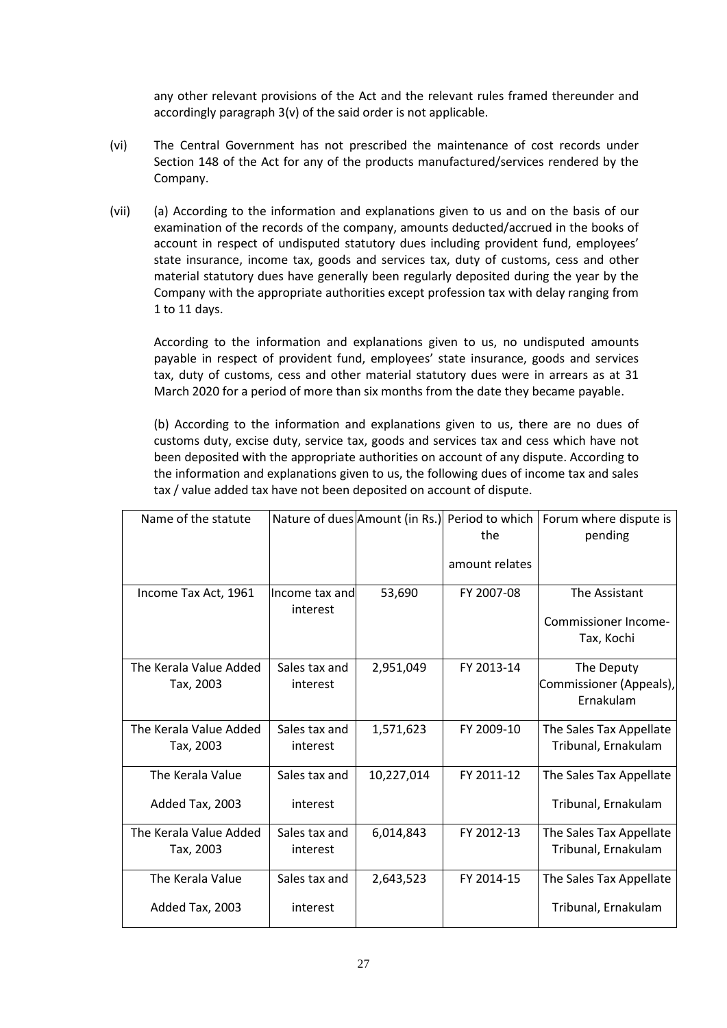any other relevant provisions of the Act and the relevant rules framed thereunder and accordingly paragraph 3(v) of the said order is not applicable.

(vi) The Central Government has not prescribed the maintenance of cost records under Section 148 of the Act for any of the products manufactured/services rendered by the Company.

(vii) (a) According to the information and explanations given to us and on the basis of our examination of the records of the company, amounts deducted/accrued in the books of account in respect of undisputed statutory dues including provident fund, employees' state insurance, income tax, goods and services tax, duty of customs, cess and other material statutory dues have generally been regularly deposited during the year by the Company with the appropriate authorities except profession tax with delay ranging from 1 to 11 days.

According to the information and explanations given to us, no undisputed amounts payable in respect of provident fund, employees' state insurance, goods and services tax, duty of customs, cess and other material statutory dues were in arrears as at 31 March 2020 for a period of more than six months from the date they became payable.

(b) According to the information and explanations given to us, there are no dues of customs duty, excise duty, service tax, goods and services tax and cess which have not been deposited with the appropriate authorities on account of any dispute. According to the information and explanations given to us, the following dues of income tax and sales tax / value added tax have not been deposited on account of dispute.

| Name of the statute | Nature of dues | Amount (in Rs.) | Period to which the amount relates | Forum where dispute is pending |
|---|---|---|---|---|
| Income Tax Act, 1961 | Income tax and interest | 53,690 | FY 2007-08 | The Assistant Commissioner Income-Tax, Kochi |
| The Kerala Value Added Tax, 2003 | Sales tax and interest | 2,951,049 | FY 2013-14 | The Deputy Commissioner (Appeals), Ernakulam |
| The Kerala Value Added Tax, 2003 | Sales tax and interest | 1,571,623 | FY 2009-10 | The Sales Tax Appellate Tribunal, Ernakulam |
| The Kerala Value Added Tax, 2003 | Sales tax and interest | 10,227,014 | FY 2011-12 | The Sales Tax Appellate Tribunal, Ernakulam |
| The Kerala Value Added Tax, 2003 | Sales tax and interest | 6,014,843 | FY 2012-13 | The Sales Tax Appellate Tribunal, Ernakulam |
| The Kerala Value Added Tax, 2003 | Sales tax and interest | 2,643,523 | FY 2014-15 | The Sales Tax Appellate Tribunal, Ernakulam |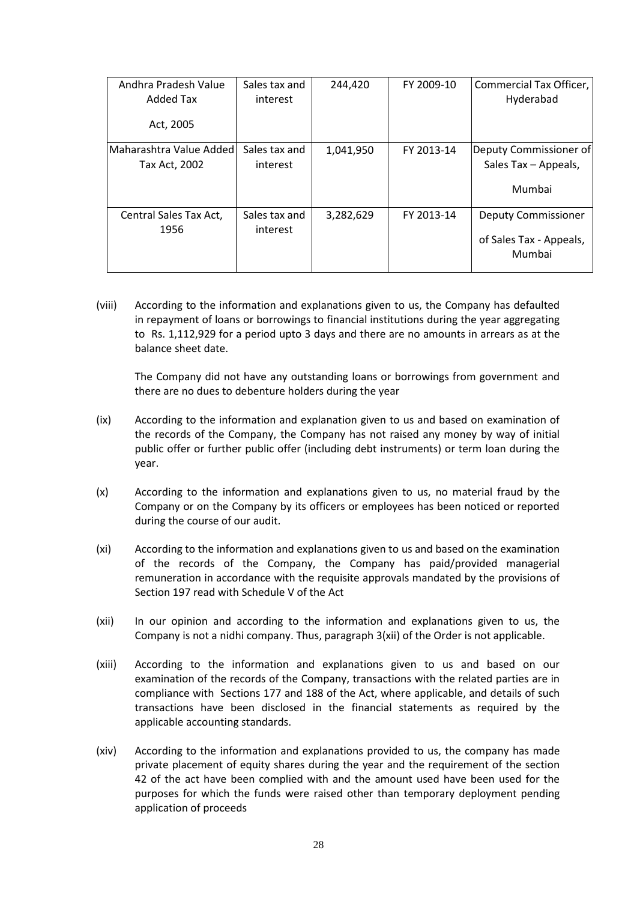| Andhra Pradesh Value Added Tax Act, 2005 | Sales tax and interest | 244,420 | FY 2009-10 | Commercial Tax Officer, Hyderabad |
|---|---|---|---|---|
| Maharashtra Value Added Tax Act, 2002 | Sales tax and interest | 1,041,950 | FY 2013-14 | Deputy Commissioner of Sales Tax – Appeals, Mumbai |
| Central Sales Tax Act, 1956 | Sales tax and interest | 3,282,629 | FY 2013-14 | Deputy Commissioner of Sales Tax - Appeals, Mumbai |

(viii) According to the information and explanations given to us, the Company has defaulted in repayment of loans or borrowings to financial institutions during the year aggregating to Rs. 1,112,929 for a period upto 3 days and there are no amounts in arrears as at the balance sheet date.

The Company did not have any outstanding loans or borrowings from government and there are no dues to debenture holders during the year

(ix) According to the information and explanation given to us and based on examination of the records of the Company, the Company has not raised any money by way of initial public offer or further public offer (including debt instruments) or term loan during the year.

(x) According to the information and explanations given to us, no material fraud by the Company or on the Company by its officers or employees has been noticed or reported during the course of our audit.

(xi) According to the information and explanations given to us and based on the examination of the records of the Company, the Company has paid/provided managerial remuneration in accordance with the requisite approvals mandated by the provisions of Section 197 read with Schedule V of the Act

(xii) In our opinion and according to the information and explanations given to us, the Company is not a nidhi company. Thus, paragraph 3(xii) of the Order is not applicable.

(xiii) According to the information and explanations given to us and based on our examination of the records of the Company, transactions with the related parties are in compliance with Sections 177 and 188 of the Act, where applicable, and details of such transactions have been disclosed in the financial statements as required by the applicable accounting standards.

(xiv) According to the information and explanations provided to us, the company has made private placement of equity shares during the year and the requirement of the section 42 of the act have been complied with and the amount used have been used for the purposes for which the funds were raised other than temporary deployment pending application of proceeds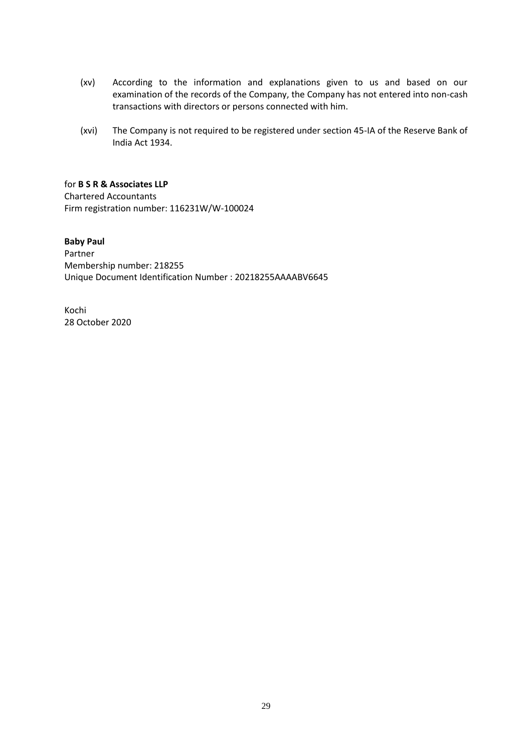(xv) According to the information and explanations given to us and based on our examination of the records of the Company, the Company has not entered into non-cash transactions with directors or persons connected with him.

(xvi) The Company is not required to be registered under section 45-IA of the Reserve Bank of India Act 1934.

for **B S R & Associates LLP**
Chartered Accountants
Firm registration number: 116231W/W-100024

**Baby Paul**
Partner
Membership number: 218255
Unique Document Identification Number : 20218255AAAABV6645

Kochi
28 October 2020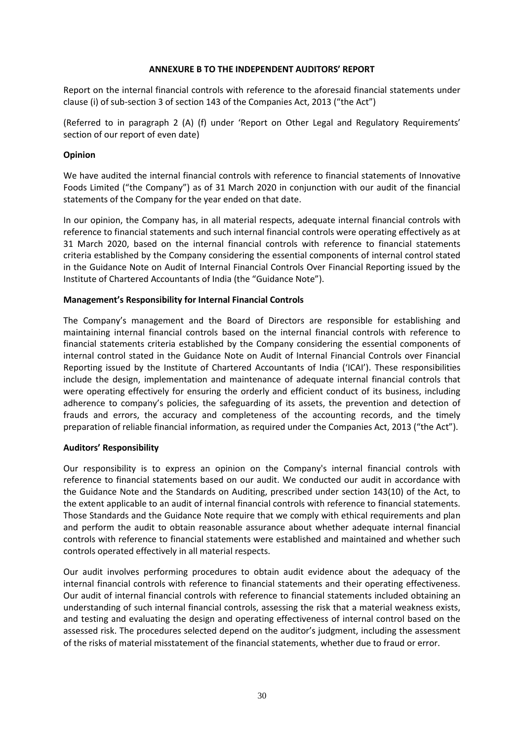## ANNEXURE B TO THE INDEPENDENT AUDITORS' REPORT

Report on the internal financial controls with reference to the aforesaid financial statements under clause (i) of sub-section 3 of section 143 of the Companies Act, 2013 ("the Act")

(Referred to in paragraph 2 (A) (f) under 'Report on Other Legal and Regulatory Requirements' section of our report of even date)

### Opinion

We have audited the internal financial controls with reference to financial statements of Innovative Foods Limited ("the Company") as of 31 March 2020 in conjunction with our audit of the financial statements of the Company for the year ended on that date.

In our opinion, the Company has, in all material respects, adequate internal financial controls with reference to financial statements and such internal financial controls were operating effectively as at 31 March 2020, based on the internal financial controls with reference to financial statements criteria established by the Company considering the essential components of internal control stated in the Guidance Note on Audit of Internal Financial Controls Over Financial Reporting issued by the Institute of Chartered Accountants of India (the "Guidance Note").

### Management's Responsibility for Internal Financial Controls

The Company's management and the Board of Directors are responsible for establishing and maintaining internal financial controls based on the internal financial controls with reference to financial statements criteria established by the Company considering the essential components of internal control stated in the Guidance Note on Audit of Internal Financial Controls over Financial Reporting issued by the Institute of Chartered Accountants of India ('ICAI'). These responsibilities include the design, implementation and maintenance of adequate internal financial controls that were operating effectively for ensuring the orderly and efficient conduct of its business, including adherence to company's policies, the safeguarding of its assets, the prevention and detection of frauds and errors, the accuracy and completeness of the accounting records, and the timely preparation of reliable financial information, as required under the Companies Act, 2013 ("the Act").

### Auditors' Responsibility

Our responsibility is to express an opinion on the Company's internal financial controls with reference to financial statements based on our audit. We conducted our audit in accordance with the Guidance Note and the Standards on Auditing, prescribed under section 143(10) of the Act, to the extent applicable to an audit of internal financial controls with reference to financial statements. Those Standards and the Guidance Note require that we comply with ethical requirements and plan and perform the audit to obtain reasonable assurance about whether adequate internal financial controls with reference to financial statements were established and maintained and whether such controls operated effectively in all material respects.

Our audit involves performing procedures to obtain audit evidence about the adequacy of the internal financial controls with reference to financial statements and their operating effectiveness. Our audit of internal financial controls with reference to financial statements included obtaining an understanding of such internal financial controls, assessing the risk that a material weakness exists, and testing and evaluating the design and operating effectiveness of internal control based on the assessed risk. The procedures selected depend on the auditor's judgment, including the assessment of the risks of material misstatement of the financial statements, whether due to fraud or error.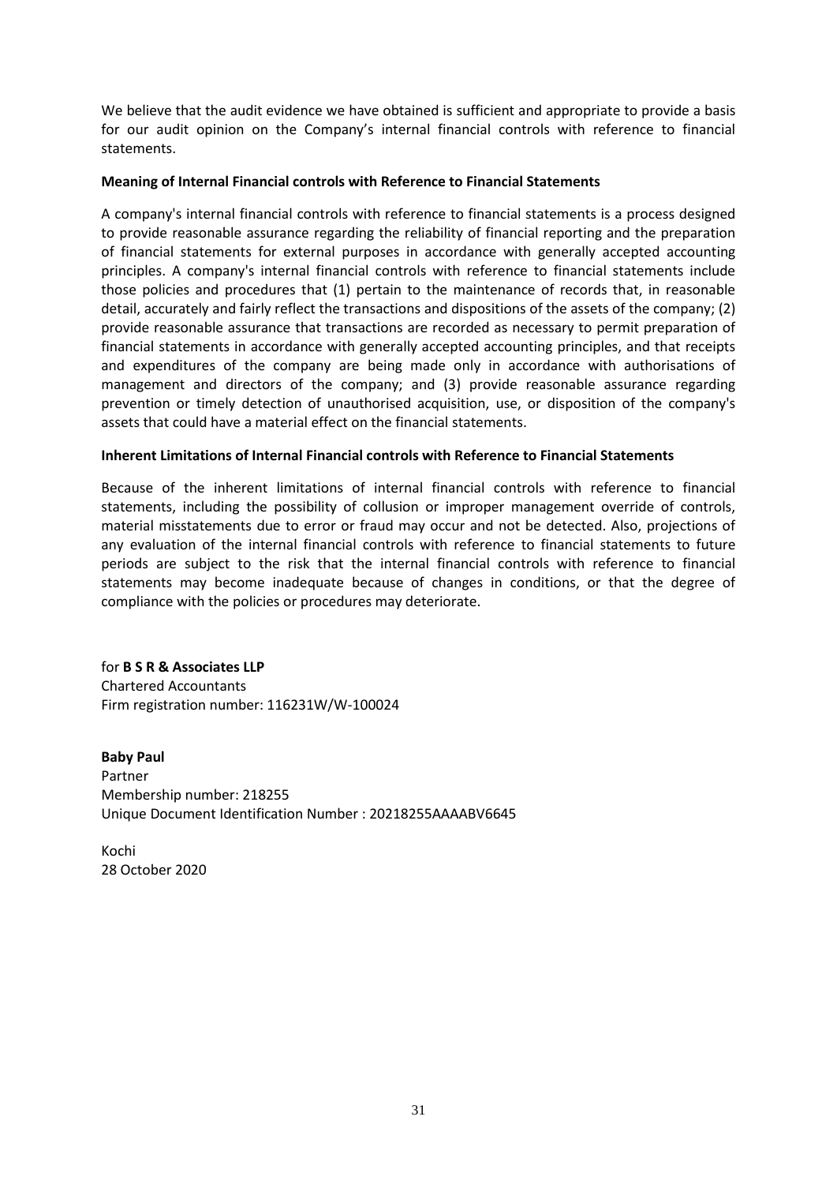We believe that the audit evidence we have obtained is sufficient and appropriate to provide a basis for our audit opinion on the Company's internal financial controls with reference to financial statements.

**Meaning of Internal Financial controls with Reference to Financial Statements**

A company's internal financial controls with reference to financial statements is a process designed to provide reasonable assurance regarding the reliability of financial reporting and the preparation of financial statements for external purposes in accordance with generally accepted accounting principles. A company's internal financial controls with reference to financial statements include those policies and procedures that (1) pertain to the maintenance of records that, in reasonable detail, accurately and fairly reflect the transactions and dispositions of the assets of the company; (2) provide reasonable assurance that transactions are recorded as necessary to permit preparation of financial statements in accordance with generally accepted accounting principles, and that receipts and expenditures of the company are being made only in accordance with authorisations of management and directors of the company; and (3) provide reasonable assurance regarding prevention or timely detection of unauthorised acquisition, use, or disposition of the company's assets that could have a material effect on the financial statements.

**Inherent Limitations of Internal Financial controls with Reference to Financial Statements**

Because of the inherent limitations of internal financial controls with reference to financial statements, including the possibility of collusion or improper management override of controls, material misstatements due to error or fraud may occur and not be detected. Also, projections of any evaluation of the internal financial controls with reference to financial statements to future periods are subject to the risk that the internal financial controls with reference to financial statements may become inadequate because of changes in conditions, or that the degree of compliance with the policies or procedures may deteriorate.

for **B S R & Associates LLP**
Chartered Accountants
Firm registration number: 116231W/W-100024

**Baby Paul**
Partner
Membership number: 218255
Unique Document Identification Number : 20218255AAAABV6645

Kochi
28 October 2020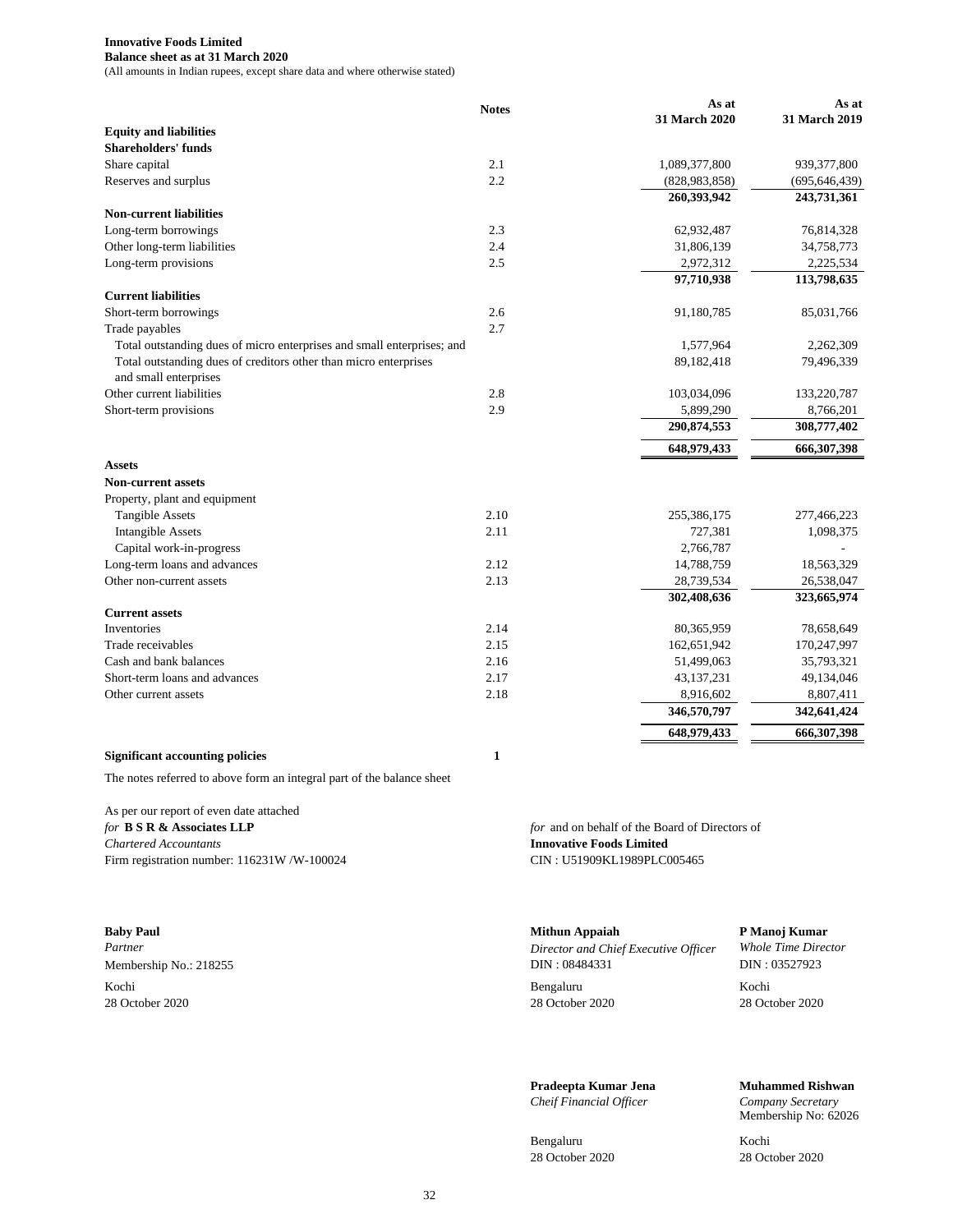**Innovative Foods Limited**
**Balance sheet as at 31 March 2020**
(All amounts in Indian rupees, except share data and where otherwise stated)

| | Notes | As at 31 March 2020 | As at 31 March 2019 |
|---|---|---|---|
| **Equity and liabilities** | | | |
| **Shareholders' funds** | | | |
| Share capital | 2.1 | 1,089,377,800 | 939,377,800 |
| Reserves and surplus | 2.2 | (828,983,858) | (695,646,439) |
| | | **260,393,942** | **243,731,361** |
| **Non-current liabilities** | | | |
| Long-term borrowings | 2.3 | 62,932,487 | 76,814,328 |
| Other long-term liabilities | 2.4 | 31,806,139 | 34,758,773 |
| Long-term provisions | 2.5 | 2,972,312 | 2,225,534 |
| | | **97,710,938** | **113,798,635** |
| **Current liabilities** | | | |
| Short-term borrowings | 2.6 | 91,180,785 | 85,031,766 |
| Trade payables | 2.7 | | |
| Total outstanding dues of micro enterprises and small enterprises; and | | 1,577,964 | 2,262,309 |
| Total outstanding dues of creditors other than micro enterprises and small enterprises | | 89,182,418 | 79,496,339 |
| Other current liabilities | 2.8 | 103,034,096 | 133,220,787 |
| Short-term provisions | 2.9 | 5,899,290 | 8,766,201 |
| | | **290,874,553** | **308,777,402** |
| | | **648,979,433** | **666,307,398** |
| **Assets** | | | |
| **Non-current assets** | | | |
| Property, plant and equipment | | | |
| Tangible Assets | 2.10 | 255,386,175 | 277,466,223 |
| Intangible Assets | 2.11 | 727,381 | 1,098,375 |
| Capital work-in-progress | | 2,766,787 | - |
| Long-term loans and advances | 2.12 | 14,788,759 | 18,563,329 |
| Other non-current assets | 2.13 | 28,739,534 | 26,538,047 |
| | | **302,408,636** | **323,665,974** |
| **Current assets** | | | |
| Inventories | 2.14 | 80,365,959 | 78,658,649 |
| Trade receivables | 2.15 | 162,651,942 | 170,247,997 |
| Cash and bank balances | 2.16 | 51,499,063 | 35,793,321 |
| Short-term loans and advances | 2.17 | 43,137,231 | 49,134,046 |
| Other current assets | 2.18 | 8,916,602 | 8,807,411 |
| | | **346,570,797** | **342,641,424** |
| | | **648,979,433** | **666,307,398** |
| **Significant accounting policies** | **1** | | |

The notes referred to above form an integral part of the balance sheet

As per our report of even date attached
*for* **B S R & Associates LLP**
*Chartered Accountants*
Firm registration number: 116231W /W-100024

*for* and on behalf of the Board of Directors of
**Innovative Foods Limited**
CIN : U51909KL1989PLC005465

**Baby Paul**
*Partner*
Membership No.: 218255
Kochi
28 October 2020

**Mithun Appaiah**
*Director and Chief Executive Officer*
DIN : 08484331
Bengaluru
28 October 2020

**P Manoj Kumar**
*Whole Time Director*
DIN : 03527923
Kochi
28 October 2020

**Pradeepta Kumar Jena**
*Cheif Financial Officer*
Bengaluru
28 October 2020

**Muhammed Rishwan**
*Company Secretary*
Membership No: 62026
Kochi
28 October 2020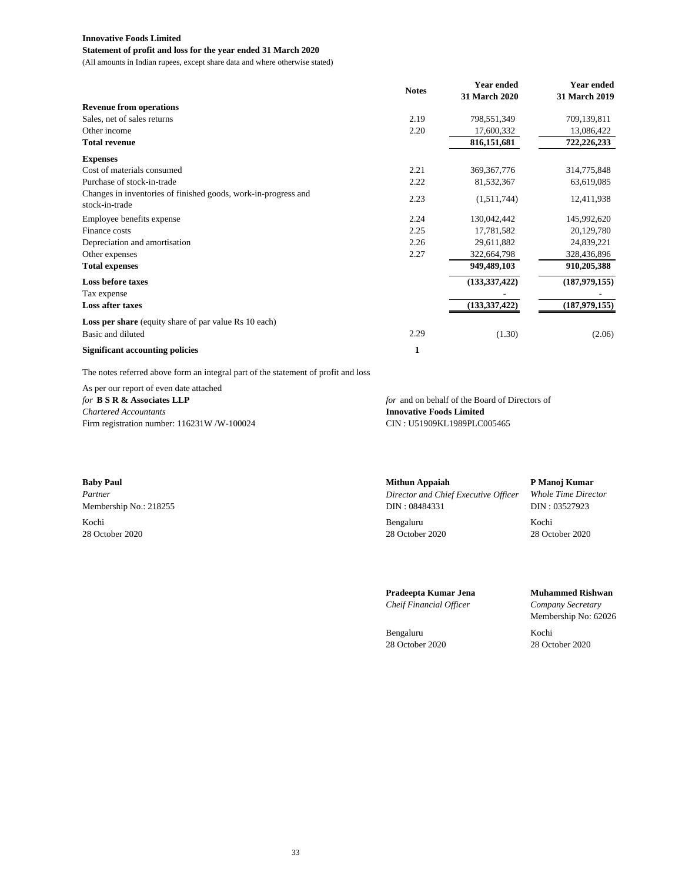**Innovative Foods Limited**

**Statement of profit and loss for the year ended 31 March 2020**

(All amounts in Indian rupees, except share data and where otherwise stated)

| | Notes | Year ended 31 March 2020 | Year ended 31 March 2019 |
|---|---|---|---|
| **Revenue from operations** | | | |
| Sales, net of sales returns | 2.19 | 798,551,349 | 709,139,811 |
| Other income | 2.20 | 17,600,332 | 13,086,422 |
| **Total revenue** | | **816,151,681** | **722,226,233** |
| **Expenses** | | | |
| Cost of materials consumed | 2.21 | 369,367,776 | 314,775,848 |
| Purchase of stock-in-trade | 2.22 | 81,532,367 | 63,619,085 |
| Changes in inventories of finished goods, work-in-progress and stock-in-trade | 2.23 | (1,511,744) | 12,411,938 |
| Employee benefits expense | 2.24 | 130,042,442 | 145,992,620 |
| Finance costs | 2.25 | 17,781,582 | 20,129,780 |
| Depreciation and amortisation | 2.26 | 29,611,882 | 24,839,221 |
| Other expenses | 2.27 | 322,664,798 | 328,436,896 |
| **Total expenses** | | **949,489,103** | **910,205,388** |
| **Loss before taxes** | | **(133,337,422)** | **(187,979,155)** |
| Tax expense | | - | - |
| **Loss after taxes** | | **(133,337,422)** | **(187,979,155)** |
| **Loss per share** (equity share of par value Rs 10 each) | | | |
| Basic and diluted | 2.29 | (1.30) | (2.06) |
| **Significant accounting policies** | **1** | | |

The notes referred above form an integral part of the statement of profit and loss

As per our report of even date attached

*for* **B S R & Associates LLP**
*Chartered Accountants*
Firm registration number: 116231W /W-100024

*for* and on behalf of the Board of Directors of
**Innovative Foods Limited**
CIN : U51909KL1989PLC005465

**Baby Paul**
*Partner*
Membership No.: 218255
Kochi
28 October 2020

**Mithun Appaiah**
*Director and Chief Executive Officer*
DIN : 08484331
Bengaluru
28 October 2020

**P Manoj Kumar**
*Whole Time Director*
DIN : 03527923
Kochi
28 October 2020

**Pradeepta Kumar Jena**
*Cheif Financial Officer*
Bengaluru
28 October 2020

**Muhammed Rishwan**
*Company Secretary*
Membership No: 62026
Kochi
28 October 2020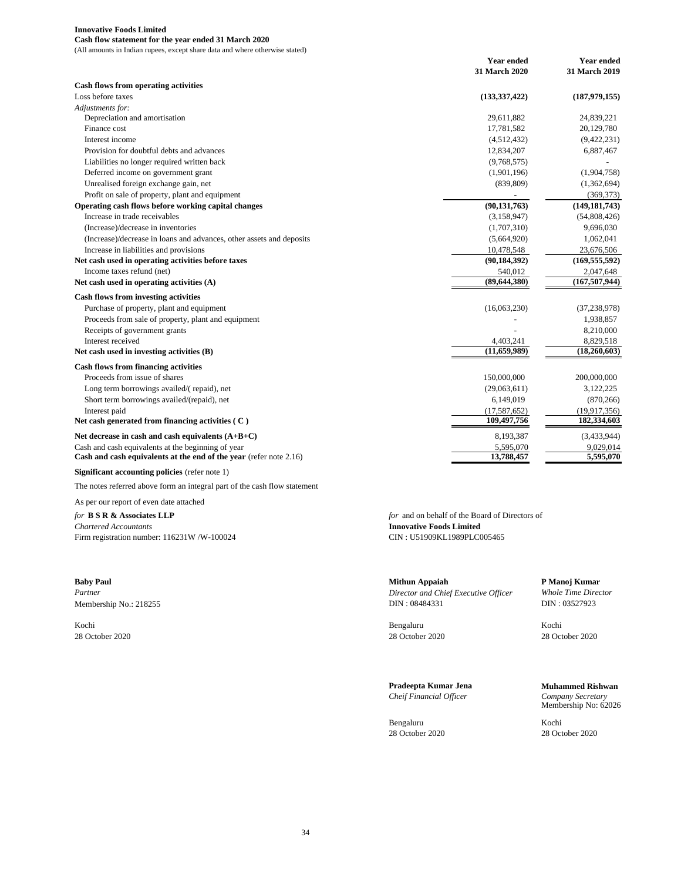**Innovative Foods Limited**

**Cash flow statement for the year ended 31 March 2020**

(All amounts in Indian rupees, except share data and where otherwise stated)

| | Year ended 31 March 2020 | Year ended 31 March 2019 |
|---|---|---|
| **Cash flows from operating activities** | | |
| Loss before taxes | **(133,337,422)** | **(187,979,155)** |
| *Adjustments for:* | | |
| Depreciation and amortisation | 29,611,882 | 24,839,221 |
| Finance cost | 17,781,582 | 20,129,780 |
| Interest income | (4,512,432) | (9,422,231) |
| Provision for doubtful debts and advances | 12,834,207 | 6,887,467 |
| Liabilities no longer required written back | (9,768,575) | - |
| Deferred income on government grant | (1,901,196) | (1,904,758) |
| Unrealised foreign exchange gain, net | (839,809) | (1,362,694) |
| Profit on sale of property, plant and equipment | - | (369,373) |
| **Operating cash flows before working capital changes** | **(90,131,763)** | **(149,181,743)** |
| Increase in trade receivables | (3,158,947) | (54,808,426) |
| (Increase)/decrease in inventories | (1,707,310) | 9,696,030 |
| (Increase)/decrease in loans and advances, other assets and deposits | (5,664,920) | 1,062,041 |
| Increase in liabilities and provisions | 10,478,548 | 23,676,506 |
| **Net cash used in operating activities before taxes** | **(90,184,392)** | **(169,555,592)** |
| Income taxes refund (net) | 540,012 | 2,047,648 |
| **Net cash used in operating activities (A)** | **(89,644,380)** | **(167,507,944)** |
| **Cash flows from investing activities** | | |
| Purchase of property, plant and equipment | (16,063,230) | (37,238,978) |
| Proceeds from sale of property, plant and equipment | - | 1,938,857 |
| Receipts of government grants | - | 8,210,000 |
| Interest received | 4,403,241 | 8,829,518 |
| **Net cash used in investing activities (B)** | **(11,659,989)** | **(18,260,603)** |
| **Cash flows from financing activities** | | |
| Proceeds from issue of shares | 150,000,000 | 200,000,000 |
| Long term borrowings availed/( repaid), net | (29,063,611) | 3,122,225 |
| Short term borrowings availed/(repaid), net | 6,149,019 | (870,266) |
| Interest paid | (17,587,652) | (19,917,356) |
| **Net cash generated from financing activities ( C )** | **109,497,756** | **182,334,603** |
| **Net decrease in cash and cash equivalents (A+B+C)** | 8,193,387 | (3,433,944) |
| Cash and cash equivalents at the beginning of year | 5,595,070 | 9,029,014 |
| **Cash and cash equivalents at the end of the year** (refer note 2.16) | **13,788,457** | **5,595,070** |

**Significant accounting policies** (refer note 1)

The notes referred above form an integral part of the cash flow statement

As per our report of even date attached

*for* **B S R & Associates LLP**
*Chartered Accountants*
Firm registration number: 116231W /W-100024

*for* and on behalf of the Board of Directors of
**Innovative Foods Limited**
CIN : U51909KL1989PLC005465

**Baby Paul**
*Partner*
Membership No.: 218255

Kochi
28 October 2020

**Mithun Appaiah**
*Director and Chief Executive Officer*
DIN : 08484331

Bengaluru
28 October 2020

**P Manoj Kumar**
*Whole Time Director*
DIN : 03527923

Kochi
28 October 2020

**Pradeepta Kumar Jena**
*Cheif Financial Officer*

Bengaluru
28 October 2020

**Muhammed Rishwan**
*Company Secretary*
Membership No: 62026

Kochi
28 October 2020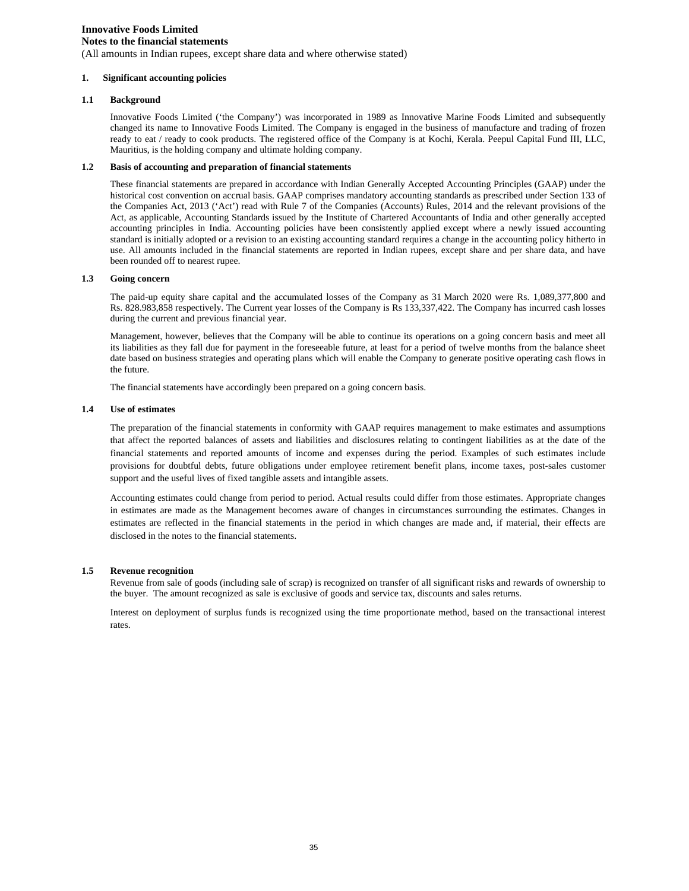**Innovative Foods Limited**
**Notes to the financial statements**
(All amounts in Indian rupees, except share data and where otherwise stated)

## 1. Significant accounting policies

### 1.1 Background

Innovative Foods Limited ('the Company') was incorporated in 1989 as Innovative Marine Foods Limited and subsequently changed its name to Innovative Foods Limited. The Company is engaged in the business of manufacture and trading of frozen ready to eat / ready to cook products. The registered office of the Company is at Kochi, Kerala. Peepul Capital Fund III, LLC, Mauritius, is the holding company and ultimate holding company.

### 1.2 Basis of accounting and preparation of financial statements

These financial statements are prepared in accordance with Indian Generally Accepted Accounting Principles (GAAP) under the historical cost convention on accrual basis. GAAP comprises mandatory accounting standards as prescribed under Section 133 of the Companies Act, 2013 ('Act') read with Rule 7 of the Companies (Accounts) Rules, 2014 and the relevant provisions of the Act, as applicable, Accounting Standards issued by the Institute of Chartered Accountants of India and other generally accepted accounting principles in India. Accounting policies have been consistently applied except where a newly issued accounting standard is initially adopted or a revision to an existing accounting standard requires a change in the accounting policy hitherto in use. All amounts included in the financial statements are reported in Indian rupees, except share and per share data, and have been rounded off to nearest rupee.

### 1.3 Going concern

The paid-up equity share capital and the accumulated losses of the Company as 31 March 2020 were Rs. 1,089,377,800 and Rs. 828.983,858 respectively. The Current year losses of the Company is Rs 133,337,422. The Company has incurred cash losses during the current and previous financial year.

Management, however, believes that the Company will be able to continue its operations on a going concern basis and meet all its liabilities as they fall due for payment in the foreseeable future, at least for a period of twelve months from the balance sheet date based on business strategies and operating plans which will enable the Company to generate positive operating cash flows in the future.

The financial statements have accordingly been prepared on a going concern basis.

### 1.4 Use of estimates

The preparation of the financial statements in conformity with GAAP requires management to make estimates and assumptions that affect the reported balances of assets and liabilities and disclosures relating to contingent liabilities as at the date of the financial statements and reported amounts of income and expenses during the period. Examples of such estimates include provisions for doubtful debts, future obligations under employee retirement benefit plans, income taxes, post-sales customer support and the useful lives of fixed tangible assets and intangible assets.

Accounting estimates could change from period to period. Actual results could differ from those estimates. Appropriate changes in estimates are made as the Management becomes aware of changes in circumstances surrounding the estimates. Changes in estimates are reflected in the financial statements in the period in which changes are made and, if material, their effects are disclosed in the notes to the financial statements.

### 1.5 Revenue recognition

Revenue from sale of goods (including sale of scrap) is recognized on transfer of all significant risks and rewards of ownership to the buyer. The amount recognized as sale is exclusive of goods and service tax, discounts and sales returns.

Interest on deployment of surplus funds is recognized using the time proportionate method, based on the transactional interest rates.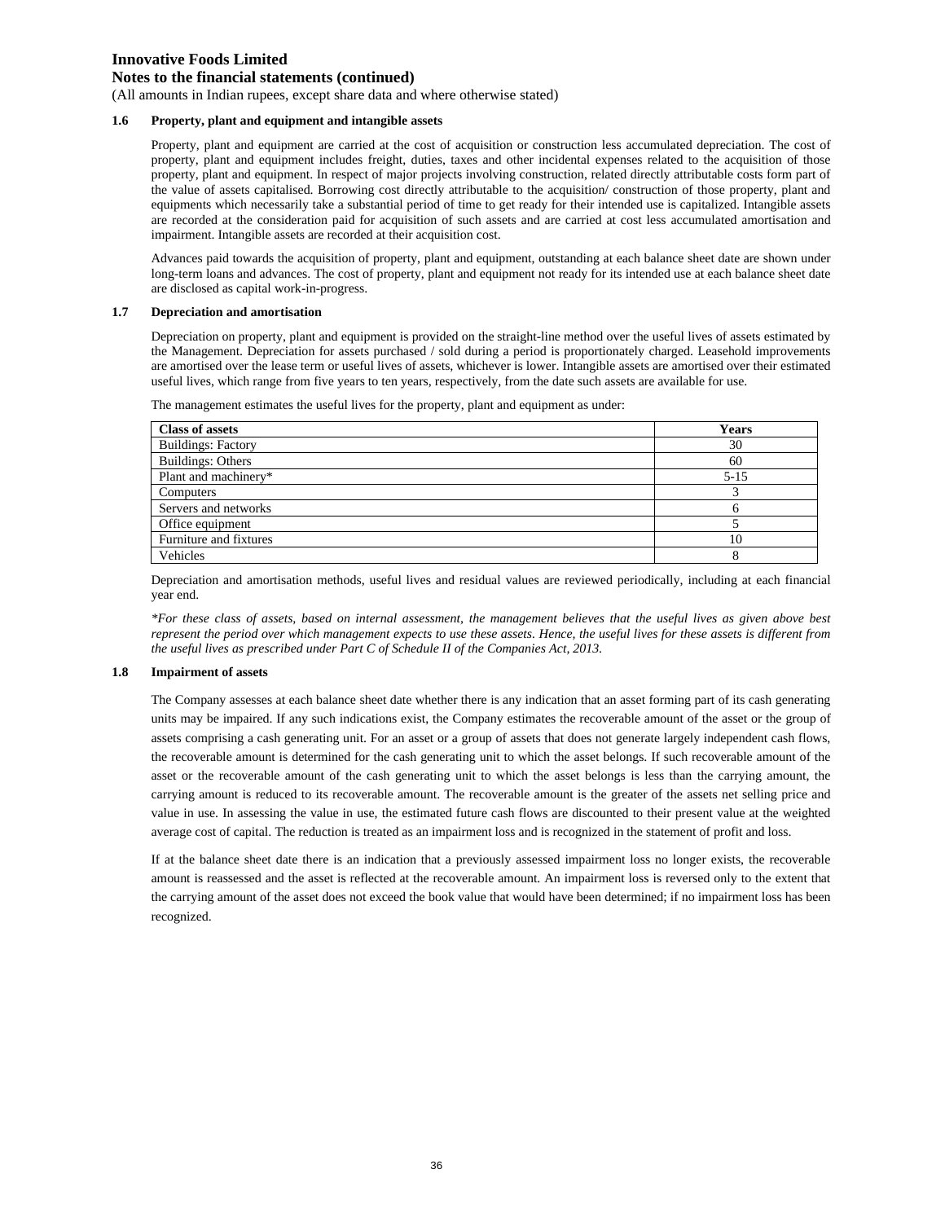**Innovative Foods Limited**
**Notes to the financial statements (continued)**
(All amounts in Indian rupees, except share data and where otherwise stated)

**1.6 Property, plant and equipment and intangible assets**

Property, plant and equipment are carried at the cost of acquisition or construction less accumulated depreciation. The cost of property, plant and equipment includes freight, duties, taxes and other incidental expenses related to the acquisition of those property, plant and equipment. In respect of major projects involving construction, related directly attributable costs form part of the value of assets capitalised. Borrowing cost directly attributable to the acquisition/ construction of those property, plant and equipments which necessarily take a substantial period of time to get ready for their intended use is capitalized. Intangible assets are recorded at the consideration paid for acquisition of such assets and are carried at cost less accumulated amortisation and impairment. Intangible assets are recorded at their acquisition cost.

Advances paid towards the acquisition of property, plant and equipment, outstanding at each balance sheet date are shown under long-term loans and advances. The cost of property, plant and equipment not ready for its intended use at each balance sheet date are disclosed as capital work-in-progress.

**1.7 Depreciation and amortisation**

Depreciation on property, plant and equipment is provided on the straight-line method over the useful lives of assets estimated by the Management. Depreciation for assets purchased / sold during a period is proportionately charged. Leasehold improvements are amortised over the lease term or useful lives of assets, whichever is lower. Intangible assets are amortised over their estimated useful lives, which range from five years to ten years, respectively, from the date such assets are available for use.

The management estimates the useful lives for the property, plant and equipment as under:

| Class of assets | Years |
|---|---|
| Buildings: Factory | 30 |
| Buildings: Others | 60 |
| Plant and machinery* | 5-15 |
| Computers | 3 |
| Servers and networks | 6 |
| Office equipment | 5 |
| Furniture and fixtures | 10 |
| Vehicles | 8 |

Depreciation and amortisation methods, useful lives and residual values are reviewed periodically, including at each financial year end.

*\*For these class of assets, based on internal assessment, the management believes that the useful lives as given above best represent the period over which management expects to use these assets. Hence, the useful lives for these assets is different from the useful lives as prescribed under Part C of Schedule II of the Companies Act, 2013.*

**1.8 Impairment of assets**

The Company assesses at each balance sheet date whether there is any indication that an asset forming part of its cash generating units may be impaired. If any such indications exist, the Company estimates the recoverable amount of the asset or the group of assets comprising a cash generating unit. For an asset or a group of assets that does not generate largely independent cash flows, the recoverable amount is determined for the cash generating unit to which the asset belongs. If such recoverable amount of the asset or the recoverable amount of the cash generating unit to which the asset belongs is less than the carrying amount, the carrying amount is reduced to its recoverable amount. The recoverable amount is the greater of the assets net selling price and value in use. In assessing the value in use, the estimated future cash flows are discounted to their present value at the weighted average cost of capital. The reduction is treated as an impairment loss and is recognized in the statement of profit and loss.

If at the balance sheet date there is an indication that a previously assessed impairment loss no longer exists, the recoverable amount is reassessed and the asset is reflected at the recoverable amount. An impairment loss is reversed only to the extent that the carrying amount of the asset does not exceed the book value that would have been determined; if no impairment loss has been recognized.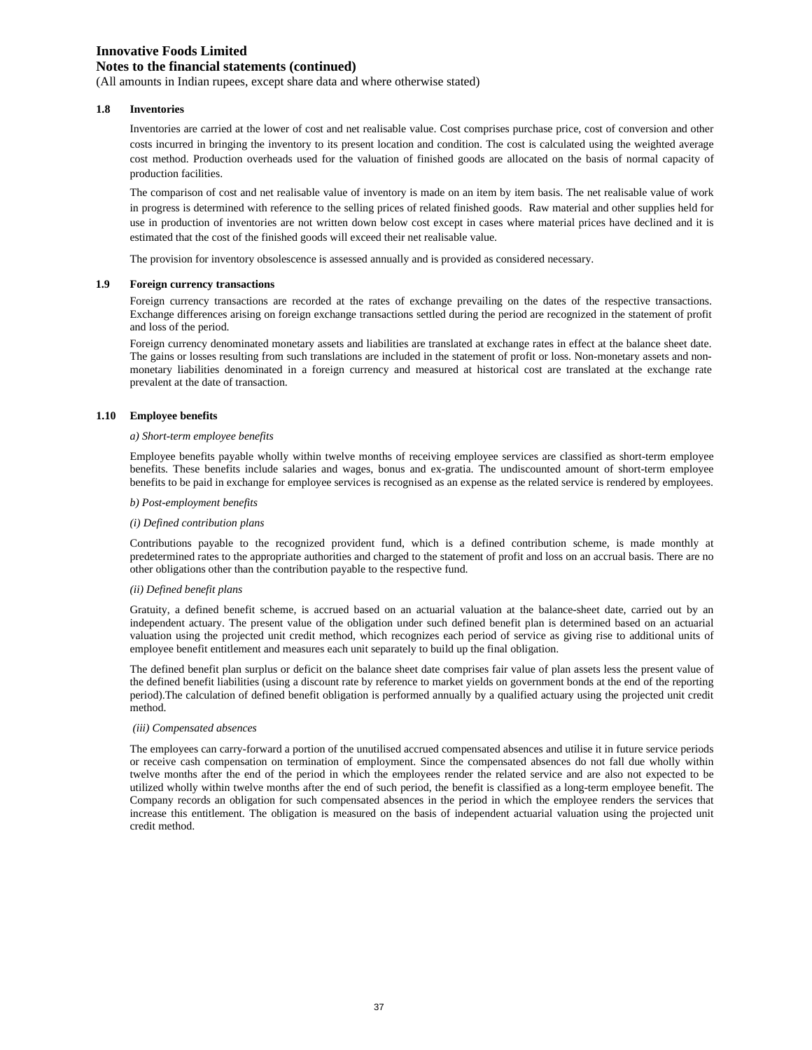**Innovative Foods Limited**
**Notes to the financial statements (continued)**
(All amounts in Indian rupees, except share data and where otherwise stated)

### 1.8 Inventories

Inventories are carried at the lower of cost and net realisable value. Cost comprises purchase price, cost of conversion and other costs incurred in bringing the inventory to its present location and condition. The cost is calculated using the weighted average cost method. Production overheads used for the valuation of finished goods are allocated on the basis of normal capacity of production facilities.

The comparison of cost and net realisable value of inventory is made on an item by item basis. The net realisable value of work in progress is determined with reference to the selling prices of related finished goods. Raw material and other supplies held for use in production of inventories are not written down below cost except in cases where material prices have declined and it is estimated that the cost of the finished goods will exceed their net realisable value.

The provision for inventory obsolescence is assessed annually and is provided as considered necessary.

### 1.9 Foreign currency transactions

Foreign currency transactions are recorded at the rates of exchange prevailing on the dates of the respective transactions. Exchange differences arising on foreign exchange transactions settled during the period are recognized in the statement of profit and loss of the period.

Foreign currency denominated monetary assets and liabilities are translated at exchange rates in effect at the balance sheet date. The gains or losses resulting from such translations are included in the statement of profit or loss. Non-monetary assets and non-monetary liabilities denominated in a foreign currency and measured at historical cost are translated at the exchange rate prevalent at the date of transaction.

### 1.10 Employee benefits

*a) Short-term employee benefits*

Employee benefits payable wholly within twelve months of receiving employee services are classified as short-term employee benefits. These benefits include salaries and wages, bonus and ex-gratia. The undiscounted amount of short-term employee benefits to be paid in exchange for employee services is recognised as an expense as the related service is rendered by employees.

*b) Post-employment benefits*

*(i) Defined contribution plans*

Contributions payable to the recognized provident fund, which is a defined contribution scheme, is made monthly at predetermined rates to the appropriate authorities and charged to the statement of profit and loss on an accrual basis. There are no other obligations other than the contribution payable to the respective fund.

*(ii) Defined benefit plans*

Gratuity, a defined benefit scheme, is accrued based on an actuarial valuation at the balance-sheet date, carried out by an independent actuary. The present value of the obligation under such defined benefit plan is determined based on an actuarial valuation using the projected unit credit method, which recognizes each period of service as giving rise to additional units of employee benefit entitlement and measures each unit separately to build up the final obligation.

The defined benefit plan surplus or deficit on the balance sheet date comprises fair value of plan assets less the present value of the defined benefit liabilities (using a discount rate by reference to market yields on government bonds at the end of the reporting period).The calculation of defined benefit obligation is performed annually by a qualified actuary using the projected unit credit method.

*(iii) Compensated absences*

The employees can carry-forward a portion of the unutilised accrued compensated absences and utilise it in future service periods or receive cash compensation on termination of employment. Since the compensated absences do not fall due wholly within twelve months after the end of the period in which the employees render the related service and are also not expected to be utilized wholly within twelve months after the end of such period, the benefit is classified as a long-term employee benefit. The Company records an obligation for such compensated absences in the period in which the employee renders the services that increase this entitlement. The obligation is measured on the basis of independent actuarial valuation using the projected unit credit method.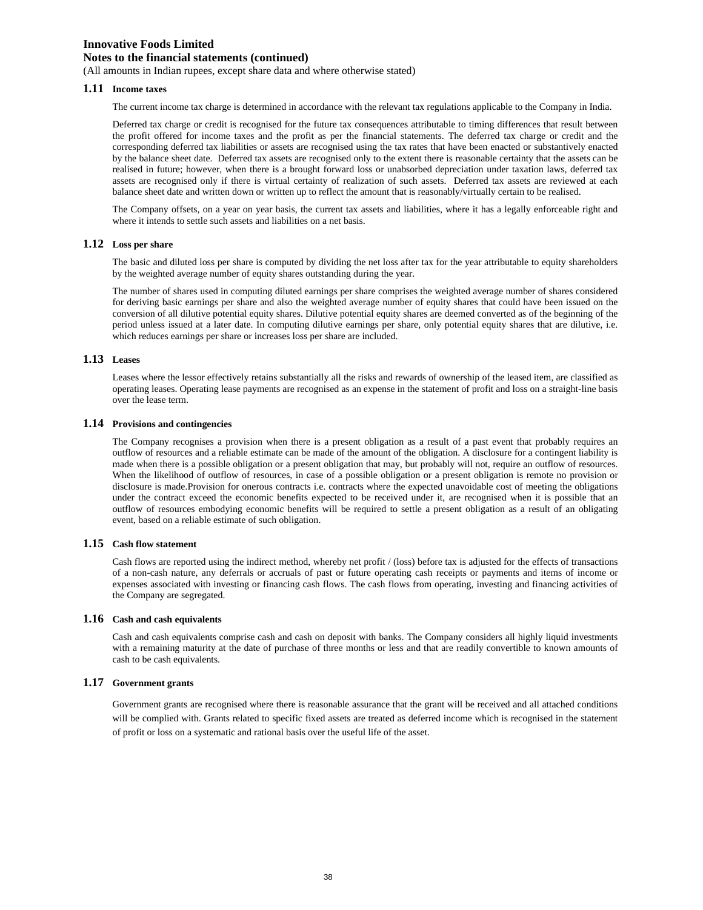**Innovative Foods Limited**
**Notes to the financial statements (continued)**
(All amounts in Indian rupees, except share data and where otherwise stated)

### 1.11 Income taxes

The current income tax charge is determined in accordance with the relevant tax regulations applicable to the Company in India.

Deferred tax charge or credit is recognised for the future tax consequences attributable to timing differences that result between the profit offered for income taxes and the profit as per the financial statements. The deferred tax charge or credit and the corresponding deferred tax liabilities or assets are recognised using the tax rates that have been enacted or substantively enacted by the balance sheet date. Deferred tax assets are recognised only to the extent there is reasonable certainty that the assets can be realised in future; however, when there is a brought forward loss or unabsorbed depreciation under taxation laws, deferred tax assets are recognised only if there is virtual certainty of realization of such assets. Deferred tax assets are reviewed at each balance sheet date and written down or written up to reflect the amount that is reasonably/virtually certain to be realised.

The Company offsets, on a year on year basis, the current tax assets and liabilities, where it has a legally enforceable right and where it intends to settle such assets and liabilities on a net basis.

### 1.12 Loss per share

The basic and diluted loss per share is computed by dividing the net loss after tax for the year attributable to equity shareholders by the weighted average number of equity shares outstanding during the year.

The number of shares used in computing diluted earnings per share comprises the weighted average number of shares considered for deriving basic earnings per share and also the weighted average number of equity shares that could have been issued on the conversion of all dilutive potential equity shares. Dilutive potential equity shares are deemed converted as of the beginning of the period unless issued at a later date. In computing dilutive earnings per share, only potential equity shares that are dilutive, i.e. which reduces earnings per share or increases loss per share are included.

### 1.13 Leases

Leases where the lessor effectively retains substantially all the risks and rewards of ownership of the leased item, are classified as operating leases. Operating lease payments are recognised as an expense in the statement of profit and loss on a straight-line basis over the lease term.

### 1.14 Provisions and contingencies

The Company recognises a provision when there is a present obligation as a result of a past event that probably requires an outflow of resources and a reliable estimate can be made of the amount of the obligation. A disclosure for a contingent liability is made when there is a possible obligation or a present obligation that may, but probably will not, require an outflow of resources. When the likelihood of outflow of resources, in case of a possible obligation or a present obligation is remote no provision or disclosure is made.Provision for onerous contracts i.e. contracts where the expected unavoidable cost of meeting the obligations under the contract exceed the economic benefits expected to be received under it, are recognised when it is possible that an outflow of resources embodying economic benefits will be required to settle a present obligation as a result of an obligating event, based on a reliable estimate of such obligation.

### 1.15 Cash flow statement

Cash flows are reported using the indirect method, whereby net profit / (loss) before tax is adjusted for the effects of transactions of a non-cash nature, any deferrals or accruals of past or future operating cash receipts or payments and items of income or expenses associated with investing or financing cash flows. The cash flows from operating, investing and financing activities of the Company are segregated.

### 1.16 Cash and cash equivalents

Cash and cash equivalents comprise cash and cash on deposit with banks. The Company considers all highly liquid investments with a remaining maturity at the date of purchase of three months or less and that are readily convertible to known amounts of cash to be cash equivalents.

### 1.17 Government grants

Government grants are recognised where there is reasonable assurance that the grant will be received and all attached conditions will be complied with. Grants related to specific fixed assets are treated as deferred income which is recognised in the statement of profit or loss on a systematic and rational basis over the useful life of the asset.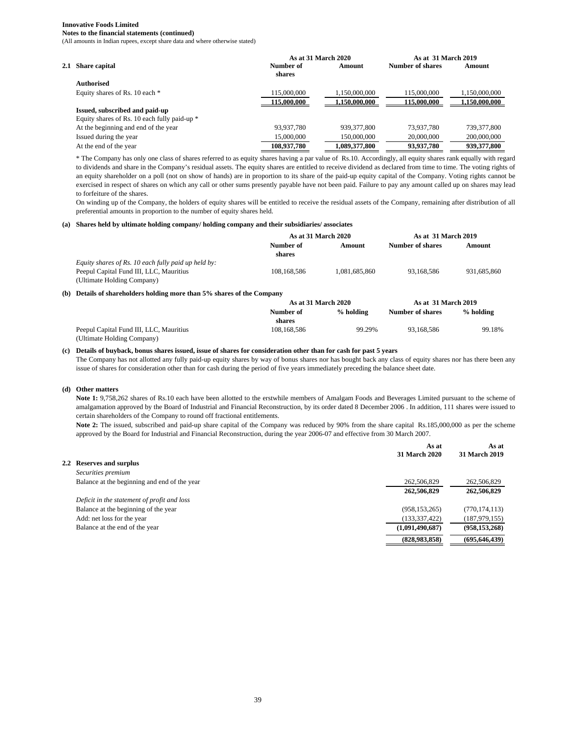**Innovative Foods Limited**
**Notes to the financial statements (continued)**
(All amounts in Indian rupees, except share data and where otherwise stated)

## 2.1 Share capital

| | As at 31 March 2020 | | As at 31 March 2019 | |
|---|---|---|---|---|
| | Number of shares | Amount | Number of shares | Amount |
| **Authorised** | | | | |
| Equity shares of Rs. 10 each * | 115,000,000 | 1,150,000,000 | 115,000,000 | 1,150,000,000 |
| | **115,000,000** | **1,150,000,000** | **115,000,000** | **1,150,000,000** |
| **Issued, subscribed and paid-up** | | | | |
| Equity shares of Rs. 10 each fully paid-up * | | | | |
| At the beginning and end of the year | 93,937,780 | 939,377,800 | 73,937,780 | 739,377,800 |
| Issued during the year | 15,000,000 | 150,000,000 | 20,000,000 | 200,000,000 |
| At the end of the year | **108,937,780** | **1,089,377,800** | **93,937,780** | **939,377,800** |

* The Company has only one class of shares referred to as equity shares having a par value of Rs.10. Accordingly, all equity shares rank equally with regard to dividends and share in the Company's residual assets. The equity shares are entitled to receive dividend as declared from time to time. The voting rights of an equity shareholder on a poll (not on show of hands) are in proportion to its share of the paid-up equity capital of the Company. Voting rights cannot be exercised in respect of shares on which any call or other sums presently payable have not been paid. Failure to pay any amount called up on shares may lead to forfeiture of the shares.

On winding up of the Company, the holders of equity shares will be entitled to receive the residual assets of the Company, remaining after distribution of all preferential amounts in proportion to the number of equity shares held.

### (a) Shares held by ultimate holding company/ holding company and their subsidiaries/ associates

| | As at 31 March 2020 | | As at 31 March 2019 | |
|---|---|---|---|---|
| | Number of shares | Amount | Number of shares | Amount |
| *Equity shares of Rs. 10 each fully paid up held by:* | | | | |
| Peepul Capital Fund III, LLC, Mauritius (Ultimate Holding Company) | 108,168,586 | 1,081,685,860 | 93,168,586 | 931,685,860 |

### (b) Details of shareholders holding more than 5% shares of the Company

| | As at 31 March 2020 | | As at 31 March 2019 | |
|---|---|---|---|---|
| | Number of shares | % holding | Number of shares | % holding |
| Peepul Capital Fund III, LLC, Mauritius (Ultimate Holding Company) | 108,168,586 | 99.29% | 93,168,586 | 99.18% |

### (c) Details of buyback, bonus shares issued, issue of shares for consideration other than for cash for past 5 years

The Company has not allotted any fully paid-up equity shares by way of bonus shares nor has bought back any class of equity shares nor has there been any issue of shares for consideration other than for cash during the period of five years immediately preceding the balance sheet date.

### (d) Other matters

**Note 1:** 9,758,262 shares of Rs.10 each have been allotted to the erstwhile members of Amalgam Foods and Beverages Limited pursuant to the scheme of amalgamation approved by the Board of Industrial and Financial Reconstruction, by its order dated 8 December 2006 . In addition, 111 shares were issued to certain shareholders of the Company to round off fractional entitlements.

**Note 2:** The issued, subscribed and paid-up share capital of the Company was reduced by 90% from the share capital Rs.185,000,000 as per the scheme approved by the Board for Industrial and Financial Reconstruction, during the year 2006-07 and effective from 30 March 2007.

## 2.2 Reserves and surplus

| | As at 31 March 2020 | As at 31 March 2019 |
|---|---|---|
| *Securities premium* | | |
| Balance at the beginning and end of the year | 262,506,829 | 262,506,829 |
| | **262,506,829** | **262,506,829** |
| *Deficit in the statement of profit and loss* | | |
| Balance at the beginning of the year | (958,153,265) | (770,174,113) |
| Add: net loss for the year | (133,337,422) | (187,979,155) |
| Balance at the end of the year | **(1,091,490,687)** | **(958,153,268)** |
| | **(828,983,858)** | **(695,646,439)** |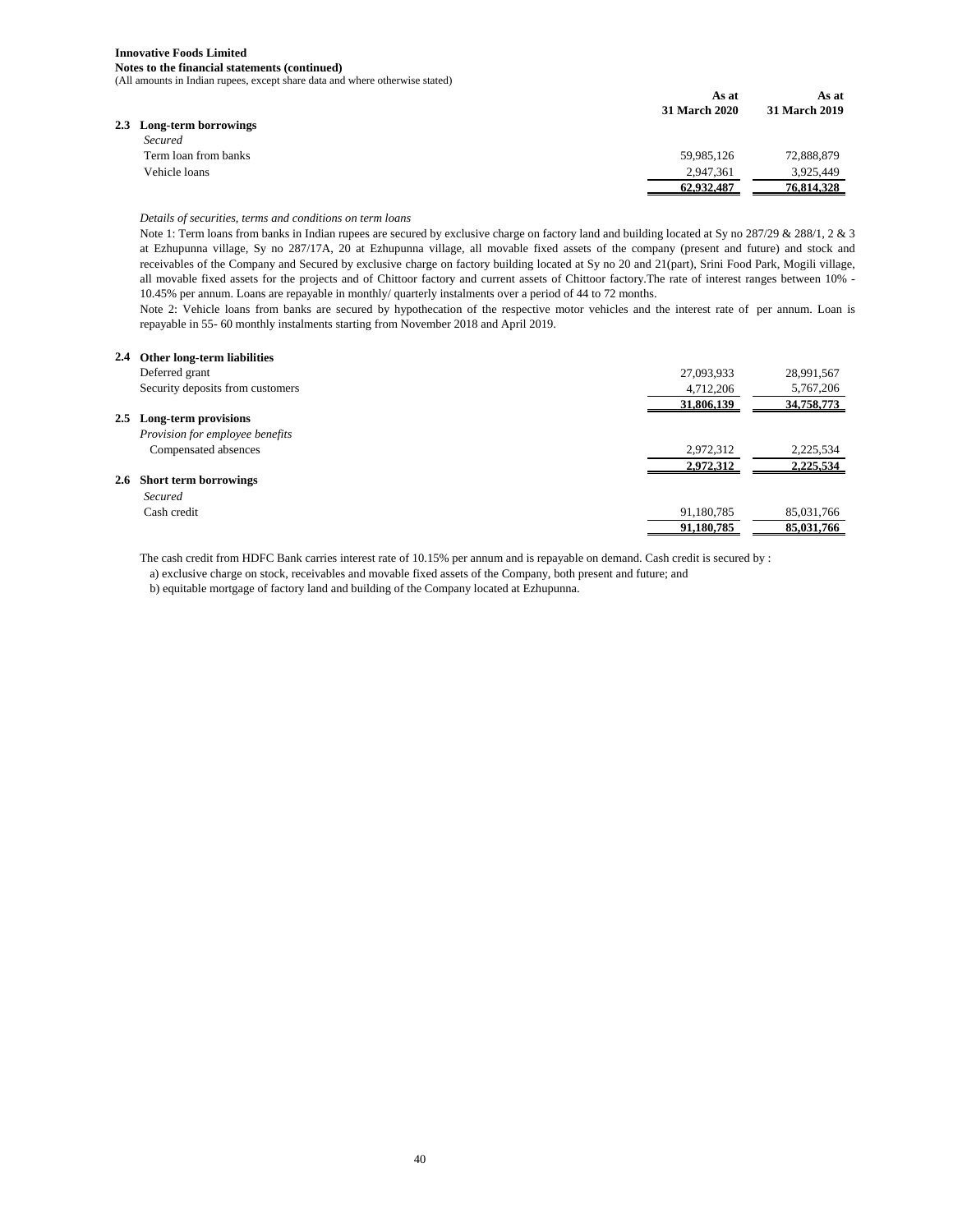**Innovative Foods Limited**
**Notes to the financial statements (continued)**
(All amounts in Indian rupees, except share data and where otherwise stated)

| | As at 31 March 2020 | As at 31 March 2019 |
|---|---|---|
| **2.3 Long-term borrowings** | | |
| *Secured* | | |
| Term loan from banks | 59,985,126 | 72,888,879 |
| Vehicle loans | 2,947,361 | 3,925,449 |
| | **62,932,487** | **76,814,328** |

*Details of securities, terms and conditions on term loans*

Note 1: Term loans from banks in Indian rupees are secured by exclusive charge on factory land and building located at Sy no 287/29 & 288/1, 2 & 3 at Ezhupunna village, Sy no 287/17A, 20 at Ezhupunna village, all movable fixed assets of the company (present and future) and stock and receivables of the Company and Secured by exclusive charge on factory building located at Sy no 20 and 21(part), Srini Food Park, Mogili village, all movable fixed assets for the projects and of Chittoor factory and current assets of Chittoor factory.The rate of interest ranges between 10% - 10.45% per annum. Loans are repayable in monthly/ quarterly instalments over a period of 44 to 72 months.

Note 2: Vehicle loans from banks are secured by hypothecation of the respective motor vehicles and the interest rate of per annum. Loan is repayable in 55- 60 monthly instalments starting from November 2018 and April 2019.

| | As at 31 March 2020 | As at 31 March 2019 |
|---|---|---|
| **2.4 Other long-term liabilities** | | |
| Deferred grant | 27,093,933 | 28,991,567 |
| Security deposits from customers | 4,712,206 | 5,767,206 |
| | **31,806,139** | **34,758,773** |
| **2.5 Long-term provisions** | | |
| *Provision for employee benefits* | | |
| Compensated absences | 2,972,312 | 2,225,534 |
| | **2,972,312** | **2,225,534** |
| **2.6 Short term borrowings** | | |
| *Secured* | | |
| Cash credit | 91,180,785 | 85,031,766 |
| | **91,180,785** | **85,031,766** |

The cash credit from HDFC Bank carries interest rate of 10.15% per annum and is repayable on demand. Cash credit is secured by :

a) exclusive charge on stock, receivables and movable fixed assets of the Company, both present and future; and

b) equitable mortgage of factory land and building of the Company located at Ezhupunna.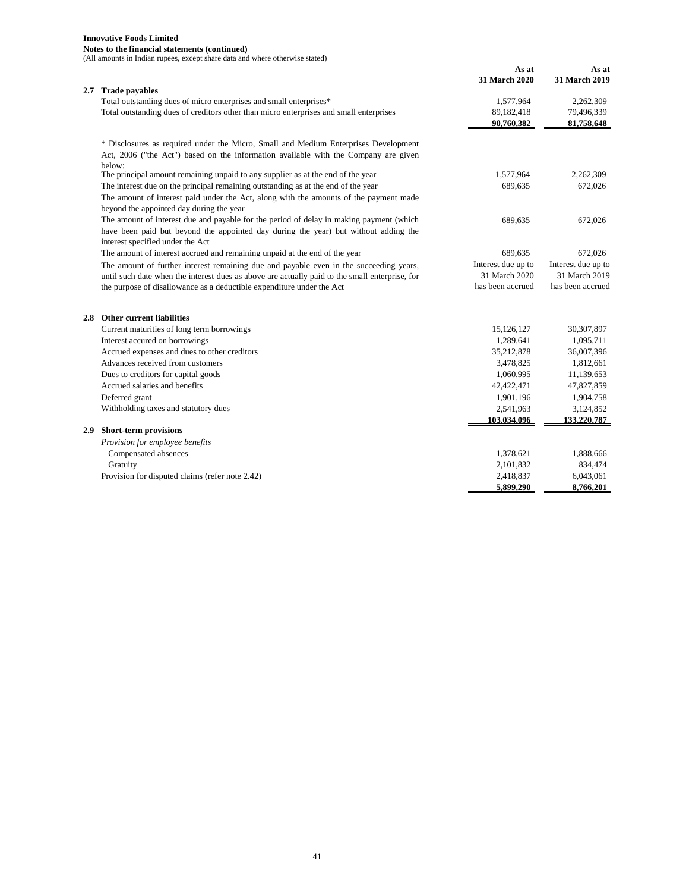**Innovative Foods Limited**
**Notes to the financial statements (continued)**
(All amounts in Indian rupees, except share data and where otherwise stated)

| | | As at 31 March 2020 | As at 31 March 2019 |
|---|---|---|---|
| **2.7** | **Trade payables** | | |
| | Total outstanding dues of micro enterprises and small enterprises* | 1,577,964 | 2,262,309 |
| | Total outstanding dues of creditors other than micro enterprises and small enterprises | 89,182,418 | 79,496,339 |
| | | **90,760,382** | **81,758,648** |
| | * Disclosures as required under the Micro, Small and Medium Enterprises Development Act, 2006 ("the Act") based on the information available with the Company are given below: | | |
| | The principal amount remaining unpaid to any supplier as at the end of the year | 1,577,964 | 2,262,309 |
| | The interest due on the principal remaining outstanding as at the end of the year | 689,635 | 672,026 |
| | The amount of interest paid under the Act, along with the amounts of the payment made beyond the appointed day during the year | | |
| | The amount of interest due and payable for the period of delay in making payment (which have been paid but beyond the appointed day during the year) but without adding the interest specified under the Act | 689,635 | 672,026 |
| | The amount of interest accrued and remaining unpaid at the end of the year | 689,635 | 672,026 |
| | The amount of further interest remaining due and payable even in the succeeding years, until such date when the interest dues as above are actually paid to the small enterprise, for the purpose of disallowance as a deductible expenditure under the Act | Interest due up to 31 March 2020 has been accrued | Interest due up to 31 March 2019 has been accrued |
| **2.8** | **Other current liabilities** | | |
| | Current maturities of long term borrowings | 15,126,127 | 30,307,897 |
| | Interest accured on borrowings | 1,289,641 | 1,095,711 |
| | Accrued expenses and dues to other creditors | 35,212,878 | 36,007,396 |
| | Advances received from customers | 3,478,825 | 1,812,661 |
| | Dues to creditors for capital goods | 1,060,995 | 11,139,653 |
| | Accrued salaries and benefits | 42,422,471 | 47,827,859 |
| | Deferred grant | 1,901,196 | 1,904,758 |
| | Withholding taxes and statutory dues | 2,541,963 | 3,124,852 |
| | | **103,034,096** | **133,220,787** |
| **2.9** | **Short-term provisions** | | |
| | *Provision for employee benefits* | | |
| | Compensated absences | 1,378,621 | 1,888,666 |
| | Gratuity | 2,101,832 | 834,474 |
| | Provision for disputed claims (refer note 2.42) | 2,418,837 | 6,043,061 |
| | | **5,899,290** | **8,766,201** |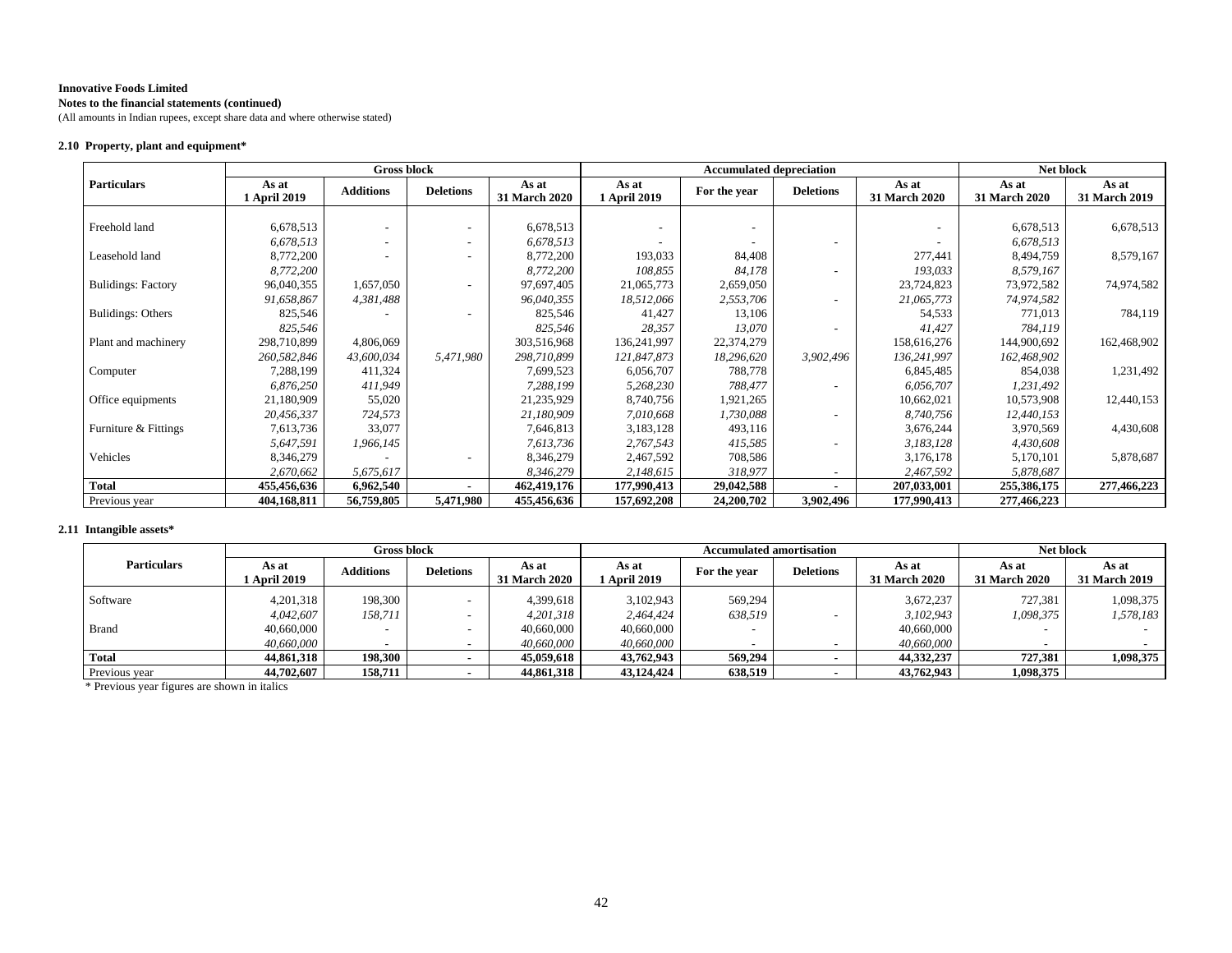**Innovative Foods Limited**
**Notes to the financial statements (continued)**
(All amounts in Indian rupees, except share data and where otherwise stated)

**2.10 Property, plant and equipment***

| Particulars | Gross block | | | | Accumulated depreciation | | | | Net block | |
|---|---|---|---|---|---|---|---|---|---|---|
| | As at 1 April 2019 | Additions | Deletions | As at 31 March 2020 | As at 1 April 2019 | For the year | Deletions | As at 31 March 2020 | As at 31 March 2020 | As at 31 March 2019 |
| Freehold land | 6,678,513 | - | - | 6,678,513 | - | - | | - | 6,678,513 | 6,678,513 |
| | *6,678,513* | - | - | *6,678,513* | - | - | - | - | *6,678,513* | |
| Leasehold land | 8,772,200 | - | - | 8,772,200 | 193,033 | 84,408 | | 277,441 | 8,494,759 | 8,579,167 |
| | *8,772,200* | | | *8,772,200* | *108,855* | *84,178* | - | *193,033* | *8,579,167* | |
| Bulidings: Factory | 96,040,355 | 1,657,050 | - | 97,697,405 | 21,065,773 | 2,659,050 | | 23,724,823 | 73,972,582 | 74,974,582 |
| | *91,658,867* | *4,381,488* | | *96,040,355* | *18,512,066* | *2,553,706* | - | *21,065,773* | *74,974,582* | |
| Bulidings: Others | 825,546 | - | - | 825,546 | 41,427 | 13,106 | | 54,533 | 771,013 | 784,119 |
| | *825,546* | | | *825,546* | *28,357* | *13,070* | - | *41,427* | *784,119* | |
| Plant and machinery | 298,710,899 | 4,806,069 | | 303,516,968 | 136,241,997 | 22,374,279 | | 158,616,276 | 144,900,692 | 162,468,902 |
| | *260,582,846* | *43,600,034* | *5,471,980* | *298,710,899* | *121,847,873* | *18,296,620* | *3,902,496* | *136,241,997* | *162,468,902* | |
| Computer | 7,288,199 | 411,324 | | 7,699,523 | 6,056,707 | 788,778 | | 6,845,485 | 854,038 | 1,231,492 |
| | *6,876,250* | *411,949* | | *7,288,199* | *5,268,230* | *788,477* | - | *6,056,707* | *1,231,492* | |
| Office equipments | 21,180,909 | 55,020 | | 21,235,929 | 8,740,756 | 1,921,265 | | 10,662,021 | 10,573,908 | 12,440,153 |
| | *20,456,337* | *724,573* | | *21,180,909* | *7,010,668* | *1,730,088* | - | *8,740,756* | *12,440,153* | |
| Furniture & Fittings | 7,613,736 | 33,077 | | 7,646,813 | 3,183,128 | 493,116 | | 3,676,244 | 3,970,569 | 4,430,608 |
| | *5,647,591* | *1,966,145* | | *7,613,736* | *2,767,543* | *415,585* | - | *3,183,128* | *4,430,608* | |
| Vehicles | 8,346,279 | - | - | 8,346,279 | 2,467,592 | 708,586 | | 3,176,178 | 5,170,101 | 5,878,687 |
| | *2,670,662* | *5,675,617* | | *8,346,279* | *2,148,615* | *318,977* | - | *2,467,592* | *5,878,687* | |
| **Total** | **455,456,636** | **6,962,540** | **-** | **462,419,176** | **177,990,413** | **29,042,588** | **-** | **207,033,001** | **255,386,175** | **277,466,223** |
| Previous year | **404,168,811** | **56,759,805** | **5,471,980** | **455,456,636** | **157,692,208** | **24,200,702** | **3,902,496** | **177,990,413** | **277,466,223** | |

**2.11 Intangible assets***

| Particulars | Gross block | | | | Accumulated amortisation | | | | Net block | |
|---|---|---|---|---|---|---|---|---|---|---|
| | As at 1 April 2019 | Additions | Deletions | As at 31 March 2020 | As at 1 April 2019 | For the year | Deletions | As at 31 March 2020 | As at 31 March 2020 | As at 31 March 2019 |
| Software | 4,201,318 | 198,300 | - | 4,399,618 | 3,102,943 | 569,294 | | 3,672,237 | 727,381 | 1,098,375 |
| | *4,042,607* | *158,711* | - | *4,201,318* | *2,464,424* | *638,519* | - | *3,102,943* | *1,098,375* | *1,578,183* |
| Brand | 40,660,000 | - | - | 40,660,000 | 40,660,000 | - | | 40,660,000 | - | - |
| | *40,660,000* | - | - | *40,660,000* | *40,660,000* | - | - | *40,660,000* | - | - |
| **Total** | **44,861,318** | **198,300** | **-** | **45,059,618** | **43,762,943** | **569,294** | **-** | **44,332,237** | **727,381** | **1,098,375** |
| Previous year | **44,702,607** | **158,711** | **-** | **44,861,318** | **43,124,424** | **638,519** | **-** | **43,762,943** | **1,098,375** | |

* Previous year figures are shown in italics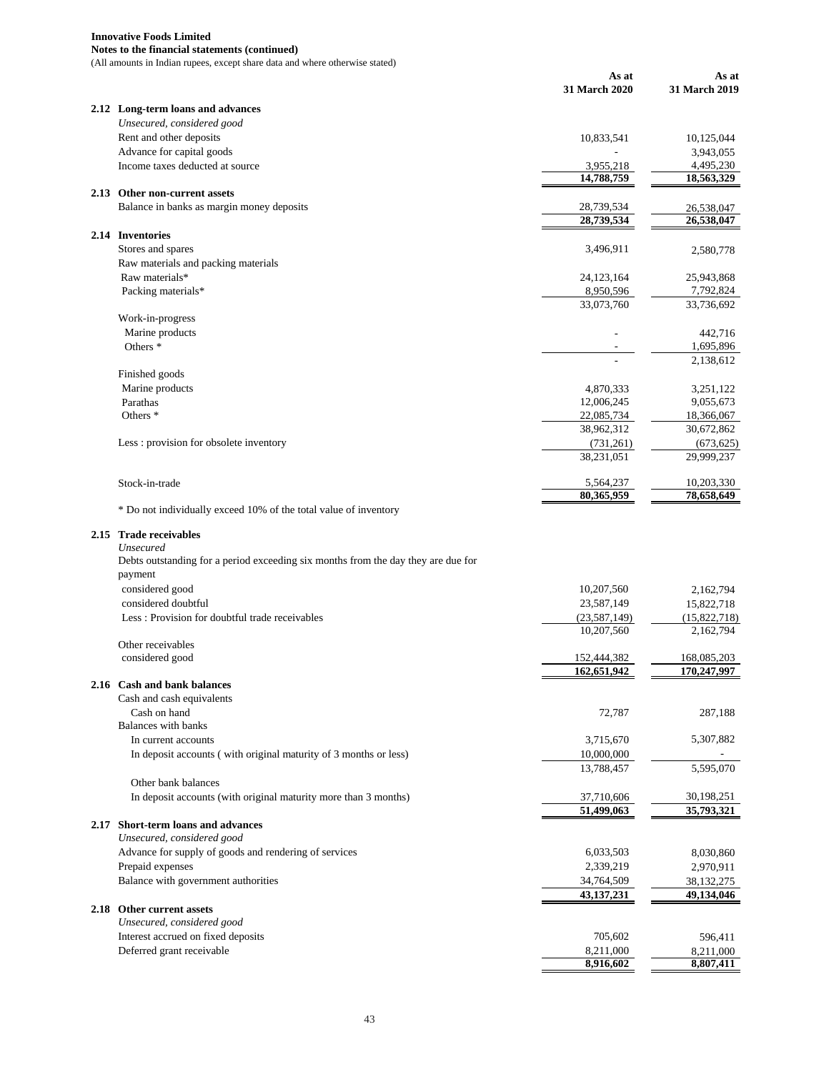**Innovative Foods Limited**

**Notes to the financial statements (continued)**

(All amounts in Indian rupees, except share data and where otherwise stated)

| | As at 31 March 2020 | As at 31 March 2019 |
|---|---|---|
| **2.12 Long-term loans and advances** | | |
| *Unsecured, considered good* | | |
| Rent and other deposits | 10,833,541 | 10,125,044 |
| Advance for capital goods | - | 3,943,055 |
| Income taxes deducted at source | 3,955,218 | 4,495,230 |
| | **14,788,759** | **18,563,329** |
| **2.13 Other non-current assets** | | |
| Balance in banks as margin money deposits | 28,739,534 | 26,538,047 |
| | **28,739,534** | **26,538,047** |
| **2.14 Inventories** | | |
| Stores and spares | 3,496,911 | 2,580,778 |
| Raw materials and packing materials | | |
| Raw materials* | 24,123,164 | 25,943,868 |
| Packing materials* | 8,950,596 | 7,792,824 |
| | 33,073,760 | 33,736,692 |
| Work-in-progress | | |
| Marine products | - | 442,716 |
| Others * | - | 1,695,896 |
| | - | 2,138,612 |
| Finished goods | | |
| Marine products | 4,870,333 | 3,251,122 |
| Parathas | 12,006,245 | 9,055,673 |
| Others * | 22,085,734 | 18,366,067 |
| | 38,962,312 | 30,672,862 |
| Less : provision for obsolete inventory | (731,261) | (673,625) |
| | 38,231,051 | 29,999,237 |
| Stock-in-trade | 5,564,237 | 10,203,330 |
| | **80,365,959** | **78,658,649** |

\* Do not individually exceed 10% of the total value of inventory

| | As at 31 March 2020 | As at 31 March 2019 |
|---|---|---|
| **2.15 Trade receivables** | | |
| *Unsecured* | | |
| Debts outstanding for a period exceeding six months from the day they are due for payment | | |
| considered good | 10,207,560 | 2,162,794 |
| considered doubtful | 23,587,149 | 15,822,718 |
| Less : Provision for doubtful trade receivables | (23,587,149) | (15,822,718) |
| | 10,207,560 | 2,162,794 |
| Other receivables | | |
| considered good | 152,444,382 | 168,085,203 |
| | **162,651,942** | **170,247,997** |
| **2.16 Cash and bank balances** | | |
| Cash and cash equivalents | | |
| Cash on hand | 72,787 | 287,188 |
| Balances with banks | | |
| In current accounts | 3,715,670 | 5,307,882 |
| In deposit accounts ( with original maturity of 3 months or less) | 10,000,000 | - |
| | 13,788,457 | 5,595,070 |
| Other bank balances | | |
| In deposit accounts (with original maturity more than 3 months) | 37,710,606 | 30,198,251 |
| | **51,499,063** | **35,793,321** |
| **2.17 Short-term loans and advances** | | |
| *Unsecured, considered good* | | |
| Advance for supply of goods and rendering of services | 6,033,503 | 8,030,860 |
| Prepaid expenses | 2,339,219 | 2,970,911 |
| Balance with government authorities | 34,764,509 | 38,132,275 |
| | **43,137,231** | **49,134,046** |
| **2.18 Other current assets** | | |
| *Unsecured, considered good* | | |
| Interest accrued on fixed deposits | 705,602 | 596,411 |
| Deferred grant receivable | 8,211,000 | 8,211,000 |
| | **8,916,602** | **8,807,411** |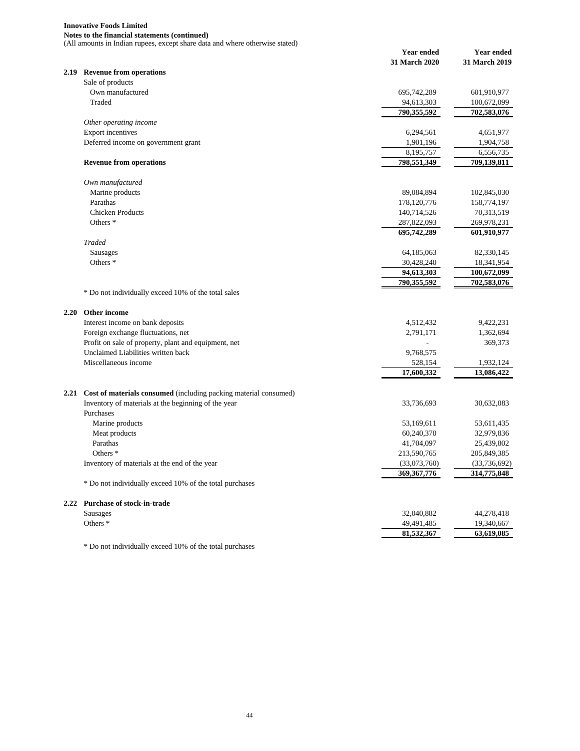**Innovative Foods Limited**
**Notes to the financial statements (continued)**
(All amounts in Indian rupees, except share data and where otherwise stated)

| | | Year ended 31 March 2020 | Year ended 31 March 2019 |
|---|---|---|---|
| **2.19** | **Revenue from operations** | | |
| | Sale of products | | |
| | Own manufactured | 695,742,289 | 601,910,977 |
| | Traded | 94,613,303 | 100,672,099 |
| | | **790,355,592** | **702,583,076** |
| | *Other operating income* | | |
| | Export incentives | 6,294,561 | 4,651,977 |
| | Deferred income on government grant | 1,901,196 | 1,904,758 |
| | | 8,195,757 | 6,556,735 |
| | **Revenue from operations** | **798,551,349** | **709,139,811** |
| | *Own manufactured* | | |
| | Marine products | 89,084,894 | 102,845,030 |
| | Parathas | 178,120,776 | 158,774,197 |
| | Chicken Products | 140,714,526 | 70,313,519 |
| | Others * | 287,822,093 | 269,978,231 |
| | | **695,742,289** | **601,910,977** |
| | *Traded* | | |
| | Sausages | 64,185,063 | 82,330,145 |
| | Others * | 30,428,240 | 18,341,954 |
| | | **94,613,303** | **100,672,099** |
| | | **790,355,592** | **702,583,076** |

\* Do not individually exceed 10% of the total sales

| | | Year ended 31 March 2020 | Year ended 31 March 2019 |
|---|---|---|---|
| **2.20** | **Other income** | | |
| | Interest income on bank deposits | 4,512,432 | 9,422,231 |
| | Foreign exchange fluctuations, net | 2,791,171 | 1,362,694 |
| | Profit on sale of property, plant and equipment, net | - | 369,373 |
| | Unclaimed Liabilities written back | 9,768,575 | |
| | Miscellaneous income | 528,154 | 1,932,124 |
| | | **17,600,332** | **13,086,422** |
| **2.21** | **Cost of materials consumed** (including packing material consumed) | | |
| | Inventory of materials at the beginning of the year | 33,736,693 | 30,632,083 |
| | Purchases | | |
| | Marine products | 53,169,611 | 53,611,435 |
| | Meat products | 60,240,370 | 32,979,836 |
| | Parathas | 41,704,097 | 25,439,802 |
| | Others * | 213,590,765 | 205,849,385 |
| | Inventory of materials at the end of the year | (33,073,760) | (33,736,692) |
| | | **369,367,776** | **314,775,848** |

\* Do not individually exceed 10% of the total purchases

| | | Year ended 31 March 2020 | Year ended 31 March 2019 |
|---|---|---|---|
| **2.22** | **Purchase of stock-in-trade** | | |
| | Sausages | 32,040,882 | 44,278,418 |
| | Others * | 49,491,485 | 19,340,667 |
| | | **81,532,367** | **63,619,085** |

\* Do not individually exceed 10% of the total purchases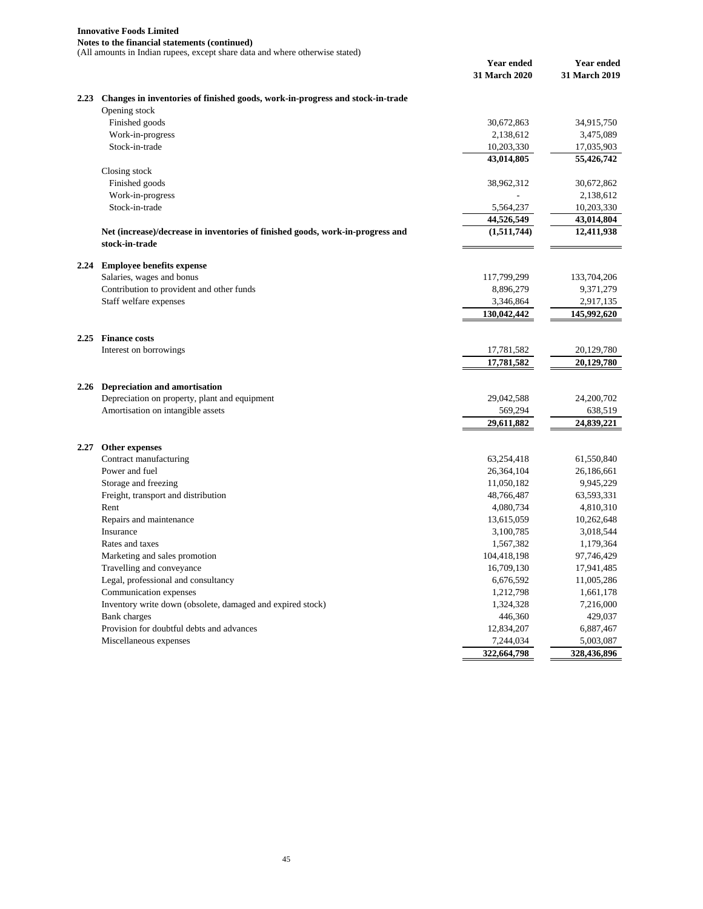**Innovative Foods Limited**
**Notes to the financial statements (continued)**
(All amounts in Indian rupees, except share data and where otherwise stated)

| | | Year ended 31 March 2020 | Year ended 31 March 2019 |
|---|---|---|---|
| **2.23** | **Changes in inventories of finished goods, work-in-progress and stock-in-trade** | | |
| | Opening stock | | |
| | Finished goods | 30,672,863 | 34,915,750 |
| | Work-in-progress | 2,138,612 | 3,475,089 |
| | Stock-in-trade | 10,203,330 | 17,035,903 |
| | | **43,014,805** | **55,426,742** |
| | Closing stock | | |
| | Finished goods | 38,962,312 | 30,672,862 |
| | Work-in-progress | - | 2,138,612 |
| | Stock-in-trade | 5,564,237 | 10,203,330 |
| | | **44,526,549** | **43,014,804** |
| | **Net (increase)/decrease in inventories of finished goods, work-in-progress and stock-in-trade** | **(1,511,744)** | **12,411,938** |
| **2.24** | **Employee benefits expense** | | |
| | Salaries, wages and bonus | 117,799,299 | 133,704,206 |
| | Contribution to provident and other funds | 8,896,279 | 9,371,279 |
| | Staff welfare expenses | 3,346,864 | 2,917,135 |
| | | **130,042,442** | **145,992,620** |
| **2.25** | **Finance costs** | | |
| | Interest on borrowings | 17,781,582 | 20,129,780 |
| | | **17,781,582** | **20,129,780** |
| **2.26** | **Depreciation and amortisation** | | |
| | Depreciation on property, plant and equipment | 29,042,588 | 24,200,702 |
| | Amortisation on intangible assets | 569,294 | 638,519 |
| | | **29,611,882** | **24,839,221** |
| **2.27** | **Other expenses** | | |
| | Contract manufacturing | 63,254,418 | 61,550,840 |
| | Power and fuel | 26,364,104 | 26,186,661 |
| | Storage and freezing | 11,050,182 | 9,945,229 |
| | Freight, transport and distribution | 48,766,487 | 63,593,331 |
| | Rent | 4,080,734 | 4,810,310 |
| | Repairs and maintenance | 13,615,059 | 10,262,648 |
| | Insurance | 3,100,785 | 3,018,544 |
| | Rates and taxes | 1,567,382 | 1,179,364 |
| | Marketing and sales promotion | 104,418,198 | 97,746,429 |
| | Travelling and conveyance | 16,709,130 | 17,941,485 |
| | Legal, professional and consultancy | 6,676,592 | 11,005,286 |
| | Communication expenses | 1,212,798 | 1,661,178 |
| | Inventory write down (obsolete, damaged and expired stock) | 1,324,328 | 7,216,000 |
| | Bank charges | 446,360 | 429,037 |
| | Provision for doubtful debts and advances | 12,834,207 | 6,887,467 |
| | Miscellaneous expenses | 7,244,034 | 5,003,087 |
| | | **322,664,798** | **328,436,896** |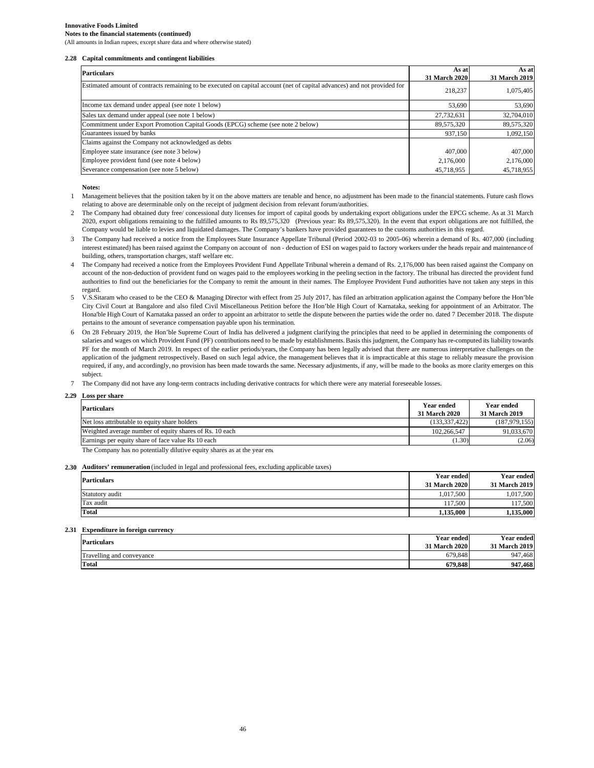**Innovative Foods Limited**
**Notes to the financial statements (continued)**
(All amounts in Indian rupees, except share data and where otherwise stated)

**2.28 Capital commitments and contingent liabilities**

| Particulars | As at 31 March 2020 | As at 31 March 2019 |
|---|---|---|
| Estimated amount of contracts remaining to be executed on capital account (net of capital advances) and not provided for | 218,237 | 1,075,405 |
| Income tax demand under appeal (see note 1 below) | 53,690 | 53,690 |
| Sales tax demand under appeal (see note 1 below) | 27,732,631 | 32,704,010 |
| Commitment under Export Promotion Capital Goods (EPCG) scheme (see note 2 below) | 89,575,320 | 89,575,320 |
| Guarantees issued by banks | 937,150 | 1,092,150 |
| Claims against the Company not acknowledged as debts | | |
| Employee state insurance (see note 3 below) | 407,000 | 407,000 |
| Employee provident fund (see note 4 below) | 2,176,000 | 2,176,000 |
| Severance compensation (see note 5 below) | 45,718,955 | 45,718,955 |

**Notes:**

1. Management believes that the position taken by it on the above matters are tenable and hence, no adjustment has been made to the financial statements. Future cash flows relating to above are determinable only on the receipt of judgment decision from relevant forum/authorities.
2. The Company had obtained duty free/ concessional duty licenses for import of capital goods by undertaking export obligations under the EPCG scheme. As at 31 March 2020, export obligations remaining to the fulfilled amounts to Rs 89,575,320 (Previous year: Rs 89,575,320). In the event that export obligations are not fulfilled, the Company would be liable to levies and liquidated damages. The Company's bankers have provided guarantees to the customs authorities in this regard.
3. The Company had received a notice from the Employees State Insurance Appellate Tribunal (Period 2002-03 to 2005-06) wherein a demand of Rs. 407,000 (including interest estimated) has been raised against the Company on account of non - deduction of ESI on wages paid to factory workers under the heads repair and maintenance of building, others, transportation charges, staff welfare etc.
4. The Company had received a notice from the Employees Provident Fund Appellate Tribunal wherein a demand of Rs. 2,176,000 has been raised against the Company on account of the non-deduction of provident fund on wages paid to the employees working in the peeling section in the factory. The tribunal has directed the provident fund authorities to find out the beneficiaries for the Company to remit the amount in their names. The Employee Provident Fund authorities have not taken any steps in this regard.
5. V.S.Sitaram who ceased to be the CEO & Managing Director with effect from 25 July 2017, has filed an arbitration application against the Company before the Hon'ble City Civil Court at Bangalore and also filed Civil Miscellaneous Petition before the Hon'ble High Court of Karnataka, seeking for appointment of an Arbitrator. The Hona'ble High Court of Karnataka passed an order to appoint an arbitrator to settle the dispute between the parties wide the order no. dated 7 December 2018. The dispute pertains to the amount of severance compensation payable upon his termination.
6. On 28 February 2019, the Hon'ble Supreme Court of India has delivered a judgment clarifying the principles that need to be applied in determining the components of salaries and wages on which Provident Fund (PF) contributions need to be made by establishments. Basis this judgment, the Company has re-computed its liability towards PF for the month of March 2019. In respect of the earlier periods/years, the Company has been legally advised that there are numerous interpretative challenges on the application of the judgment retrospectively. Based on such legal advice, the management believes that it is impracticable at this stage to reliably measure the provision required, if any, and accordingly, no provision has been made towards the same. Necessary adjustments, if any, will be made to the books as more clarity emerges on this subject.
7. The Company did not have any long-term contracts including derivative contracts for which there were any material foreseeable losses.

**2.29 Loss per share**

| Particulars | Year ended 31 March 2020 | Year ended 31 March 2019 |
|---|---|---|
| Net loss attributable to equity share holders | (133,337,422) | (187,979,155) |
| Weighted average number of equity shares of Rs. 10 each | 102,266,547 | 91,033,670 |
| Earnings per equity share of face value Rs 10 each | (1.30) | (2.06) |

The Company has no potentially dilutive equity shares as at the year enc

**2.30 Auditors' remuneration** (included in legal and professional fees, excluding applicable taxes)

| Particulars | Year ended 31 March 2020 | Year ended 31 March 2019 |
|---|---|---|
| Statutory audit | 1,017,500 | 1,017,500 |
| Tax audit | 117,500 | 117,500 |
| **Total** | **1,135,000** | **1,135,000** |

**2.31 Expenditure in foreign currency**

| Particulars | Year ended 31 March 2020 | Year ended 31 March 2019 |
|---|---|---|
| Travelling and conveyance | 679,848 | 947,468 |
| **Total** | **679,848** | **947,468** |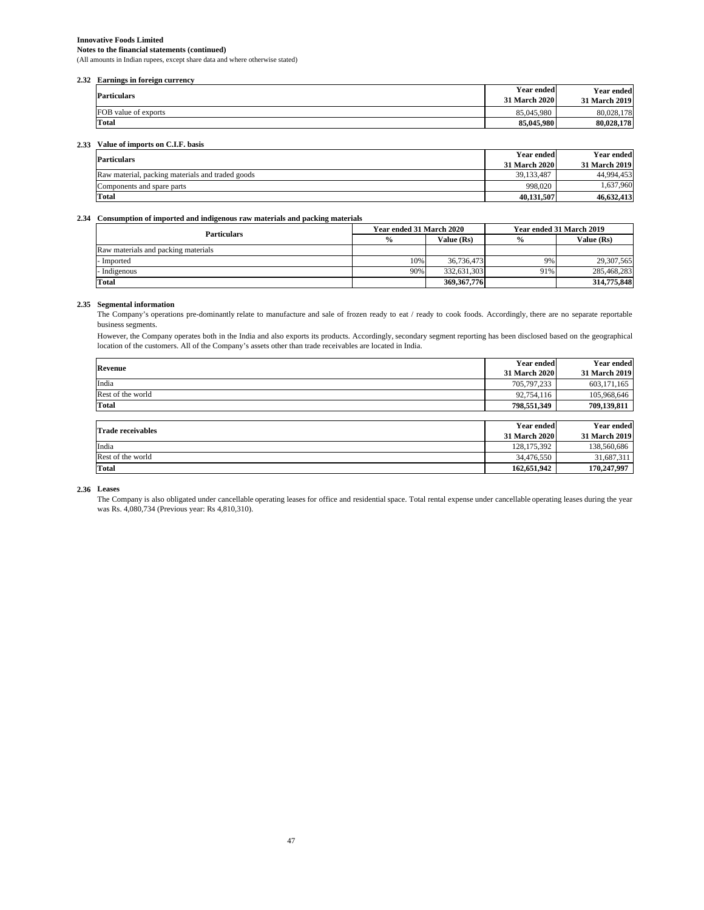**Innovative Foods Limited**
**Notes to the financial statements (continued)**
(All amounts in Indian rupees, except share data and where otherwise stated)

**2.32 Earnings in foreign currency**

| Particulars | Year ended 31 March 2020 | Year ended 31 March 2019 |
|---|---|---|
| FOB value of exports | 85,045,980 | 80,028,178 |
| **Total** | **85,045,980** | **80,028,178** |

**2.33 Value of imports on C.I.F. basis**

| Particulars | Year ended 31 March 2020 | Year ended 31 March 2019 |
|---|---|---|
| Raw material, packing materials and traded goods | 39,133,487 | 44,994,453 |
| Components and spare parts | 998,020 | 1,637,960 |
| **Total** | **40,131,507** | **46,632,413** |

**2.34 Consumption of imported and indigenous raw materials and packing materials**

| Particulars | Year ended 31 March 2020 | | Year ended 31 March 2019 | |
|---|---|---|---|---|
| | % | Value (Rs) | % | Value (Rs) |
| Raw materials and packing materials | | | | |
| - Imported | 10% | 36,736,473 | 9% | 29,307,565 |
| - Indigenous | 90% | 332,631,303 | 91% | 285,468,283 |
| **Total** | | **369,367,776** | | **314,775,848** |

**2.35 Segmental information**

The Company's operations pre-dominantly relate to manufacture and sale of frozen ready to eat / ready to cook foods. Accordingly, there are no separate reportable business segments.

However, the Company operates both in the India and also exports its products. Accordingly, secondary segment reporting has been disclosed based on the geographical location of the customers. All of the Company's assets other than trade receivables are located in India.

| Revenue | Year ended 31 March 2020 | Year ended 31 March 2019 |
|---|---|---|
| India | 705,797,233 | 603,171,165 |
| Rest of the world | 92,754,116 | 105,968,646 |
| **Total** | **798,551,349** | **709,139,811** |

| Trade receivables | Year ended 31 March 2020 | Year ended 31 March 2019 |
|---|---|---|
| India | 128,175,392 | 138,560,686 |
| Rest of the world | 34,476,550 | 31,687,311 |
| **Total** | **162,651,942** | **170,247,997** |

**2.36 Leases**

The Company is also obligated under cancellable operating leases for office and residential space. Total rental expense under cancellable operating leases during the year was Rs. 4,080,734 (Previous year: Rs 4,810,310).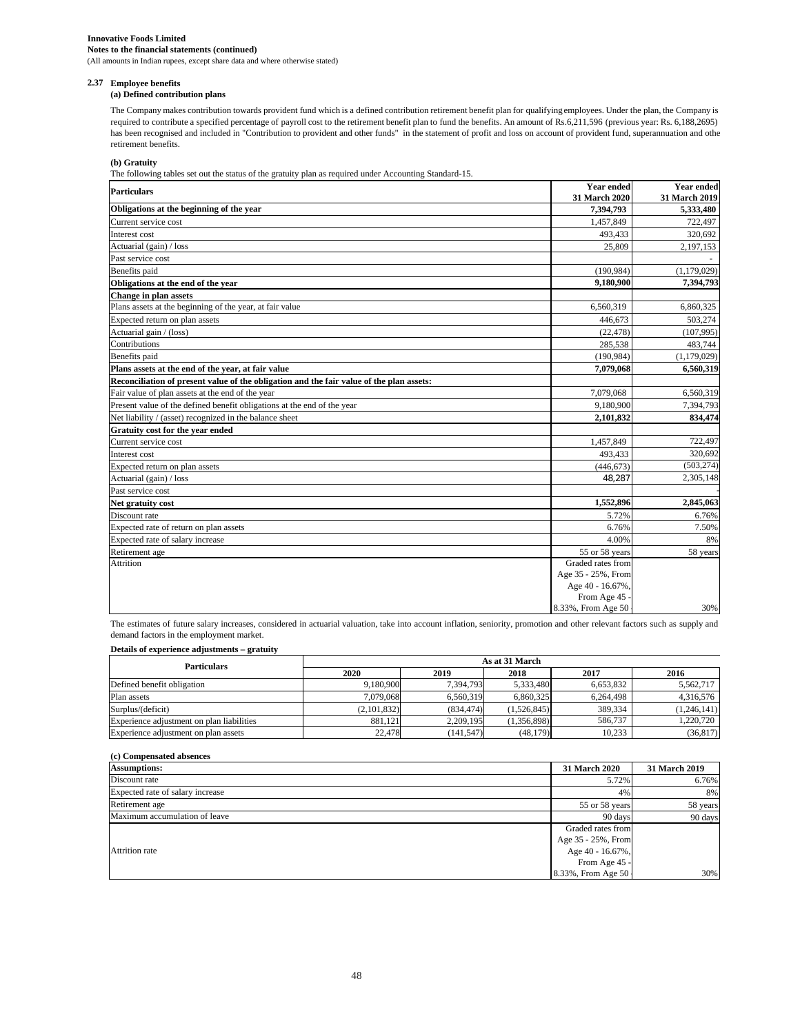**Innovative Foods Limited**
**Notes to the financial statements (continued)**
(All amounts in Indian rupees, except share data and where otherwise stated)

### 2.37 Employee benefits

#### (a) Defined contribution plans

The Company makes contribution towards provident fund which is a defined contribution retirement benefit plan for qualifying employees. Under the plan, the Company is required to contribute a specified percentage of payroll cost to the retirement benefit plan to fund the benefits. An amount of Rs.6,211,596 (previous year: Rs. 6,188,2695) has been recognised and included in "Contribution to provident and other funds" in the statement of profit and loss on account of provident fund, superannuation and othe retirement benefits.

#### (b) Gratuity

The following tables set out the status of the gratuity plan as required under Accounting Standard-15.

| Particulars | Year ended 31 March 2020 | Year ended 31 March 2019 |
|---|---|---|
| **Obligations at the beginning of the year** | **7,394,793** | **5,333,480** |
| Current service cost | 1,457,849 | 722,497 |
| Interest cost | 493,433 | 320,692 |
| Actuarial (gain) / loss | 25,809 | 2,197,153 |
| Past service cost | | - |
| Benefits paid | (190,984) | (1,179,029) |
| **Obligations at the end of the year** | **9,180,900** | **7,394,793** |
| **Change in plan assets** | | |
| Plans assets at the beginning of the year, at fair value | 6,560,319 | 6,860,325 |
| Expected return on plan assets | 446,673 | 503,274 |
| Actuarial gain / (loss) | (22,478) | (107,995) |
| Contributions | 285,538 | 483,744 |
| Benefits paid | (190,984) | (1,179,029) |
| **Plans assets at the end of the year, at fair value** | **7,079,068** | **6,560,319** |
| **Reconciliation of present value of the obligation and the fair value of the plan assets:** | | |
| Fair value of plan assets at the end of the year | 7,079,068 | 6,560,319 |
| Present value of the defined benefit obligations at the end of the year | 9,180,900 | 7,394,793 |
| Net liability / (asset) recognized in the balance sheet | **2,101,832** | **834,474** |
| **Gratuity cost for the year ended** | | |
| Current service cost | 1,457,849 | 722,497 |
| Interest cost | 493,433 | 320,692 |
| Expected return on plan assets | (446,673) | (503,274) |
| Actuarial (gain) / loss | 48,287 | 2,305,148 |
| Past service cost | | - |
| **Net gratuity cost** | **1,552,896** | **2,845,063** |
| Discount rate | 5.72% | 6.76% |
| Expected rate of return on plan assets | 6.76% | 7.50% |
| Expected rate of salary increase | 4.00% | 8% |
| Retirement age | 55 or 58 years | 58 years |
| Attrition | Graded rates from Age 35 - 25%, From Age 40 - 16.67%, From Age 45 - 8.33%, From Age 50 | 30% |

The estimates of future salary increases, considered in actuarial valuation, take into account inflation, seniority, promotion and other relevant factors such as supply and demand factors in the employment market.

**Details of experience adjustments – gratuity**

| Particulars | As at 31 March | | | | |
|---|---|---|---|---|---|
| | 2020 | 2019 | 2018 | 2017 | 2016 |
| Defined benefit obligation | 9,180,900 | 7,394,793 | 5,333,480 | 6,653,832 | 5,562,717 |
| Plan assets | 7,079,068 | 6,560,319 | 6,860,325 | 6,264,498 | 4,316,576 |
| Surplus/(deficit) | (2,101,832) | (834,474) | (1,526,845) | 389,334 | (1,246,141) |
| Experience adjustment on plan liabilities | 881,121 | 2,209,195 | (1,356,898) | 586,737 | 1,220,720 |
| Experience adjustment on plan assets | 22,478 | (141,547) | (48,179) | 10,233 | (36,817) |

#### (c) Compensated absences

| Assumptions: | 31 March 2020 | 31 March 2019 |
|---|---|---|
| Discount rate | 5.72% | 6.76% |
| Expected rate of salary increase | 4% | 8% |
| Retirement age | 55 or 58 years | 58 years |
| Maximum accumulation of leave | 90 days | 90 days |
| Attrition rate | Graded rates from Age 35 - 25%, From Age 40 - 16.67%, From Age 45 - 8.33%, From Age 50 | 30% |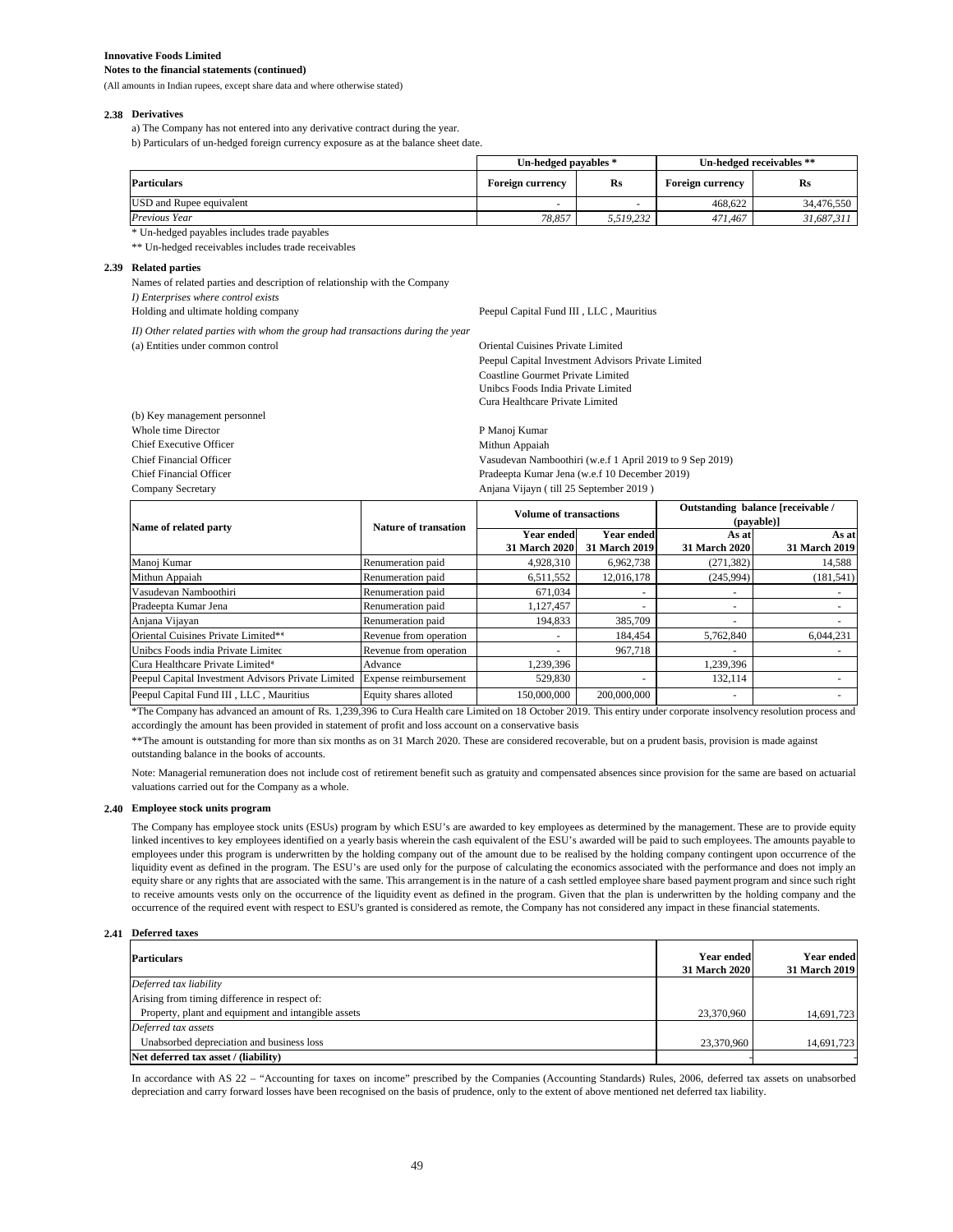**Innovative Foods Limited**
**Notes to the financial statements (continued)**
(All amounts in Indian rupees, except share data and where otherwise stated)

**2.38 Derivatives**

a) The Company has not entered into any derivative contract during the year.

b) Particulars of un-hedged foreign currency exposure as at the balance sheet date.

| | Un-hedged payables * | | Un-hedged receivables ** | |
|---|---|---|---|---|
| **Particulars** | **Foreign currency** | **Rs** | **Foreign currency** | **Rs** |
| USD and Rupee equivalent | - | - | 468,622 | 34,476,550 |
| *Previous Year* | *78,857* | *5,519,232* | *471,467* | *31,687,311* |

\* Un-hedged payables includes trade payables

** Un-hedged receivables includes trade receivables

**2.39 Related parties**

Names of related parties and description of relationship with the Company

*I) Enterprises where control exists*

Holding and ultimate holding company — Peepul Capital Fund III , LLC , Mauritius

*II) Other related parties with whom the group had transactions during the year*

(a) Entities under common control
- Oriental Cuisines Private Limited
- Peepul Capital Investment Advisors Private Limited
- Coastline Gourmet Private Limited
- Unibcs Foods India Private Limited
- Cura Healthcare Private Limited

(b) Key management personnel

| | |
|---|---|
| Whole time Director | P Manoj Kumar |
| Chief Executive Officer | Mithun Appaiah |
| Chief Financial Officer | Vasudevan Namboothiri (w.e.f 1 April 2019 to 9 Sep 2019) |
| Chief Financial Officer | Pradeepta Kumar Jena (w.e.f 10 December 2019) |
| Company Secretary | Anjana Vijayn ( till 25 September 2019 ) |

| Name of related party | Nature of transation | Volume of transactions | | Outstanding balance [receivable / (payable)] | |
|---|---|---|---|---|---|
| | | Year ended 31 March 2020 | Year ended 31 March 2019 | As at 31 March 2020 | As at 31 March 2019 |
| Manoj Kumar | Renumeration paid | 4,928,310 | 6,962,738 | (271,382) | 14,588 |
| Mithun Appaiah | Renumeration paid | 6,511,552 | 12,016,178 | (245,994) | (181,541) |
| Vasudevan Namboothiri | Renumeration paid | 671,034 | - | - | - |
| Pradeepta Kumar Jena | Renumeration paid | 1,127,457 | - | - | - |
| Anjana Vijayan | Renumeration paid | 194,833 | 385,709 | - | - |
| Oriental Cuisines Private Limited** | Revenue from operation | - | 184,454 | 5,762,840 | 6,044,231 |
| Unibcs Foods india Private Limited | Revenue from operation | - | 967,718 | - | - |
| Cura Healthcare Private Limited* | Advance | 1,239,396 | | 1,239,396 | |
| Peepul Capital Investment Advisors Private Limited | Expense reimbursement | 529,830 | - | 132,114 | - |
| Peepul Capital Fund III , LLC , Mauritius | Equity shares alloted | 150,000,000 | 200,000,000 | - | - |

\*The Company has advanced an amount of Rs. 1,239,396 to Cura Health care Limited on 18 October 2019. This entiry under corporate insolvency resolution process and accordingly the amount has been provided in statement of profit and loss account on a conservative basis

**The amount is outstanding for more than six months as on 31 March 2020. These are considered recoverable, but on a prudent basis, provision is made against outstanding balance in the books of accounts.

Note: Managerial remuneration does not include cost of retirement benefit such as gratuity and compensated absences since provision for the same are based on actuarial valuations carried out for the Company as a whole.

**2.40 Employee stock units program**

The Company has employee stock units (ESUs) program by which ESU's are awarded to key employees as determined by the management. These are to provide equity linked incentives to key employees identified on a yearly basis wherein the cash equivalent of the ESU's awarded will be paid to such employees. The amounts payable to employees under this program is underwritten by the holding company out of the amount due to be realised by the holding company contingent upon occurrence of the liquidity event as defined in the program. The ESU's are used only for the purpose of calculating the economics associated with the performance and does not imply an equity share or any rights that are associated with the same. This arrangement is in the nature of a cash settled employee share based payment program and since such right to receive amounts vests only on the occurrence of the liquidity event as defined in the program. Given that the plan is underwritten by the holding company and the occurrence of the required event with respect to ESU's granted is considered as remote, the Company has not considered any impact in these financial statements.

**2.41 Deferred taxes**

| Particulars | Year ended 31 March 2020 | Year ended 31 March 2019 |
|---|---|---|
| *Deferred tax liability* | | |
| Arising from timing difference in respect of: | | |
| Property, plant and equipment and intangible assets | 23,370,960 | 14,691,723 |
| *Deferred tax assets* | | |
| Unabsorbed depreciation and business loss | 23,370,960 | 14,691,723 |
| **Net deferred tax asset / (liability)** | - | - |

In accordance with AS 22 – "Accounting for taxes on income" prescribed by the Companies (Accounting Standards) Rules, 2006, deferred tax assets on unabsorbed depreciation and carry forward losses have been recognised on the basis of prudence, only to the extent of above mentioned net deferred tax liability.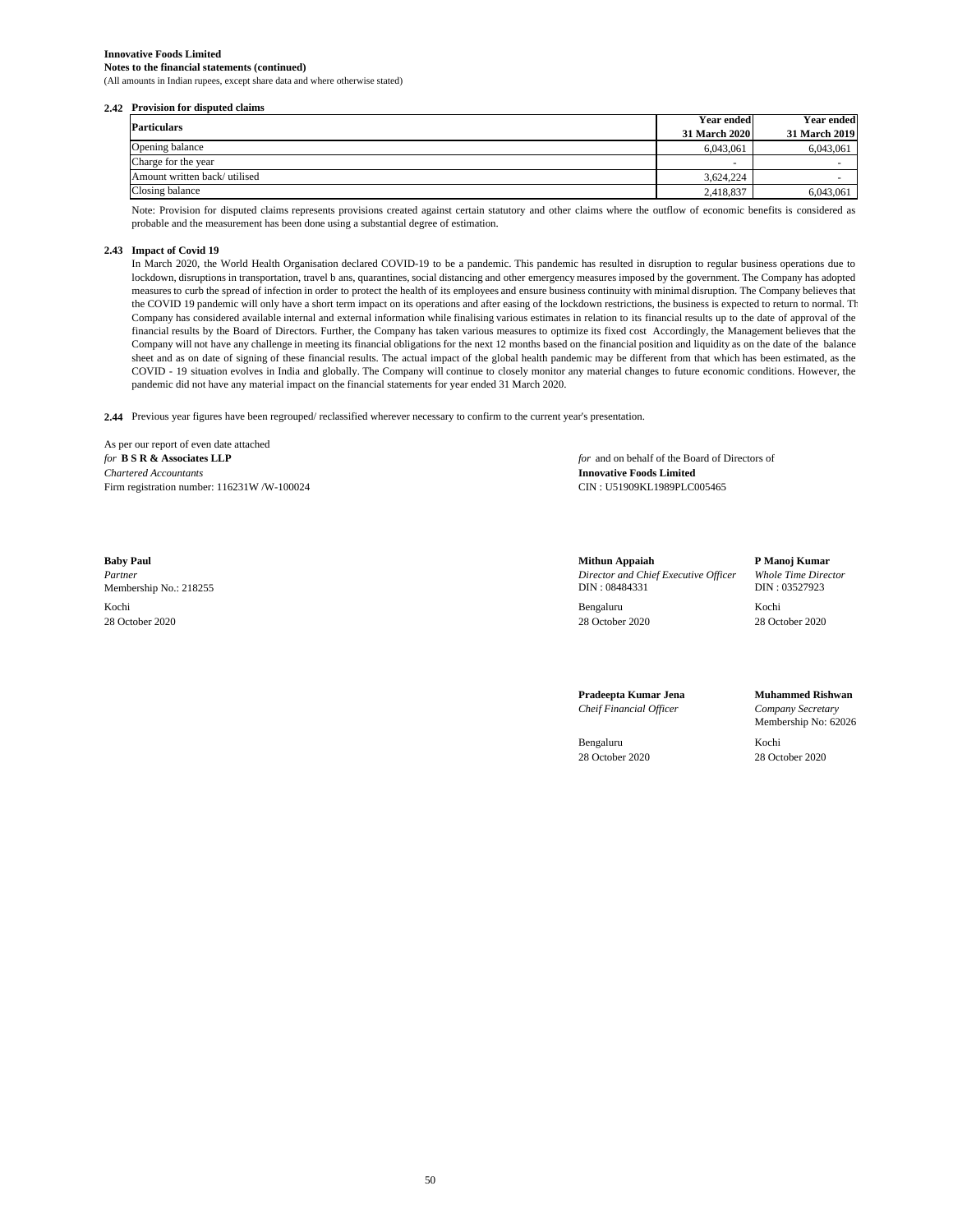**Innovative Foods Limited**
**Notes to the financial statements (continued)**
(All amounts in Indian rupees, except share data and where otherwise stated)

### 2.42 Provision for disputed claims

| Particulars | Year ended 31 March 2020 | Year ended 31 March 2019 |
|---|---|---|
| Opening balance | 6,043,061 | 6,043,061 |
| Charge for the year | - | - |
| Amount written back/ utilised | 3,624,224 | - |
| Closing balance | 2,418,837 | 6,043,061 |

Note: Provision for disputed claims represents provisions created against certain statutory and other claims where the outflow of economic benefits is considered as probable and the measurement has been done using a substantial degree of estimation.

### 2.43 Impact of Covid 19

In March 2020, the World Health Organisation declared COVID-19 to be a pandemic. This pandemic has resulted in disruption to regular business operations due to lockdown, disruptions in transportation, travel b ans, quarantines, social distancing and other emergency measures imposed by the government. The Company has adopted measures to curb the spread of infection in order to protect the health of its employees and ensure business continuity with minimal disruption. The Company believes that the COVID 19 pandemic will only have a short term impact on its operations and after easing of the lockdown restrictions, the business is expected to return to normal. Th Company has considered available internal and external information while finalising various estimates in relation to its financial results up to the date of approval of the financial results by the Board of Directors. Further, the Company has taken various measures to optimize its fixed cost Accordingly, the Management believes that the Company will not have any challenge in meeting its financial obligations for the next 12 months based on the financial position and liquidity as on the date of the balance sheet and as on date of signing of these financial results. The actual impact of the global health pandemic may be different from that which has been estimated, as the COVID - 19 situation evolves in India and globally. The Company will continue to closely monitor any material changes to future economic conditions. However, the pandemic did not have any material impact on the financial statements for year ended 31 March 2020.

**2.44** Previous year figures have been regrouped/ reclassified wherever necessary to confirm to the current year's presentation.

As per our report of even date attached
*for* **B S R & Associates LLP**
*Chartered Accountants*
Firm registration number: 116231W /W-100024

**Baby Paul**
*Partner*
Membership No.: 218255
Kochi
28 October 2020

*for* and on behalf of the Board of Directors of
**Innovative Foods Limited**
CIN : U51909KL1989PLC005465

**Mithun Appaiah**
*Director and Chief Executive Officer*
DIN : 08484331
Bengaluru
28 October 2020

**P Manoj Kumar**
*Whole Time Director*
DIN : 03527923
Kochi
28 October 2020

**Pradeepta Kumar Jena**
*Cheif Financial Officer*
Bengaluru
28 October 2020

**Muhammed Rishwan**
*Company Secretary*
Membership No: 62026
Kochi
28 October 2020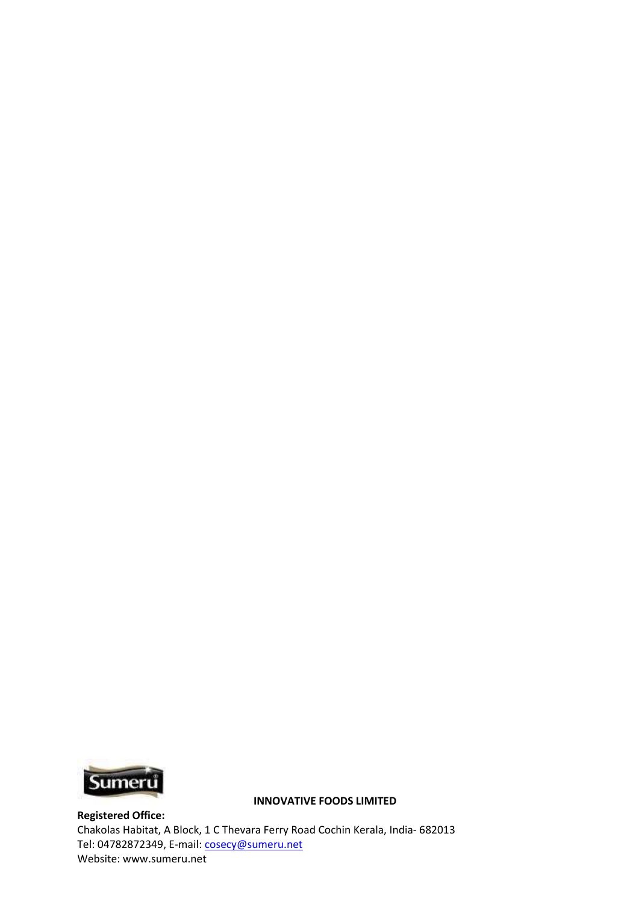**INNOVATIVE FOODS LIMITED**

**Registered Office:**
Chakolas Habitat, A Block, 1 C Thevara Ferry Road Cochin Kerala, India- 682013
Tel: 04782872349, E-mail: cosecy@sumeru.net
Website: www.sumeru.net